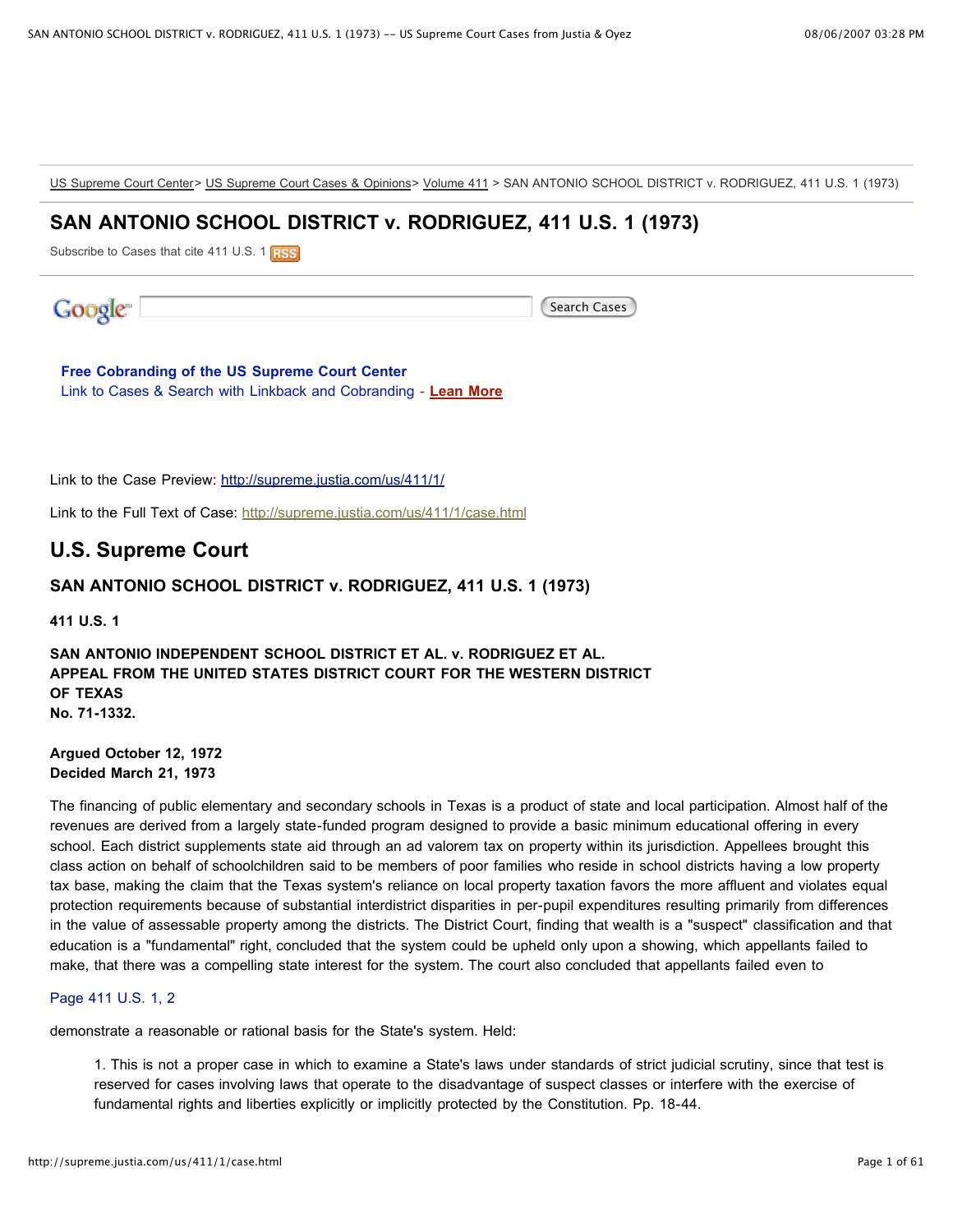US Supreme Court Center > US Supreme Court Cases & Opinions > Volume 411 > SAN ANTONIO SCHOOL DISTRICT v. RODRIGUEZ, 411 U.S. 1 (1973)

## SAN ANTONIO SCHOOL DISTRICT v. RODRIGUEZ, 411 U.S. 1 (1973)

Subscribe to Cases that cite 411 U.S. 1 RSS

Search Cases

**Free Cobranding of the US Supreme Court Center**
Link to Cases & Search with Linkback and Cobranding - **Lean More**

Link to the Case Preview: http://supreme.justia.com/us/411/1/

Link to the Full Text of Case: http://supreme.justia.com/us/411/1/case.html

# U.S. Supreme Court

### SAN ANTONIO SCHOOL DISTRICT v. RODRIGUEZ, 411 U.S. 1 (1973)

**411 U.S. 1**

**SAN ANTONIO INDEPENDENT SCHOOL DISTRICT ET AL. v. RODRIGUEZ ET AL.**
**APPEAL FROM THE UNITED STATES DISTRICT COURT FOR THE WESTERN DISTRICT OF TEXAS**
**No. 71-1332.**

**Argued October 12, 1972**
**Decided March 21, 1973**

The financing of public elementary and secondary schools in Texas is a product of state and local participation. Almost half of the revenues are derived from a largely state-funded program designed to provide a basic minimum educational offering in every school. Each district supplements state aid through an ad valorem tax on property within its jurisdiction. Appellees brought this class action on behalf of schoolchildren said to be members of poor families who reside in school districts having a low property tax base, making the claim that the Texas system's reliance on local property taxation favors the more affluent and violates equal protection requirements because of substantial interdistrict disparities in per-pupil expenditures resulting primarily from differences in the value of assessable property among the districts. The District Court, finding that wealth is a "suspect" classification and that education is a "fundamental" right, concluded that the system could be upheld only upon a showing, which appellants failed to make, that there was a compelling state interest for the system. The court also concluded that appellants failed even to

Page 411 U.S. 1, 2

demonstrate a reasonable or rational basis for the State's system. Held:

> 1. This is not a proper case in which to examine a State's laws under standards of strict judicial scrutiny, since that test is reserved for cases involving laws that operate to the disadvantage of suspect classes or interfere with the exercise of fundamental rights and liberties explicitly or implicitly protected by the Constitution. Pp. 18-44.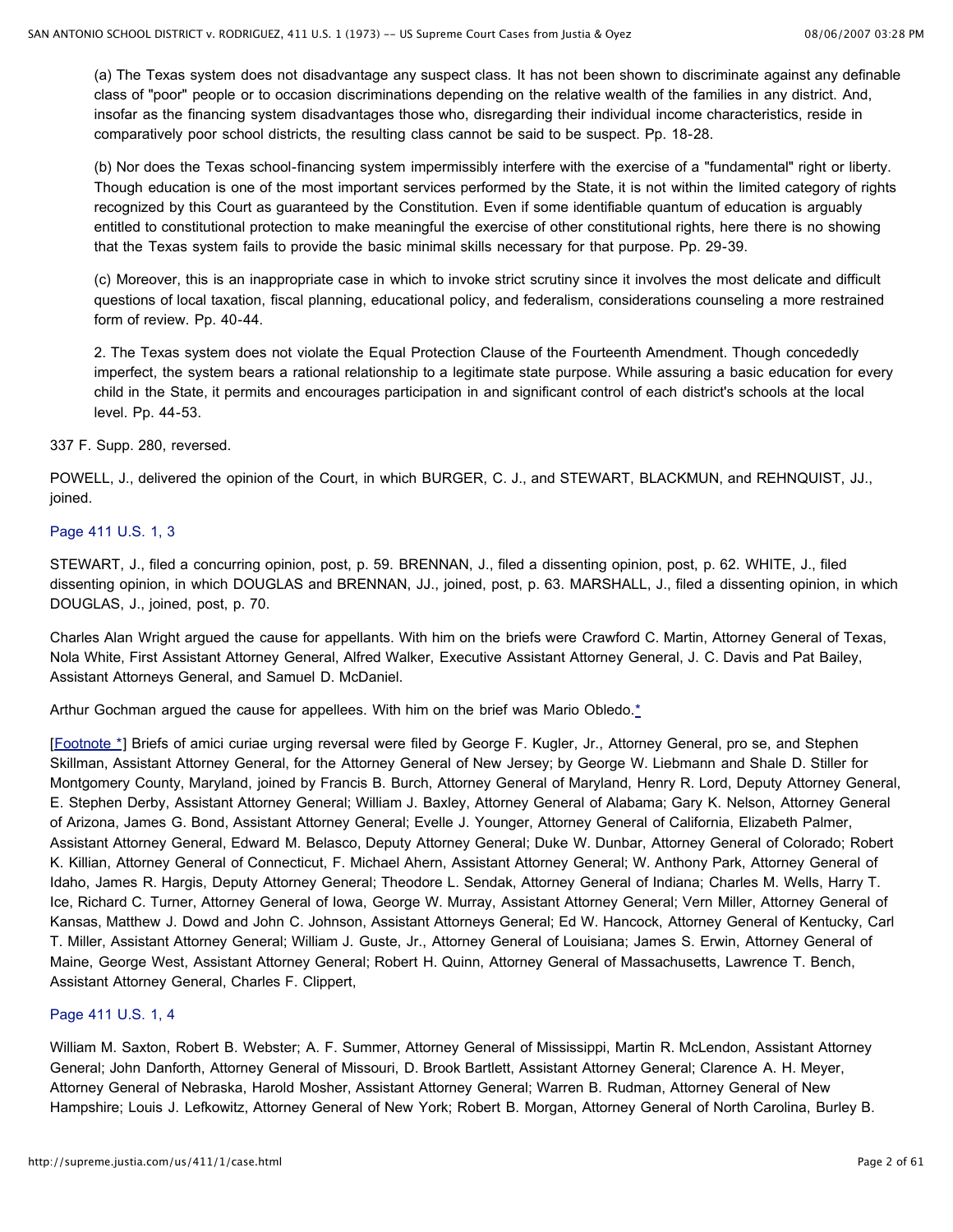(a) The Texas system does not disadvantage any suspect class. It has not been shown to discriminate against any definable class of "poor" people or to occasion discriminations depending on the relative wealth of the families in any district. And, insofar as the financing system disadvantages those who, disregarding their individual income characteristics, reside in comparatively poor school districts, the resulting class cannot be said to be suspect. Pp. 18-28.

(b) Nor does the Texas school-financing system impermissibly interfere with the exercise of a "fundamental" right or liberty. Though education is one of the most important services performed by the State, it is not within the limited category of rights recognized by this Court as guaranteed by the Constitution. Even if some identifiable quantum of education is arguably entitled to constitutional protection to make meaningful the exercise of other constitutional rights, here there is no showing that the Texas system fails to provide the basic minimal skills necessary for that purpose. Pp. 29-39.

(c) Moreover, this is an inappropriate case in which to invoke strict scrutiny since it involves the most delicate and difficult questions of local taxation, fiscal planning, educational policy, and federalism, considerations counseling a more restrained form of review. Pp. 40-44.

2. The Texas system does not violate the Equal Protection Clause of the Fourteenth Amendment. Though concededly imperfect, the system bears a rational relationship to a legitimate state purpose. While assuring a basic education for every child in the State, it permits and encourages participation in and significant control of each district's schools at the local level. Pp. 44-53.

337 F. Supp. 280, reversed.

POWELL, J., delivered the opinion of the Court, in which BURGER, C. J., and STEWART, BLACKMUN, and REHNQUIST, JJ., joined.

Page 411 U.S. 1, 3

STEWART, J., filed a concurring opinion, post, p. 59. BRENNAN, J., filed a dissenting opinion, post, p. 62. WHITE, J., filed dissenting opinion, in which DOUGLAS and BRENNAN, JJ., joined, post, p. 63. MARSHALL, J., filed a dissenting opinion, in which DOUGLAS, J., joined, post, p. 70.

Charles Alan Wright argued the cause for appellants. With him on the briefs were Crawford C. Martin, Attorney General of Texas, Nola White, First Assistant Attorney General, Alfred Walker, Executive Assistant Attorney General, J. C. Davis and Pat Bailey, Assistant Attorneys General, and Samuel D. McDaniel.

Arthur Gochman argued the cause for appellees. With him on the brief was Mario Obledo.*

[Footnote *] Briefs of amici curiae urging reversal were filed by George F. Kugler, Jr., Attorney General, pro se, and Stephen Skillman, Assistant Attorney General, for the Attorney General of New Jersey; by George W. Liebmann and Shale D. Stiller for Montgomery County, Maryland, joined by Francis B. Burch, Attorney General of Maryland, Henry R. Lord, Deputy Attorney General, E. Stephen Derby, Assistant Attorney General; William J. Baxley, Attorney General of Alabama; Gary K. Nelson, Attorney General of Arizona, James G. Bond, Assistant Attorney General; Evelle J. Younger, Attorney General of California, Elizabeth Palmer, Assistant Attorney General, Edward M. Belasco, Deputy Attorney General; Duke W. Dunbar, Attorney General of Colorado; Robert K. Killian, Attorney General of Connecticut, F. Michael Ahern, Assistant Attorney General; W. Anthony Park, Attorney General of Idaho, James R. Hargis, Deputy Attorney General; Theodore L. Sendak, Attorney General of Indiana; Charles M. Wells, Harry T. Ice, Richard C. Turner, Attorney General of Iowa, George W. Murray, Assistant Attorney General; Vern Miller, Attorney General of Kansas, Matthew J. Dowd and John C. Johnson, Assistant Attorneys General; Ed W. Hancock, Attorney General of Kentucky, Carl T. Miller, Assistant Attorney General; William J. Guste, Jr., Attorney General of Louisiana; James S. Erwin, Attorney General of Maine, George West, Assistant Attorney General; Robert H. Quinn, Attorney General of Massachusetts, Lawrence T. Bench, Assistant Attorney General, Charles F. Clippert,

Page 411 U.S. 1, 4

William M. Saxton, Robert B. Webster; A. F. Summer, Attorney General of Mississippi, Martin R. McLendon, Assistant Attorney General; John Danforth, Attorney General of Missouri, D. Brook Bartlett, Assistant Attorney General; Clarence A. H. Meyer, Attorney General of Nebraska, Harold Mosher, Assistant Attorney General; Warren B. Rudman, Attorney General of New Hampshire; Louis J. Lefkowitz, Attorney General of New York; Robert B. Morgan, Attorney General of North Carolina, Burley B.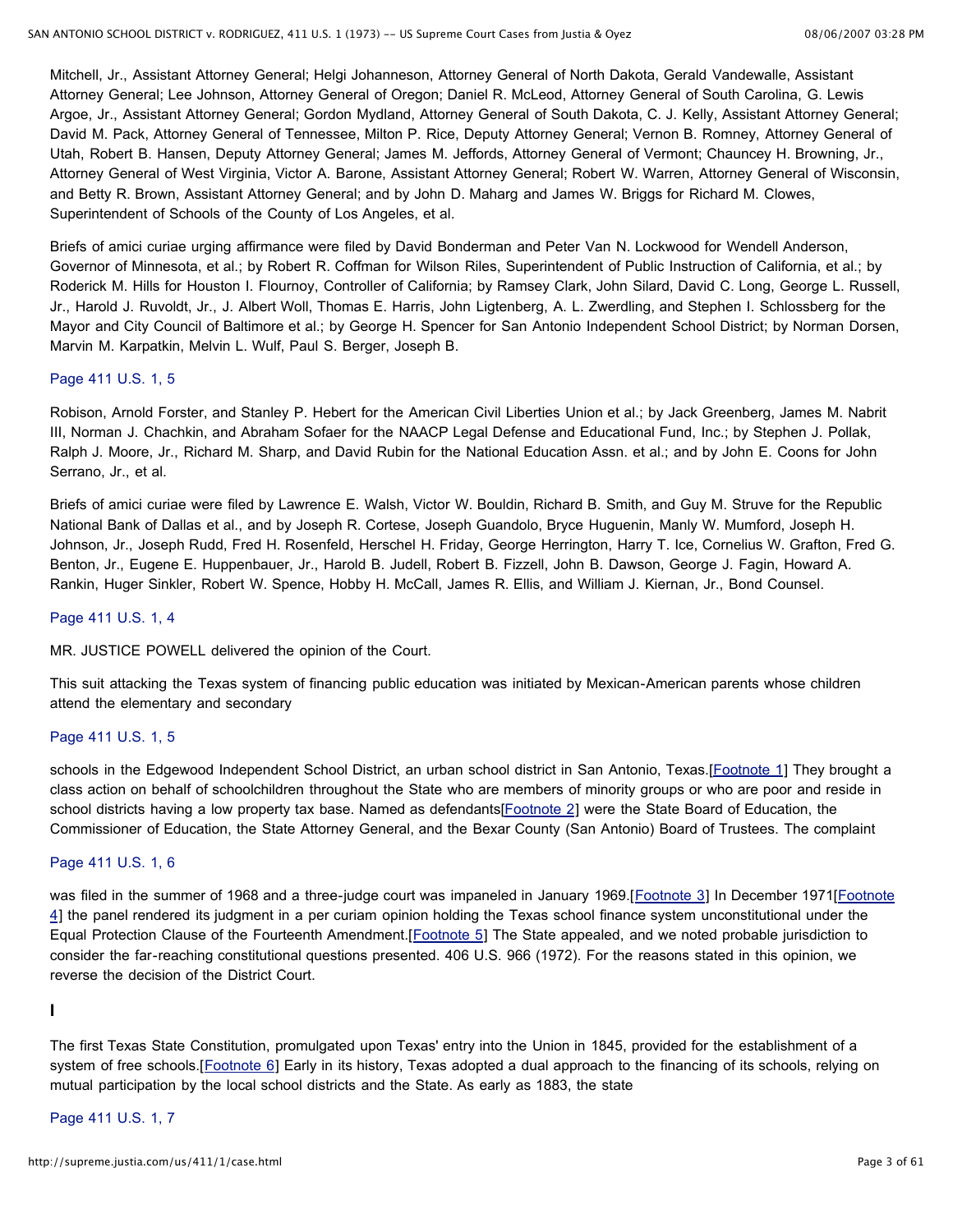Mitchell, Jr., Assistant Attorney General; Helgi Johanneson, Attorney General of North Dakota, Gerald Vandewalle, Assistant Attorney General; Lee Johnson, Attorney General of Oregon; Daniel R. McLeod, Attorney General of South Carolina, G. Lewis Argoe, Jr., Assistant Attorney General; Gordon Mydland, Attorney General of South Dakota, C. J. Kelly, Assistant Attorney General; David M. Pack, Attorney General of Tennessee, Milton P. Rice, Deputy Attorney General; Vernon B. Romney, Attorney General of Utah, Robert B. Hansen, Deputy Attorney General; James M. Jeffords, Attorney General of Vermont; Chauncey H. Browning, Jr., Attorney General of West Virginia, Victor A. Barone, Assistant Attorney General; Robert W. Warren, Attorney General of Wisconsin, and Betty R. Brown, Assistant Attorney General; and by John D. Maharg and James W. Briggs for Richard M. Clowes, Superintendent of Schools of the County of Los Angeles, et al.

Briefs of amici curiae urging affirmance were filed by David Bonderman and Peter Van N. Lockwood for Wendell Anderson, Governor of Minnesota, et al.; by Robert R. Coffman for Wilson Riles, Superintendent of Public Instruction of California, et al.; by Roderick M. Hills for Houston I. Flournoy, Controller of California; by Ramsey Clark, John Silard, David C. Long, George L. Russell, Jr., Harold J. Ruvoldt, Jr., J. Albert Woll, Thomas E. Harris, John Ligtenberg, A. L. Zwerdling, and Stephen I. Schlossberg for the Mayor and City Council of Baltimore et al.; by George H. Spencer for San Antonio Independent School District; by Norman Dorsen, Marvin M. Karpatkin, Melvin L. Wulf, Paul S. Berger, Joseph B.

Page 411 U.S. 1, 5

Robison, Arnold Forster, and Stanley P. Hebert for the American Civil Liberties Union et al.; by Jack Greenberg, James M. Nabrit III, Norman J. Chachkin, and Abraham Sofaer for the NAACP Legal Defense and Educational Fund, Inc.; by Stephen J. Pollak, Ralph J. Moore, Jr., Richard M. Sharp, and David Rubin for the National Education Assn. et al.; and by John E. Coons for John Serrano, Jr., et al.

Briefs of amici curiae were filed by Lawrence E. Walsh, Victor W. Bouldin, Richard B. Smith, and Guy M. Struve for the Republic National Bank of Dallas et al., and by Joseph R. Cortese, Joseph Guandolo, Bryce Huguenin, Manly W. Mumford, Joseph H. Johnson, Jr., Joseph Rudd, Fred H. Rosenfeld, Herschel H. Friday, George Herrington, Harry T. Ice, Cornelius W. Grafton, Fred G. Benton, Jr., Eugene E. Huppenbauer, Jr., Harold B. Judell, Robert B. Fizzell, John B. Dawson, George J. Fagin, Howard A. Rankin, Huger Sinkler, Robert W. Spence, Hobby H. McCall, James R. Ellis, and William J. Kiernan, Jr., Bond Counsel.

Page 411 U.S. 1, 4

MR. JUSTICE POWELL delivered the opinion of the Court.

This suit attacking the Texas system of financing public education was initiated by Mexican-American parents whose children attend the elementary and secondary

Page 411 U.S. 1, 5

schools in the Edgewood Independent School District, an urban school district in San Antonio, Texas.[Footnote 1] They brought a class action on behalf of schoolchildren throughout the State who are members of minority groups or who are poor and reside in school districts having a low property tax base. Named as defendants[Footnote 2] were the State Board of Education, the Commissioner of Education, the State Attorney General, and the Bexar County (San Antonio) Board of Trustees. The complaint

Page 411 U.S. 1, 6

was filed in the summer of 1968 and a three-judge court was impaneled in January 1969.[Footnote 3] In December 1971[Footnote 4] the panel rendered its judgment in a per curiam opinion holding the Texas school finance system unconstitutional under the Equal Protection Clause of the Fourteenth Amendment.[Footnote 5] The State appealed, and we noted probable jurisdiction to consider the far-reaching constitutional questions presented. 406 U.S. 966 (1972). For the reasons stated in this opinion, we reverse the decision of the District Court.

## I

The first Texas State Constitution, promulgated upon Texas' entry into the Union in 1845, provided for the establishment of a system of free schools.[Footnote 6] Early in its history, Texas adopted a dual approach to the financing of its schools, relying on mutual participation by the local school districts and the State. As early as 1883, the state

Page 411 U.S. 1, 7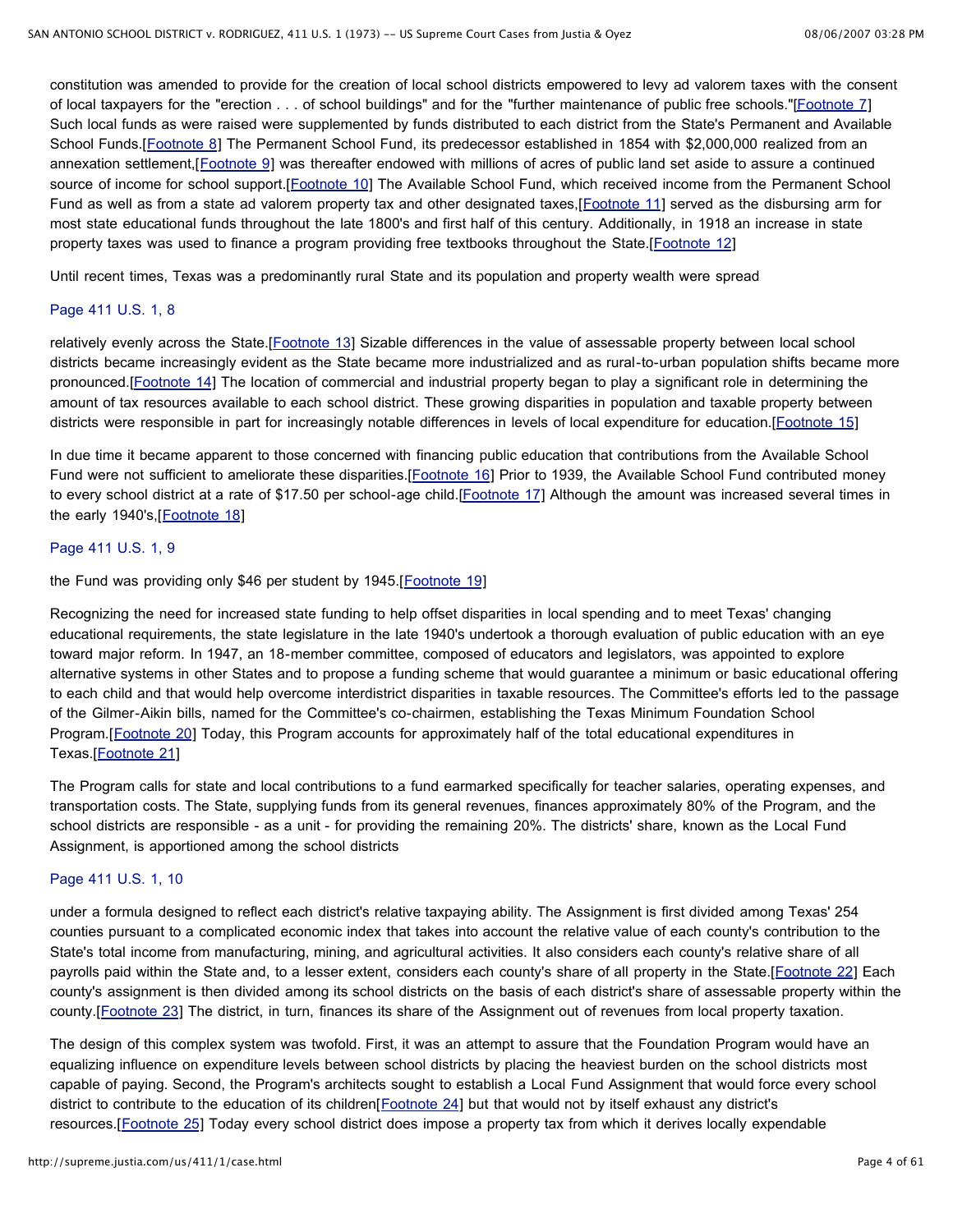constitution was amended to provide for the creation of local school districts empowered to levy ad valorem taxes with the consent of local taxpayers for the "erection . . . of school buildings" and for the "further maintenance of public free schools."[Footnote 7] Such local funds as were raised were supplemented by funds distributed to each district from the State's Permanent and Available School Funds.[Footnote 8] The Permanent School Fund, its predecessor established in 1854 with $2,000,000 realized from an annexation settlement,[Footnote 9] was thereafter endowed with millions of acres of public land set aside to assure a continued source of income for school support.[Footnote 10] The Available School Fund, which received income from the Permanent School Fund as well as from a state ad valorem property tax and other designated taxes,[Footnote 11] served as the disbursing arm for most state educational funds throughout the late 1800's and first half of this century. Additionally, in 1918 an increase in state property taxes was used to finance a program providing free textbooks throughout the State.[Footnote 12]

Until recent times, Texas was a predominantly rural State and its population and property wealth were spread

Page 411 U.S. 1, 8

relatively evenly across the State.[Footnote 13] Sizable differences in the value of assessable property between local school districts became increasingly evident as the State became more industrialized and as rural-to-urban population shifts became more pronounced.[Footnote 14] The location of commercial and industrial property began to play a significant role in determining the amount of tax resources available to each school district. These growing disparities in population and taxable property between districts were responsible in part for increasingly notable differences in levels of local expenditure for education.[Footnote 15]

In due time it became apparent to those concerned with financing public education that contributions from the Available School Fund were not sufficient to ameliorate these disparities.[Footnote 16] Prior to 1939, the Available School Fund contributed money to every school district at a rate of $17.50 per school-age child.[Footnote 17] Although the amount was increased several times in the early 1940's,[Footnote 18]

Page 411 U.S. 1, 9

the Fund was providing only $46 per student by 1945.[Footnote 19]

Recognizing the need for increased state funding to help offset disparities in local spending and to meet Texas' changing educational requirements, the state legislature in the late 1940's undertook a thorough evaluation of public education with an eye toward major reform. In 1947, an 18-member committee, composed of educators and legislators, was appointed to explore alternative systems in other States and to propose a funding scheme that would guarantee a minimum or basic educational offering to each child and that would help overcome interdistrict disparities in taxable resources. The Committee's efforts led to the passage of the Gilmer-Aikin bills, named for the Committee's co-chairmen, establishing the Texas Minimum Foundation School Program.[Footnote 20] Today, this Program accounts for approximately half of the total educational expenditures in Texas.[Footnote 21]

The Program calls for state and local contributions to a fund earmarked specifically for teacher salaries, operating expenses, and transportation costs. The State, supplying funds from its general revenues, finances approximately 80% of the Program, and the school districts are responsible - as a unit - for providing the remaining 20%. The districts' share, known as the Local Fund Assignment, is apportioned among the school districts

Page 411 U.S. 1, 10

under a formula designed to reflect each district's relative taxpaying ability. The Assignment is first divided among Texas' 254 counties pursuant to a complicated economic index that takes into account the relative value of each county's contribution to the State's total income from manufacturing, mining, and agricultural activities. It also considers each county's relative share of all payrolls paid within the State and, to a lesser extent, considers each county's share of all property in the State.[Footnote 22] Each county's assignment is then divided among its school districts on the basis of each district's share of assessable property within the county.[Footnote 23] The district, in turn, finances its share of the Assignment out of revenues from local property taxation.

The design of this complex system was twofold. First, it was an attempt to assure that the Foundation Program would have an equalizing influence on expenditure levels between school districts by placing the heaviest burden on the school districts most capable of paying. Second, the Program's architects sought to establish a Local Fund Assignment that would force every school district to contribute to the education of its children[Footnote 24] but that would not by itself exhaust any district's resources.[Footnote 25] Today every school district does impose a property tax from which it derives locally expendable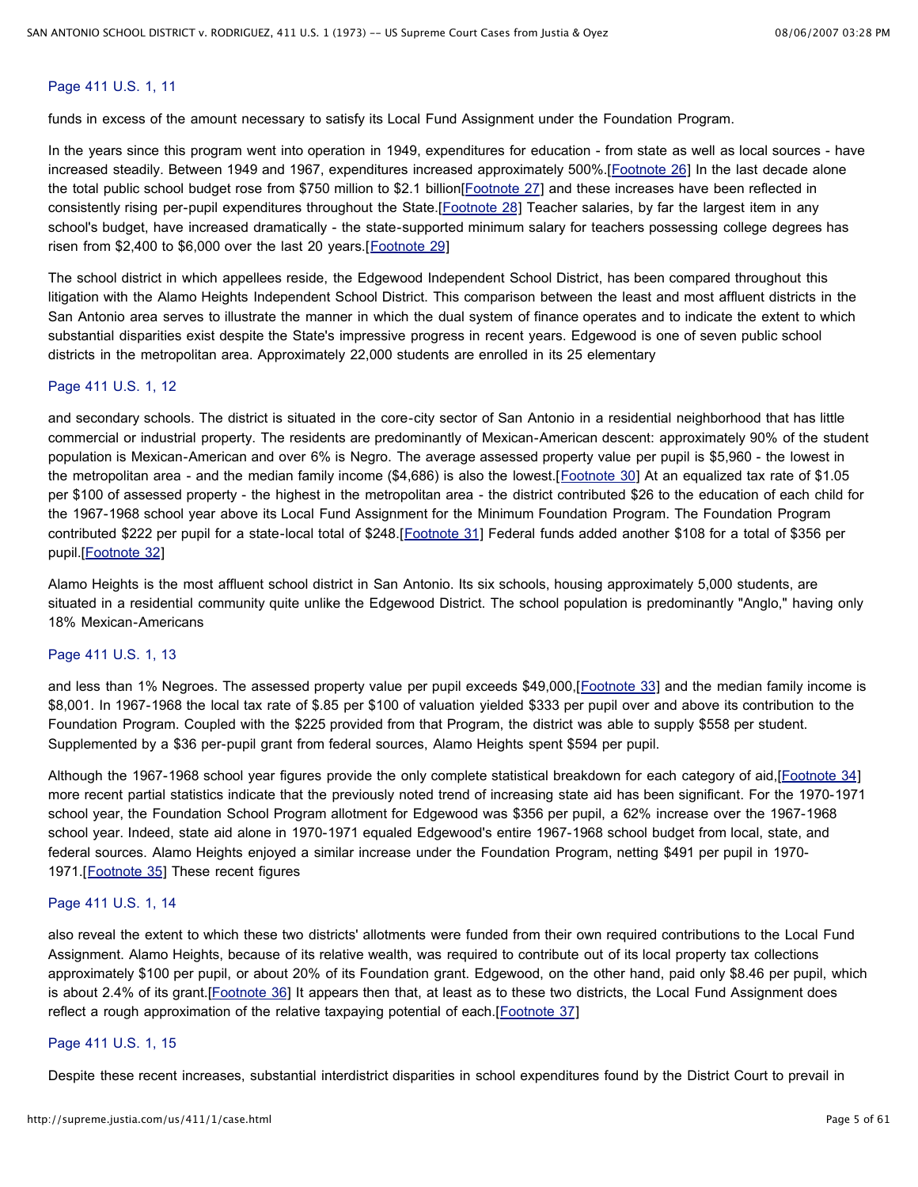Page 411 U.S. 1, 11

funds in excess of the amount necessary to satisfy its Local Fund Assignment under the Foundation Program.

In the years since this program went into operation in 1949, expenditures for education - from state as well as local sources - have increased steadily. Between 1949 and 1967, expenditures increased approximately 500%.[Footnote 26] In the last decade alone the total public school budget rose from $750 million to $2.1 billion[Footnote 27] and these increases have been reflected in consistently rising per-pupil expenditures throughout the State.[Footnote 28] Teacher salaries, by far the largest item in any school's budget, have increased dramatically - the state-supported minimum salary for teachers possessing college degrees has risen from $2,400 to $6,000 over the last 20 years.[Footnote 29]

The school district in which appellees reside, the Edgewood Independent School District, has been compared throughout this litigation with the Alamo Heights Independent School District. This comparison between the least and most affluent districts in the San Antonio area serves to illustrate the manner in which the dual system of finance operates and to indicate the extent to which substantial disparities exist despite the State's impressive progress in recent years. Edgewood is one of seven public school districts in the metropolitan area. Approximately 22,000 students are enrolled in its 25 elementary

Page 411 U.S. 1, 12

and secondary schools. The district is situated in the core-city sector of San Antonio in a residential neighborhood that has little commercial or industrial property. The residents are predominantly of Mexican-American descent: approximately 90% of the student population is Mexican-American and over 6% is Negro. The average assessed property value per pupil is $5,960 - the lowest in the metropolitan area - and the median family income ($4,686) is also the lowest.[Footnote 30] At an equalized tax rate of $1.05 per $100 of assessed property - the highest in the metropolitan area - the district contributed $26 to the education of each child for the 1967-1968 school year above its Local Fund Assignment for the Minimum Foundation Program. The Foundation Program contributed $222 per pupil for a state-local total of $248.[Footnote 31] Federal funds added another $108 for a total of $356 per pupil.[Footnote 32]

Alamo Heights is the most affluent school district in San Antonio. Its six schools, housing approximately 5,000 students, are situated in a residential community quite unlike the Edgewood District. The school population is predominantly "Anglo," having only 18% Mexican-Americans

Page 411 U.S. 1, 13

and less than 1% Negroes. The assessed property value per pupil exceeds $49,000,[Footnote 33] and the median family income is $8,001. In 1967-1968 the local tax rate of $.85 per $100 of valuation yielded $333 per pupil over and above its contribution to the Foundation Program. Coupled with the $225 provided from that Program, the district was able to supply $558 per student. Supplemented by a $36 per-pupil grant from federal sources, Alamo Heights spent $594 per pupil.

Although the 1967-1968 school year figures provide the only complete statistical breakdown for each category of aid,[Footnote 34] more recent partial statistics indicate that the previously noted trend of increasing state aid has been significant. For the 1970-1971 school year, the Foundation School Program allotment for Edgewood was $356 per pupil, a 62% increase over the 1967-1968 school year. Indeed, state aid alone in 1970-1971 equaled Edgewood's entire 1967-1968 school budget from local, state, and federal sources. Alamo Heights enjoyed a similar increase under the Foundation Program, netting $491 per pupil in 1970-1971.[Footnote 35] These recent figures

Page 411 U.S. 1, 14

also reveal the extent to which these two districts' allotments were funded from their own required contributions to the Local Fund Assignment. Alamo Heights, because of its relative wealth, was required to contribute out of its local property tax collections approximately $100 per pupil, or about 20% of its Foundation grant. Edgewood, on the other hand, paid only $8.46 per pupil, which is about 2.4% of its grant.[Footnote 36] It appears then that, at least as to these two districts, the Local Fund Assignment does reflect a rough approximation of the relative taxpaying potential of each.[Footnote 37]

Page 411 U.S. 1, 15

Despite these recent increases, substantial interdistrict disparities in school expenditures found by the District Court to prevail in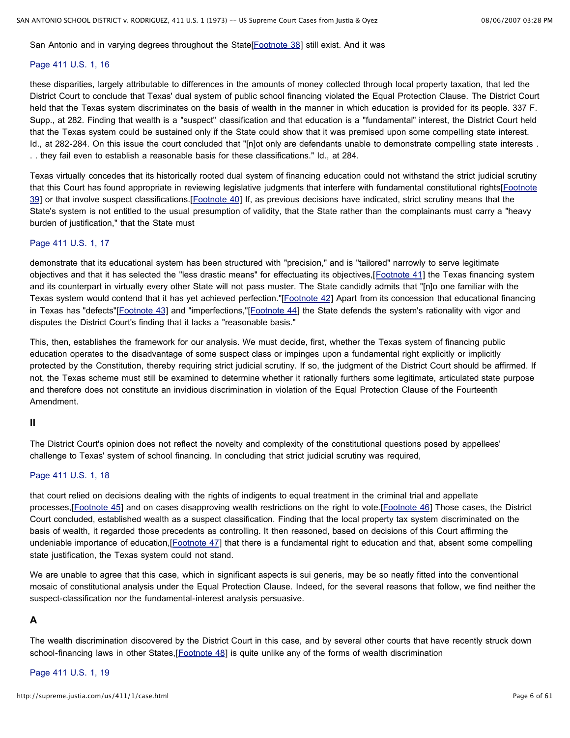San Antonio and in varying degrees throughout the State[Footnote 38] still exist. And it was

Page 411 U.S. 1, 16

these disparities, largely attributable to differences in the amounts of money collected through local property taxation, that led the District Court to conclude that Texas' dual system of public school financing violated the Equal Protection Clause. The District Court held that the Texas system discriminates on the basis of wealth in the manner in which education is provided for its people. 337 F. Supp., at 282. Finding that wealth is a "suspect" classification and that education is a "fundamental" interest, the District Court held that the Texas system could be sustained only if the State could show that it was premised upon some compelling state interest. Id., at 282-284. On this issue the court concluded that "[n]ot only are defendants unable to demonstrate compelling state interests . . . they fail even to establish a reasonable basis for these classifications." Id., at 284.

Texas virtually concedes that its historically rooted dual system of financing education could not withstand the strict judicial scrutiny that this Court has found appropriate in reviewing legislative judgments that interfere with fundamental constitutional rights[Footnote 39] or that involve suspect classifications.[Footnote 40] If, as previous decisions have indicated, strict scrutiny means that the State's system is not entitled to the usual presumption of validity, that the State rather than the complainants must carry a "heavy burden of justification," that the State must

Page 411 U.S. 1, 17

demonstrate that its educational system has been structured with "precision," and is "tailored" narrowly to serve legitimate objectives and that it has selected the "less drastic means" for effectuating its objectives,[Footnote 41] the Texas financing system and its counterpart in virtually every other State will not pass muster. The State candidly admits that "[n]o one familiar with the Texas system would contend that it has yet achieved perfection."[Footnote 42] Apart from its concession that educational financing in Texas has "defects"[Footnote 43] and "imperfections,"[Footnote 44] the State defends the system's rationality with vigor and disputes the District Court's finding that it lacks a "reasonable basis."

This, then, establishes the framework for our analysis. We must decide, first, whether the Texas system of financing public education operates to the disadvantage of some suspect class or impinges upon a fundamental right explicitly or implicitly protected by the Constitution, thereby requiring strict judicial scrutiny. If so, the judgment of the District Court should be affirmed. If not, the Texas scheme must still be examined to determine whether it rationally furthers some legitimate, articulated state purpose and therefore does not constitute an invidious discrimination in violation of the Equal Protection Clause of the Fourteenth Amendment.

## II

The District Court's opinion does not reflect the novelty and complexity of the constitutional questions posed by appellees' challenge to Texas' system of school financing. In concluding that strict judicial scrutiny was required,

Page 411 U.S. 1, 18

that court relied on decisions dealing with the rights of indigents to equal treatment in the criminal trial and appellate processes,[Footnote 45] and on cases disapproving wealth restrictions on the right to vote.[Footnote 46] Those cases, the District Court concluded, established wealth as a suspect classification. Finding that the local property tax system discriminated on the basis of wealth, it regarded those precedents as controlling. It then reasoned, based on decisions of this Court affirming the undeniable importance of education,[Footnote 47] that there is a fundamental right to education and that, absent some compelling state justification, the Texas system could not stand.

We are unable to agree that this case, which in significant aspects is sui generis, may be so neatly fitted into the conventional mosaic of constitutional analysis under the Equal Protection Clause. Indeed, for the several reasons that follow, we find neither the suspect-classification nor the fundamental-interest analysis persuasive.

### A

The wealth discrimination discovered by the District Court in this case, and by several other courts that have recently struck down school-financing laws in other States,[Footnote 48] is quite unlike any of the forms of wealth discrimination

Page 411 U.S. 1, 19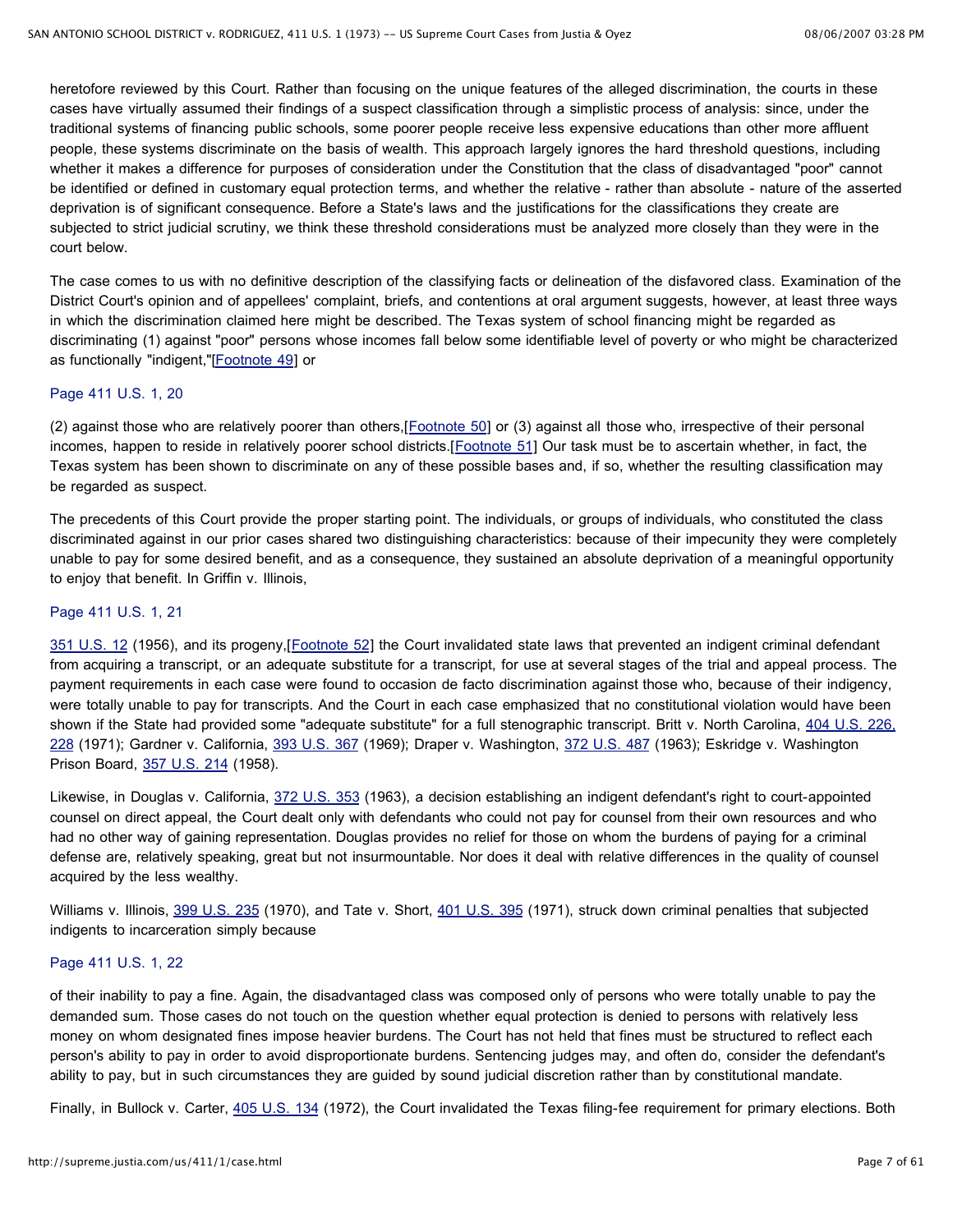heretofore reviewed by this Court. Rather than focusing on the unique features of the alleged discrimination, the courts in these cases have virtually assumed their findings of a suspect classification through a simplistic process of analysis: since, under the traditional systems of financing public schools, some poorer people receive less expensive educations than other more affluent people, these systems discriminate on the basis of wealth. This approach largely ignores the hard threshold questions, including whether it makes a difference for purposes of consideration under the Constitution that the class of disadvantaged "poor" cannot be identified or defined in customary equal protection terms, and whether the relative - rather than absolute - nature of the asserted deprivation is of significant consequence. Before a State's laws and the justifications for the classifications they create are subjected to strict judicial scrutiny, we think these threshold considerations must be analyzed more closely than they were in the court below.

The case comes to us with no definitive description of the classifying facts or delineation of the disfavored class. Examination of the District Court's opinion and of appellees' complaint, briefs, and contentions at oral argument suggests, however, at least three ways in which the discrimination claimed here might be described. The Texas system of school financing might be regarded as discriminating (1) against "poor" persons whose incomes fall below some identifiable level of poverty or who might be characterized as functionally "indigent,"[Footnote 49] or

Page 411 U.S. 1, 20

(2) against those who are relatively poorer than others,[Footnote 50] or (3) against all those who, irrespective of their personal incomes, happen to reside in relatively poorer school districts.[Footnote 51] Our task must be to ascertain whether, in fact, the Texas system has been shown to discriminate on any of these possible bases and, if so, whether the resulting classification may be regarded as suspect.

The precedents of this Court provide the proper starting point. The individuals, or groups of individuals, who constituted the class discriminated against in our prior cases shared two distinguishing characteristics: because of their impecunity they were completely unable to pay for some desired benefit, and as a consequence, they sustained an absolute deprivation of a meaningful opportunity to enjoy that benefit. In Griffin v. Illinois,

Page 411 U.S. 1, 21

351 U.S. 12 (1956), and its progeny,[Footnote 52] the Court invalidated state laws that prevented an indigent criminal defendant from acquiring a transcript, or an adequate substitute for a transcript, for use at several stages of the trial and appeal process. The payment requirements in each case were found to occasion de facto discrimination against those who, because of their indigency, were totally unable to pay for transcripts. And the Court in each case emphasized that no constitutional violation would have been shown if the State had provided some "adequate substitute" for a full stenographic transcript. Britt v. North Carolina, 404 U.S. 226, 228 (1971); Gardner v. California, 393 U.S. 367 (1969); Draper v. Washington, 372 U.S. 487 (1963); Eskridge v. Washington Prison Board, 357 U.S. 214 (1958).

Likewise, in Douglas v. California, 372 U.S. 353 (1963), a decision establishing an indigent defendant's right to court-appointed counsel on direct appeal, the Court dealt only with defendants who could not pay for counsel from their own resources and who had no other way of gaining representation. Douglas provides no relief for those on whom the burdens of paying for a criminal defense are, relatively speaking, great but not insurmountable. Nor does it deal with relative differences in the quality of counsel acquired by the less wealthy.

Williams v. Illinois, 399 U.S. 235 (1970), and Tate v. Short, 401 U.S. 395 (1971), struck down criminal penalties that subjected indigents to incarceration simply because

Page 411 U.S. 1, 22

of their inability to pay a fine. Again, the disadvantaged class was composed only of persons who were totally unable to pay the demanded sum. Those cases do not touch on the question whether equal protection is denied to persons with relatively less money on whom designated fines impose heavier burdens. The Court has not held that fines must be structured to reflect each person's ability to pay in order to avoid disproportionate burdens. Sentencing judges may, and often do, consider the defendant's ability to pay, but in such circumstances they are guided by sound judicial discretion rather than by constitutional mandate.

Finally, in Bullock v. Carter, 405 U.S. 134 (1972), the Court invalidated the Texas filing-fee requirement for primary elections. Both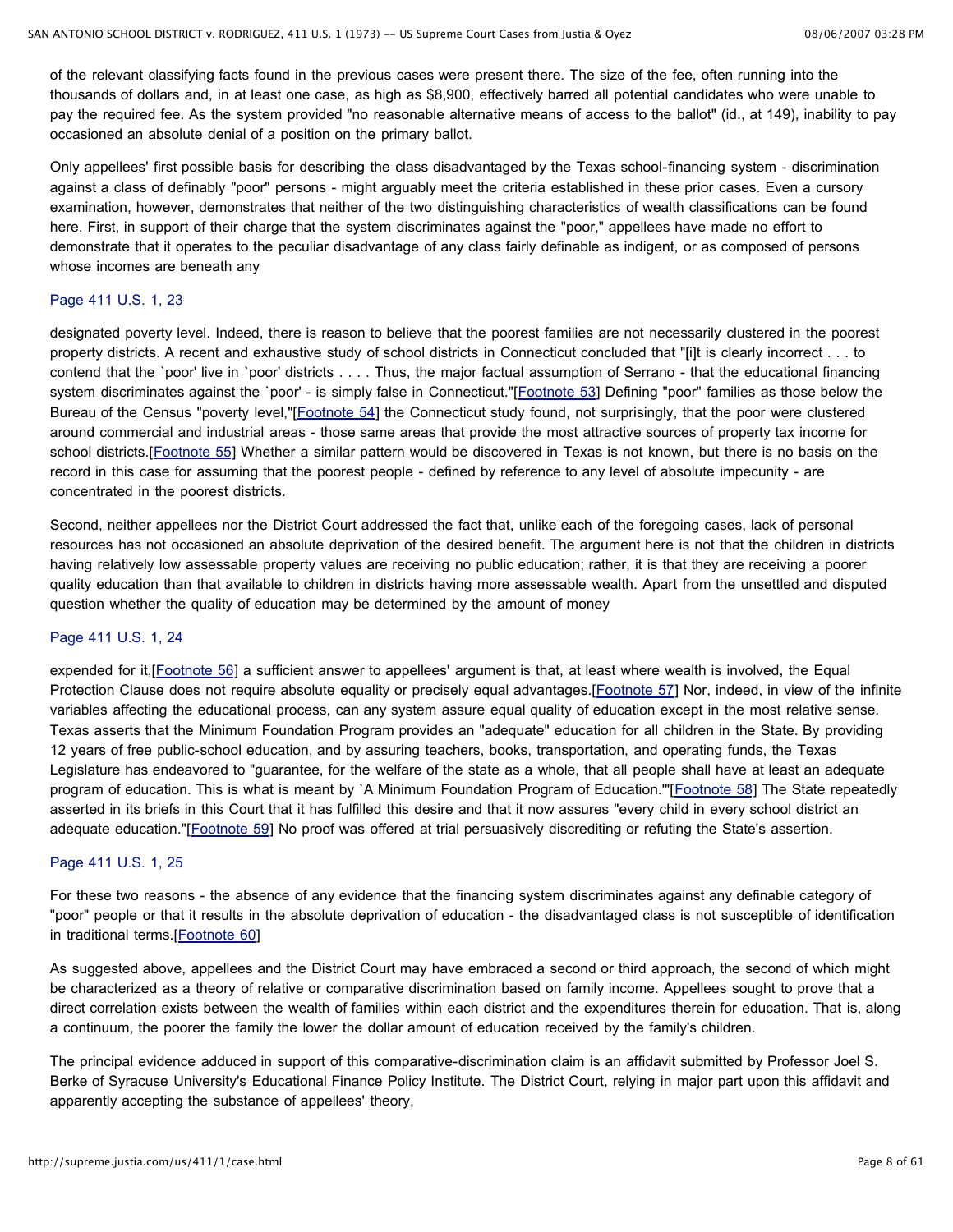of the relevant classifying facts found in the previous cases were present there. The size of the fee, often running into the thousands of dollars and, in at least one case, as high as $8,900, effectively barred all potential candidates who were unable to pay the required fee. As the system provided "no reasonable alternative means of access to the ballot" (id., at 149), inability to pay occasioned an absolute denial of a position on the primary ballot.

Only appellees' first possible basis for describing the class disadvantaged by the Texas school-financing system - discrimination against a class of definably "poor" persons - might arguably meet the criteria established in these prior cases. Even a cursory examination, however, demonstrates that neither of the two distinguishing characteristics of wealth classifications can be found here. First, in support of their charge that the system discriminates against the "poor," appellees have made no effort to demonstrate that it operates to the peculiar disadvantage of any class fairly definable as indigent, or as composed of persons whose incomes are beneath any

Page 411 U.S. 1, 23

designated poverty level. Indeed, there is reason to believe that the poorest families are not necessarily clustered in the poorest property districts. A recent and exhaustive study of school districts in Connecticut concluded that "[i]t is clearly incorrect . . . to contend that the `poor' live in `poor' districts . . . . Thus, the major factual assumption of Serrano - that the educational financing system discriminates against the `poor' - is simply false in Connecticut."[Footnote 53] Defining "poor" families as those below the Bureau of the Census "poverty level,"[Footnote 54] the Connecticut study found, not surprisingly, that the poor were clustered around commercial and industrial areas - those same areas that provide the most attractive sources of property tax income for school districts.[Footnote 55] Whether a similar pattern would be discovered in Texas is not known, but there is no basis on the record in this case for assuming that the poorest people - defined by reference to any level of absolute impecunity - are concentrated in the poorest districts.

Second, neither appellees nor the District Court addressed the fact that, unlike each of the foregoing cases, lack of personal resources has not occasioned an absolute deprivation of the desired benefit. The argument here is not that the children in districts having relatively low assessable property values are receiving no public education; rather, it is that they are receiving a poorer quality education than that available to children in districts having more assessable wealth. Apart from the unsettled and disputed question whether the quality of education may be determined by the amount of money

Page 411 U.S. 1, 24

expended for it,[Footnote 56] a sufficient answer to appellees' argument is that, at least where wealth is involved, the Equal Protection Clause does not require absolute equality or precisely equal advantages.[Footnote 57] Nor, indeed, in view of the infinite variables affecting the educational process, can any system assure equal quality of education except in the most relative sense. Texas asserts that the Minimum Foundation Program provides an "adequate" education for all children in the State. By providing 12 years of free public-school education, and by assuring teachers, books, transportation, and operating funds, the Texas Legislature has endeavored to "guarantee, for the welfare of the state as a whole, that all people shall have at least an adequate program of education. This is what is meant by `A Minimum Foundation Program of Education.'"[Footnote 58] The State repeatedly asserted in its briefs in this Court that it has fulfilled this desire and that it now assures "every child in every school district an adequate education."[Footnote 59] No proof was offered at trial persuasively discrediting or refuting the State's assertion.

Page 411 U.S. 1, 25

For these two reasons - the absence of any evidence that the financing system discriminates against any definable category of "poor" people or that it results in the absolute deprivation of education - the disadvantaged class is not susceptible of identification in traditional terms.[Footnote 60]

As suggested above, appellees and the District Court may have embraced a second or third approach, the second of which might be characterized as a theory of relative or comparative discrimination based on family income. Appellees sought to prove that a direct correlation exists between the wealth of families within each district and the expenditures therein for education. That is, along a continuum, the poorer the family the lower the dollar amount of education received by the family's children.

The principal evidence adduced in support of this comparative-discrimination claim is an affidavit submitted by Professor Joel S. Berke of Syracuse University's Educational Finance Policy Institute. The District Court, relying in major part upon this affidavit and apparently accepting the substance of appellees' theory,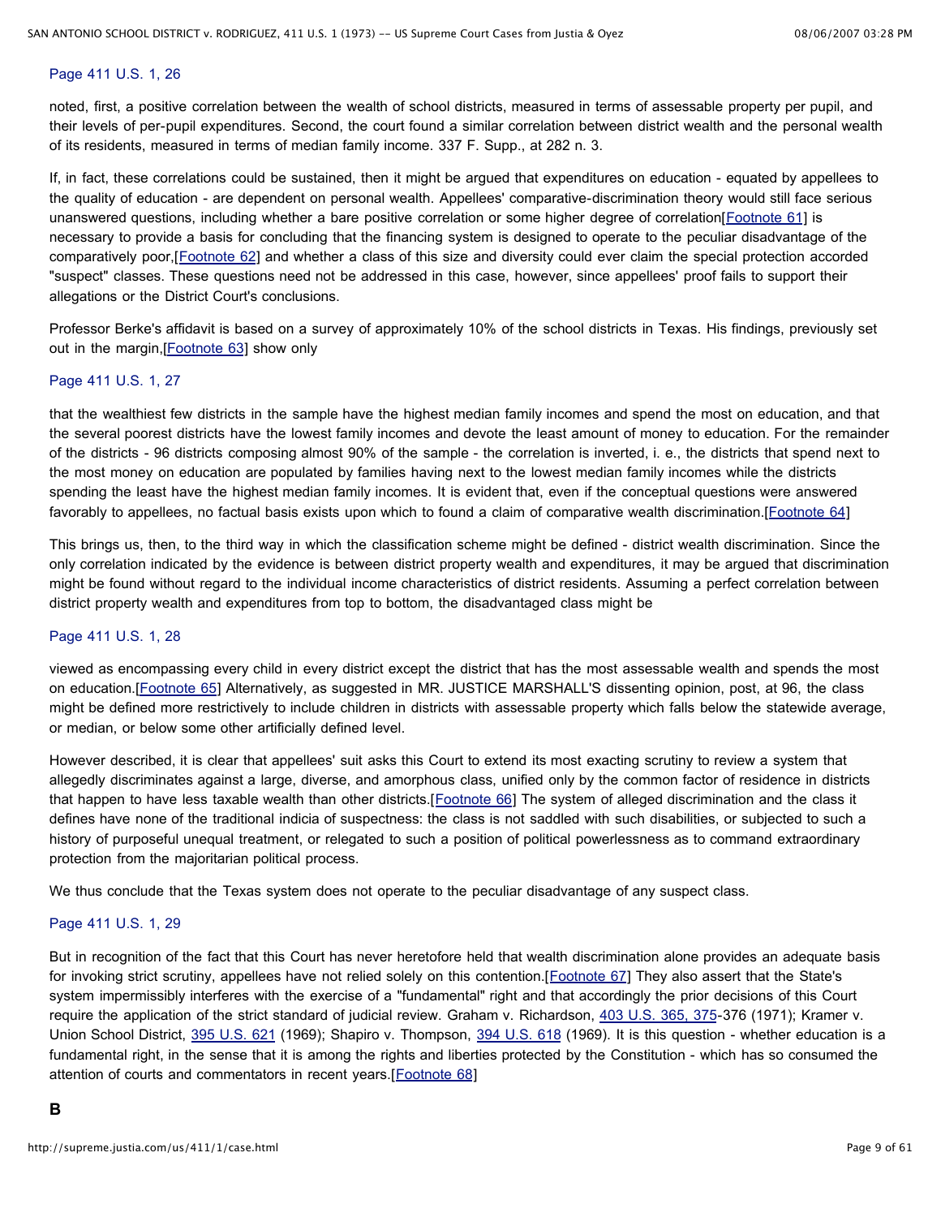Page 411 U.S. 1, 26

noted, first, a positive correlation between the wealth of school districts, measured in terms of assessable property per pupil, and their levels of per-pupil expenditures. Second, the court found a similar correlation between district wealth and the personal wealth of its residents, measured in terms of median family income. 337 F. Supp., at 282 n. 3.

If, in fact, these correlations could be sustained, then it might be argued that expenditures on education - equated by appellees to the quality of education - are dependent on personal wealth. Appellees' comparative-discrimination theory would still face serious unanswered questions, including whether a bare positive correlation or some higher degree of correlation[Footnote 61] is necessary to provide a basis for concluding that the financing system is designed to operate to the peculiar disadvantage of the comparatively poor,[Footnote 62] and whether a class of this size and diversity could ever claim the special protection accorded "suspect" classes. These questions need not be addressed in this case, however, since appellees' proof fails to support their allegations or the District Court's conclusions.

Professor Berke's affidavit is based on a survey of approximately 10% of the school districts in Texas. His findings, previously set out in the margin,[Footnote 63] show only

Page 411 U.S. 1, 27

that the wealthiest few districts in the sample have the highest median family incomes and spend the most on education, and that the several poorest districts have the lowest family incomes and devote the least amount of money to education. For the remainder of the districts - 96 districts composing almost 90% of the sample - the correlation is inverted, i. e., the districts that spend next to the most money on education are populated by families having next to the lowest median family incomes while the districts spending the least have the highest median family incomes. It is evident that, even if the conceptual questions were answered favorably to appellees, no factual basis exists upon which to found a claim of comparative wealth discrimination.[Footnote 64]

This brings us, then, to the third way in which the classification scheme might be defined - district wealth discrimination. Since the only correlation indicated by the evidence is between district property wealth and expenditures, it may be argued that discrimination might be found without regard to the individual income characteristics of district residents. Assuming a perfect correlation between district property wealth and expenditures from top to bottom, the disadvantaged class might be

Page 411 U.S. 1, 28

viewed as encompassing every child in every district except the district that has the most assessable wealth and spends the most on education.[Footnote 65] Alternatively, as suggested in MR. JUSTICE MARSHALL'S dissenting opinion, post, at 96, the class might be defined more restrictively to include children in districts with assessable property which falls below the statewide average, or median, or below some other artificially defined level.

However described, it is clear that appellees' suit asks this Court to extend its most exacting scrutiny to review a system that allegedly discriminates against a large, diverse, and amorphous class, unified only by the common factor of residence in districts that happen to have less taxable wealth than other districts.[Footnote 66] The system of alleged discrimination and the class it defines have none of the traditional indicia of suspectness: the class is not saddled with such disabilities, or subjected to such a history of purposeful unequal treatment, or relegated to such a position of political powerlessness as to command extraordinary protection from the majoritarian political process.

We thus conclude that the Texas system does not operate to the peculiar disadvantage of any suspect class.

Page 411 U.S. 1, 29

But in recognition of the fact that this Court has never heretofore held that wealth discrimination alone provides an adequate basis for invoking strict scrutiny, appellees have not relied solely on this contention.[Footnote 67] They also assert that the State's system impermissibly interferes with the exercise of a "fundamental" right and that accordingly the prior decisions of this Court require the application of the strict standard of judicial review. Graham v. Richardson, 403 U.S. 365, 375-376 (1971); Kramer v. Union School District, 395 U.S. 621 (1969); Shapiro v. Thompson, 394 U.S. 618 (1969). It is this question - whether education is a fundamental right, in the sense that it is among the rights and liberties protected by the Constitution - which has so consumed the attention of courts and commentators in recent years.[Footnote 68]

**B**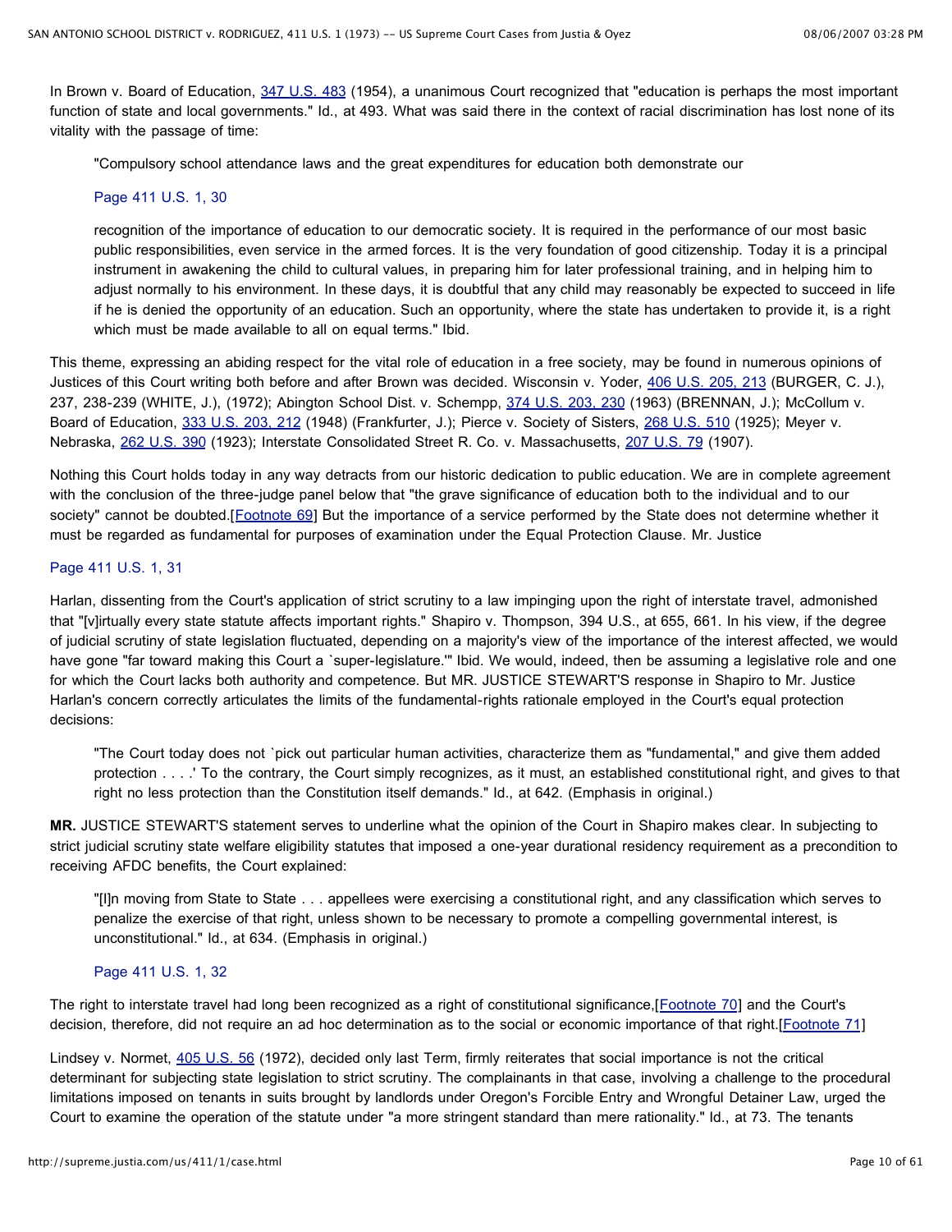In Brown v. Board of Education, 347 U.S. 483 (1954), a unanimous Court recognized that "education is perhaps the most important function of state and local governments." Id., at 493. What was said there in the context of racial discrimination has lost none of its vitality with the passage of time:

> "Compulsory school attendance laws and the great expenditures for education both demonstrate our
>
> Page 411 U.S. 1, 30
>
> recognition of the importance of education to our democratic society. It is required in the performance of our most basic public responsibilities, even service in the armed forces. It is the very foundation of good citizenship. Today it is a principal instrument in awakening the child to cultural values, in preparing him for later professional training, and in helping him to adjust normally to his environment. In these days, it is doubtful that any child may reasonably be expected to succeed in life if he is denied the opportunity of an education. Such an opportunity, where the state has undertaken to provide it, is a right which must be made available to all on equal terms." Ibid.

This theme, expressing an abiding respect for the vital role of education in a free society, may be found in numerous opinions of Justices of this Court writing both before and after Brown was decided. Wisconsin v. Yoder, 406 U.S. 205, 213 (BURGER, C. J.), 237, 238-239 (WHITE, J.), (1972); Abington School Dist. v. Schempp, 374 U.S. 203, 230 (1963) (BRENNAN, J.); McCollum v. Board of Education, 333 U.S. 203, 212 (1948) (Frankfurter, J.); Pierce v. Society of Sisters, 268 U.S. 510 (1925); Meyer v. Nebraska, 262 U.S. 390 (1923); Interstate Consolidated Street R. Co. v. Massachusetts, 207 U.S. 79 (1907).

Nothing this Court holds today in any way detracts from our historic dedication to public education. We are in complete agreement with the conclusion of the three-judge panel below that "the grave significance of education both to the individual and to our society" cannot be doubted.[Footnote 69] But the importance of a service performed by the State does not determine whether it must be regarded as fundamental for purposes of examination under the Equal Protection Clause. Mr. Justice

Page 411 U.S. 1, 31

Harlan, dissenting from the Court's application of strict scrutiny to a law impinging upon the right of interstate travel, admonished that "[v]irtually every state statute affects important rights." Shapiro v. Thompson, 394 U.S., at 655, 661. In his view, if the degree of judicial scrutiny of state legislation fluctuated, depending on a majority's view of the importance of the interest affected, we would have gone "far toward making this Court a `super-legislature.'" Ibid. We would, indeed, then be assuming a legislative role and one for which the Court lacks both authority and competence. But MR. JUSTICE STEWART'S response in Shapiro to Mr. Justice Harlan's concern correctly articulates the limits of the fundamental-rights rationale employed in the Court's equal protection decisions:

> "The Court today does not `pick out particular human activities, characterize them as "fundamental," and give them added protection . . . .' To the contrary, the Court simply recognizes, as it must, an established constitutional right, and gives to that right no less protection than the Constitution itself demands." Id., at 642. (Emphasis in original.)

**MR.** JUSTICE STEWART'S statement serves to underline what the opinion of the Court in Shapiro makes clear. In subjecting to strict judicial scrutiny state welfare eligibility statutes that imposed a one-year durational residency requirement as a precondition to receiving AFDC benefits, the Court explained:

> "[I]n moving from State to State . . . appellees were exercising a constitutional right, and any classification which serves to penalize the exercise of that right, unless shown to be necessary to promote a compelling governmental interest, is unconstitutional." Id., at 634. (Emphasis in original.)
>
> Page 411 U.S. 1, 32

The right to interstate travel had long been recognized as a right of constitutional significance,[Footnote 70] and the Court's decision, therefore, did not require an ad hoc determination as to the social or economic importance of that right.[Footnote 71]

Lindsey v. Normet, 405 U.S. 56 (1972), decided only last Term, firmly reiterates that social importance is not the critical determinant for subjecting state legislation to strict scrutiny. The complainants in that case, involving a challenge to the procedural limitations imposed on tenants in suits brought by landlords under Oregon's Forcible Entry and Wrongful Detainer Law, urged the Court to examine the operation of the statute under "a more stringent standard than mere rationality." Id., at 73. The tenants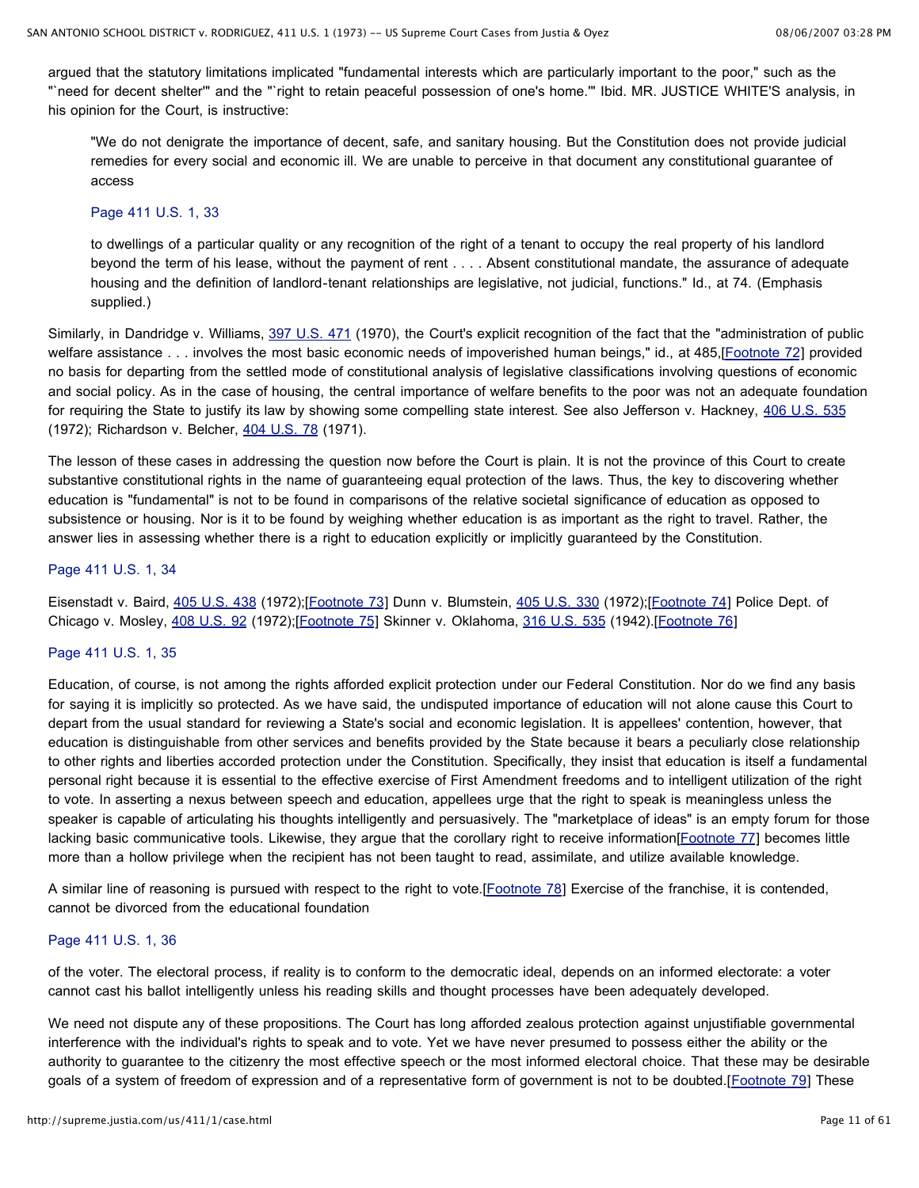argued that the statutory limitations implicated "fundamental interests which are particularly important to the poor," such as the "`need for decent shelter'" and the "`right to retain peaceful possession of one's home.'" Ibid. MR. JUSTICE WHITE'S analysis, in his opinion for the Court, is instructive:

> "We do not denigrate the importance of decent, safe, and sanitary housing. But the Constitution does not provide judicial remedies for every social and economic ill. We are unable to perceive in that document any constitutional guarantee of access
>
> Page 411 U.S. 1, 33
>
> to dwellings of a particular quality or any recognition of the right of a tenant to occupy the real property of his landlord beyond the term of his lease, without the payment of rent . . . . Absent constitutional mandate, the assurance of adequate housing and the definition of landlord-tenant relationships are legislative, not judicial, functions." Id., at 74. (Emphasis supplied.)

Similarly, in Dandridge v. Williams, 397 U.S. 471 (1970), the Court's explicit recognition of the fact that the "administration of public welfare assistance . . . involves the most basic economic needs of impoverished human beings," id., at 485,[Footnote 72] provided no basis for departing from the settled mode of constitutional analysis of legislative classifications involving questions of economic and social policy. As in the case of housing, the central importance of welfare benefits to the poor was not an adequate foundation for requiring the State to justify its law by showing some compelling state interest. See also Jefferson v. Hackney, 406 U.S. 535 (1972); Richardson v. Belcher, 404 U.S. 78 (1971).

The lesson of these cases in addressing the question now before the Court is plain. It is not the province of this Court to create substantive constitutional rights in the name of guaranteeing equal protection of the laws. Thus, the key to discovering whether education is "fundamental" is not to be found in comparisons of the relative societal significance of education as opposed to subsistence or housing. Nor is it to be found by weighing whether education is as important as the right to travel. Rather, the answer lies in assessing whether there is a right to education explicitly or implicitly guaranteed by the Constitution.

Page 411 U.S. 1, 34

Eisenstadt v. Baird, 405 U.S. 438 (1972);[Footnote 73] Dunn v. Blumstein, 405 U.S. 330 (1972);[Footnote 74] Police Dept. of Chicago v. Mosley, 408 U.S. 92 (1972);[Footnote 75] Skinner v. Oklahoma, 316 U.S. 535 (1942).[Footnote 76]

Page 411 U.S. 1, 35

Education, of course, is not among the rights afforded explicit protection under our Federal Constitution. Nor do we find any basis for saying it is implicitly so protected. As we have said, the undisputed importance of education will not alone cause this Court to depart from the usual standard for reviewing a State's social and economic legislation. It is appellees' contention, however, that education is distinguishable from other services and benefits provided by the State because it bears a peculiarly close relationship to other rights and liberties accorded protection under the Constitution. Specifically, they insist that education is itself a fundamental personal right because it is essential to the effective exercise of First Amendment freedoms and to intelligent utilization of the right to vote. In asserting a nexus between speech and education, appellees urge that the right to speak is meaningless unless the speaker is capable of articulating his thoughts intelligently and persuasively. The "marketplace of ideas" is an empty forum for those lacking basic communicative tools. Likewise, they argue that the corollary right to receive information[Footnote 77] becomes little more than a hollow privilege when the recipient has not been taught to read, assimilate, and utilize available knowledge.

A similar line of reasoning is pursued with respect to the right to vote.[Footnote 78] Exercise of the franchise, it is contended, cannot be divorced from the educational foundation

Page 411 U.S. 1, 36

of the voter. The electoral process, if reality is to conform to the democratic ideal, depends on an informed electorate: a voter cannot cast his ballot intelligently unless his reading skills and thought processes have been adequately developed.

We need not dispute any of these propositions. The Court has long afforded zealous protection against unjustifiable governmental interference with the individual's rights to speak and to vote. Yet we have never presumed to possess either the ability or the authority to guarantee to the citizenry the most effective speech or the most informed electoral choice. That these may be desirable goals of a system of freedom of expression and of a representative form of government is not to be doubted.[Footnote 79] These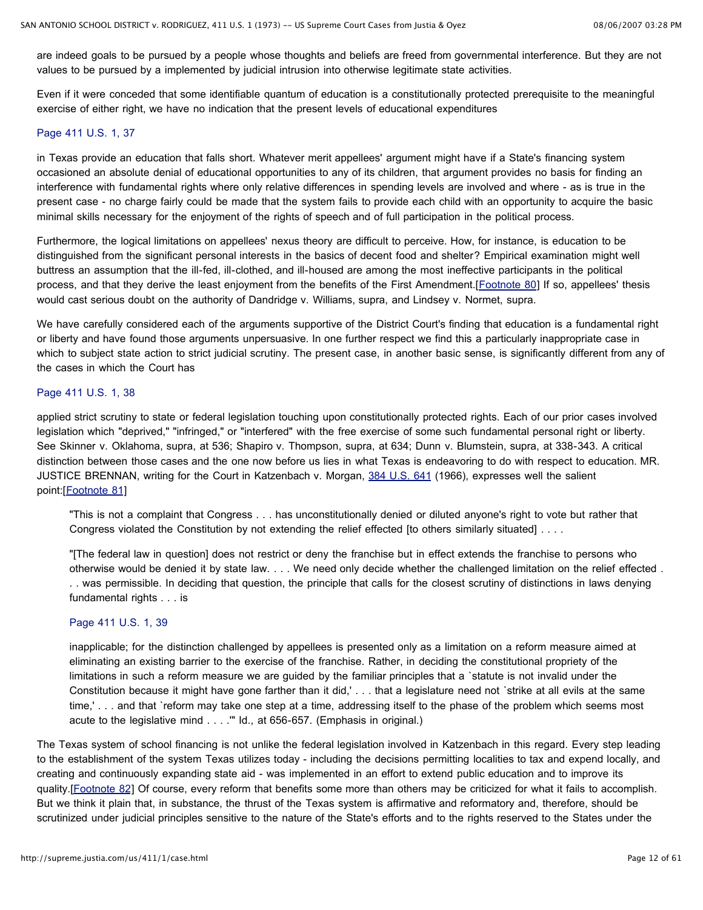are indeed goals to be pursued by a people whose thoughts and beliefs are freed from governmental interference. But they are not values to be pursued by a implemented by judicial intrusion into otherwise legitimate state activities.

Even if it were conceded that some identifiable quantum of education is a constitutionally protected prerequisite to the meaningful exercise of either right, we have no indication that the present levels of educational expenditures

Page 411 U.S. 1, 37

in Texas provide an education that falls short. Whatever merit appellees' argument might have if a State's financing system occasioned an absolute denial of educational opportunities to any of its children, that argument provides no basis for finding an interference with fundamental rights where only relative differences in spending levels are involved and where - as is true in the present case - no charge fairly could be made that the system fails to provide each child with an opportunity to acquire the basic minimal skills necessary for the enjoyment of the rights of speech and of full participation in the political process.

Furthermore, the logical limitations on appellees' nexus theory are difficult to perceive. How, for instance, is education to be distinguished from the significant personal interests in the basics of decent food and shelter? Empirical examination might well buttress an assumption that the ill-fed, ill-clothed, and ill-housed are among the most ineffective participants in the political process, and that they derive the least enjoyment from the benefits of the First Amendment.[Footnote 80] If so, appellees' thesis would cast serious doubt on the authority of Dandridge v. Williams, supra, and Lindsey v. Normet, supra.

We have carefully considered each of the arguments supportive of the District Court's finding that education is a fundamental right or liberty and have found those arguments unpersuasive. In one further respect we find this a particularly inappropriate case in which to subject state action to strict judicial scrutiny. The present case, in another basic sense, is significantly different from any of the cases in which the Court has

Page 411 U.S. 1, 38

applied strict scrutiny to state or federal legislation touching upon constitutionally protected rights. Each of our prior cases involved legislation which "deprived," "infringed," or "interfered" with the free exercise of some such fundamental personal right or liberty. See Skinner v. Oklahoma, supra, at 536; Shapiro v. Thompson, supra, at 634; Dunn v. Blumstein, supra, at 338-343. A critical distinction between those cases and the one now before us lies in what Texas is endeavoring to do with respect to education. MR. JUSTICE BRENNAN, writing for the Court in Katzenbach v. Morgan, 384 U.S. 641 (1966), expresses well the salient point:[Footnote 81]

> "This is not a complaint that Congress . . . has unconstitutionally denied or diluted anyone's right to vote but rather that Congress violated the Constitution by not extending the relief effected [to others similarly situated] . . . .
>
> "[The federal law in question] does not restrict or deny the franchise but in effect extends the franchise to persons who otherwise would be denied it by state law. . . . We need only decide whether the challenged limitation on the relief effected . . . was permissible. In deciding that question, the principle that calls for the closest scrutiny of distinctions in laws denying fundamental rights . . . is
>
> Page 411 U.S. 1, 39
>
> inapplicable; for the distinction challenged by appellees is presented only as a limitation on a reform measure aimed at eliminating an existing barrier to the exercise of the franchise. Rather, in deciding the constitutional propriety of the limitations in such a reform measure we are guided by the familiar principles that a `statute is not invalid under the Constitution because it might have gone farther than it did,' . . . that a legislature need not `strike at all evils at the same time,' . . . and that `reform may take one step at a time, addressing itself to the phase of the problem which seems most acute to the legislative mind . . . .'" Id., at 656-657. (Emphasis in original.)

The Texas system of school financing is not unlike the federal legislation involved in Katzenbach in this regard. Every step leading to the establishment of the system Texas utilizes today - including the decisions permitting localities to tax and expend locally, and creating and continuously expanding state aid - was implemented in an effort to extend public education and to improve its quality.[Footnote 82] Of course, every reform that benefits some more than others may be criticized for what it fails to accomplish. But we think it plain that, in substance, the thrust of the Texas system is affirmative and reformatory and, therefore, should be scrutinized under judicial principles sensitive to the nature of the State's efforts and to the rights reserved to the States under the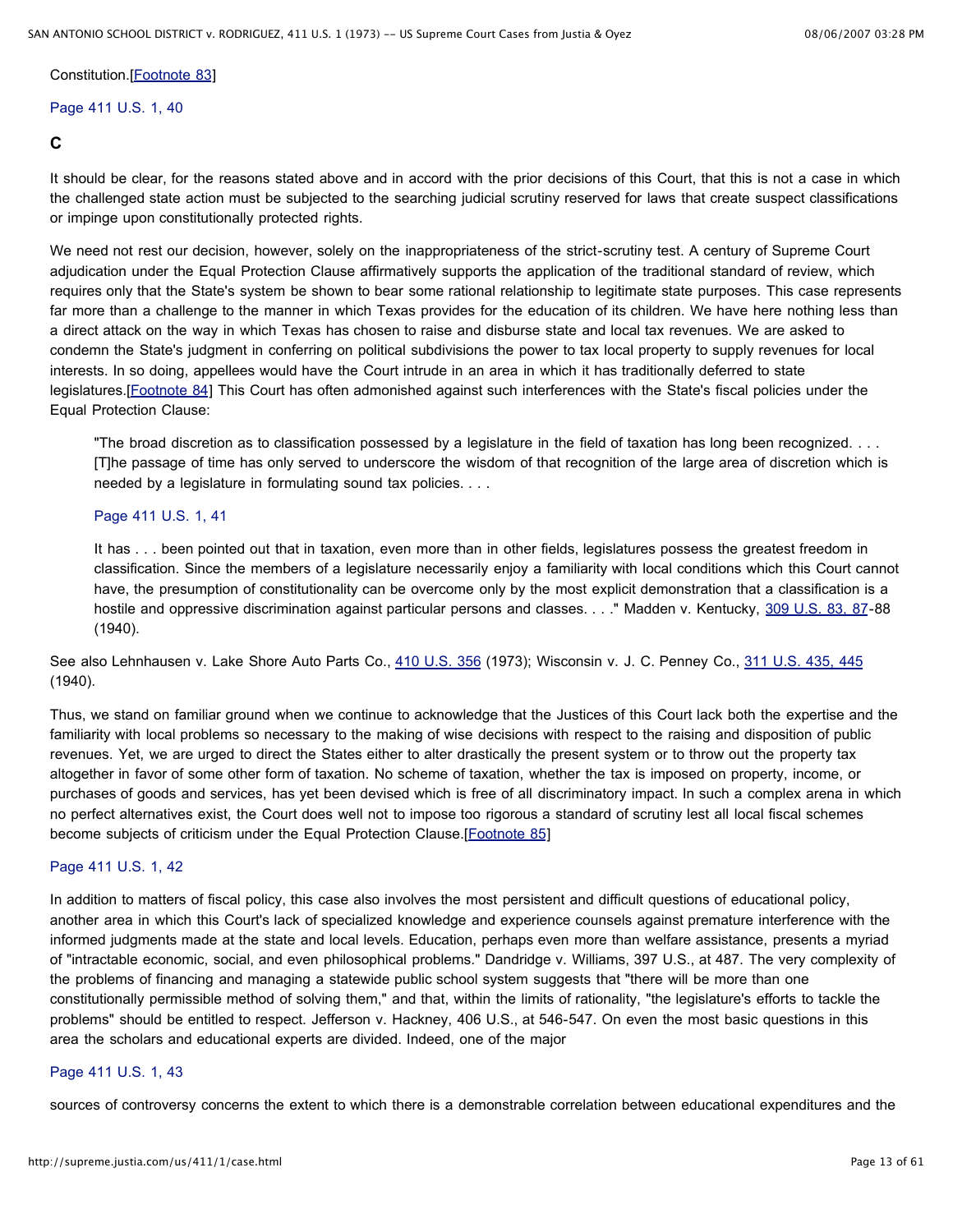Constitution.[Footnote 83]

Page 411 U.S. 1, 40

### C

It should be clear, for the reasons stated above and in accord with the prior decisions of this Court, that this is not a case in which the challenged state action must be subjected to the searching judicial scrutiny reserved for laws that create suspect classifications or impinge upon constitutionally protected rights.

We need not rest our decision, however, solely on the inappropriateness of the strict-scrutiny test. A century of Supreme Court adjudication under the Equal Protection Clause affirmatively supports the application of the traditional standard of review, which requires only that the State's system be shown to bear some rational relationship to legitimate state purposes. This case represents far more than a challenge to the manner in which Texas provides for the education of its children. We have here nothing less than a direct attack on the way in which Texas has chosen to raise and disburse state and local tax revenues. We are asked to condemn the State's judgment in conferring on political subdivisions the power to tax local property to supply revenues for local interests. In so doing, appellees would have the Court intrude in an area in which it has traditionally deferred to state legislatures.[Footnote 84] This Court has often admonished against such interferences with the State's fiscal policies under the Equal Protection Clause:

> "The broad discretion as to classification possessed by a legislature in the field of taxation has long been recognized. . . . [T]he passage of time has only served to underscore the wisdom of that recognition of the large area of discretion which is needed by a legislature in formulating sound tax policies. . . .
>
> Page 411 U.S. 1, 41
>
> It has . . . been pointed out that in taxation, even more than in other fields, legislatures possess the greatest freedom in classification. Since the members of a legislature necessarily enjoy a familiarity with local conditions which this Court cannot have, the presumption of constitutionality can be overcome only by the most explicit demonstration that a classification is a hostile and oppressive discrimination against particular persons and classes. . . ." Madden v. Kentucky, 309 U.S. 83, 87-88 (1940).

See also Lehnhausen v. Lake Shore Auto Parts Co., 410 U.S. 356 (1973); Wisconsin v. J. C. Penney Co., 311 U.S. 435, 445 (1940).

Thus, we stand on familiar ground when we continue to acknowledge that the Justices of this Court lack both the expertise and the familiarity with local problems so necessary to the making of wise decisions with respect to the raising and disposition of public revenues. Yet, we are urged to direct the States either to alter drastically the present system or to throw out the property tax altogether in favor of some other form of taxation. No scheme of taxation, whether the tax is imposed on property, income, or purchases of goods and services, has yet been devised which is free of all discriminatory impact. In such a complex arena in which no perfect alternatives exist, the Court does well not to impose too rigorous a standard of scrutiny lest all local fiscal schemes become subjects of criticism under the Equal Protection Clause.[Footnote 85]

Page 411 U.S. 1, 42

In addition to matters of fiscal policy, this case also involves the most persistent and difficult questions of educational policy, another area in which this Court's lack of specialized knowledge and experience counsels against premature interference with the informed judgments made at the state and local levels. Education, perhaps even more than welfare assistance, presents a myriad of "intractable economic, social, and even philosophical problems." Dandridge v. Williams, 397 U.S., at 487. The very complexity of the problems of financing and managing a statewide public school system suggests that "there will be more than one constitutionally permissible method of solving them," and that, within the limits of rationality, "the legislature's efforts to tackle the problems" should be entitled to respect. Jefferson v. Hackney, 406 U.S., at 546-547. On even the most basic questions in this area the scholars and educational experts are divided. Indeed, one of the major

Page 411 U.S. 1, 43

sources of controversy concerns the extent to which there is a demonstrable correlation between educational expenditures and the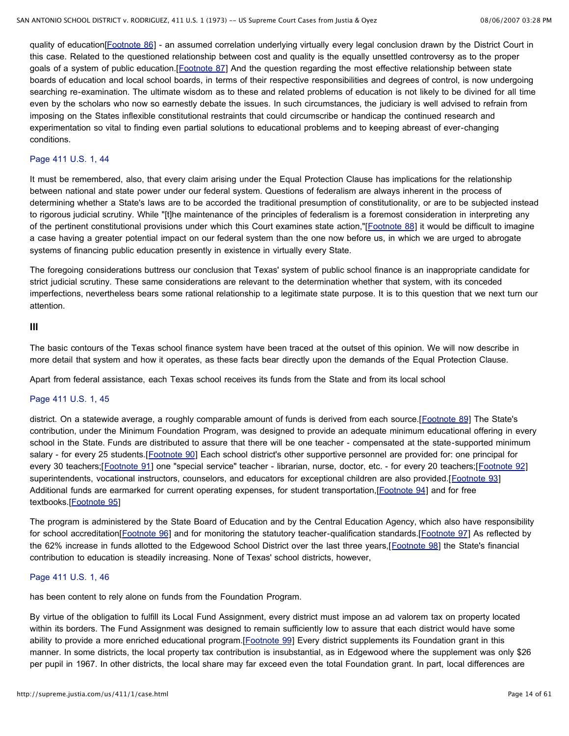quality of education[Footnote 86] - an assumed correlation underlying virtually every legal conclusion drawn by the District Court in this case. Related to the questioned relationship between cost and quality is the equally unsettled controversy as to the proper goals of a system of public education.[Footnote 87] And the question regarding the most effective relationship between state boards of education and local school boards, in terms of their respective responsibilities and degrees of control, is now undergoing searching re-examination. The ultimate wisdom as to these and related problems of education is not likely to be divined for all time even by the scholars who now so earnestly debate the issues. In such circumstances, the judiciary is well advised to refrain from imposing on the States inflexible constitutional restraints that could circumscribe or handicap the continued research and experimentation so vital to finding even partial solutions to educational problems and to keeping abreast of ever-changing conditions.

Page 411 U.S. 1, 44

It must be remembered, also, that every claim arising under the Equal Protection Clause has implications for the relationship between national and state power under our federal system. Questions of federalism are always inherent in the process of determining whether a State's laws are to be accorded the traditional presumption of constitutionality, or are to be subjected instead to rigorous judicial scrutiny. While "[t]he maintenance of the principles of federalism is a foremost consideration in interpreting any of the pertinent constitutional provisions under which this Court examines state action,"[Footnote 88] it would be difficult to imagine a case having a greater potential impact on our federal system than the one now before us, in which we are urged to abrogate systems of financing public education presently in existence in virtually every State.

The foregoing considerations buttress our conclusion that Texas' system of public school finance is an inappropriate candidate for strict judicial scrutiny. These same considerations are relevant to the determination whether that system, with its conceded imperfections, nevertheless bears some rational relationship to a legitimate state purpose. It is to this question that we next turn our attention.

### III

The basic contours of the Texas school finance system have been traced at the outset of this opinion. We will now describe in more detail that system and how it operates, as these facts bear directly upon the demands of the Equal Protection Clause.

Apart from federal assistance, each Texas school receives its funds from the State and from its local school

Page 411 U.S. 1, 45

district. On a statewide average, a roughly comparable amount of funds is derived from each source.[Footnote 89] The State's contribution, under the Minimum Foundation Program, was designed to provide an adequate minimum educational offering in every school in the State. Funds are distributed to assure that there will be one teacher - compensated at the state-supported minimum salary - for every 25 students.[Footnote 90] Each school district's other supportive personnel are provided for: one principal for every 30 teachers;[Footnote 91] one "special service" teacher - librarian, nurse, doctor, etc. - for every 20 teachers;[Footnote 92] superintendents, vocational instructors, counselors, and educators for exceptional children are also provided.[Footnote 93] Additional funds are earmarked for current operating expenses, for student transportation,[Footnote 94] and for free textbooks.[Footnote 95]

The program is administered by the State Board of Education and by the Central Education Agency, which also have responsibility for school accreditation[Footnote 96] and for monitoring the statutory teacher-qualification standards.[Footnote 97] As reflected by the 62% increase in funds allotted to the Edgewood School District over the last three years,[Footnote 98] the State's financial contribution to education is steadily increasing. None of Texas' school districts, however,

Page 411 U.S. 1, 46

has been content to rely alone on funds from the Foundation Program.

By virtue of the obligation to fulfill its Local Fund Assignment, every district must impose an ad valorem tax on property located within its borders. The Fund Assignment was designed to remain sufficiently low to assure that each district would have some ability to provide a more enriched educational program.[Footnote 99] Every district supplements its Foundation grant in this manner. In some districts, the local property tax contribution is insubstantial, as in Edgewood where the supplement was only $26 per pupil in 1967. In other districts, the local share may far exceed even the total Foundation grant. In part, local differences are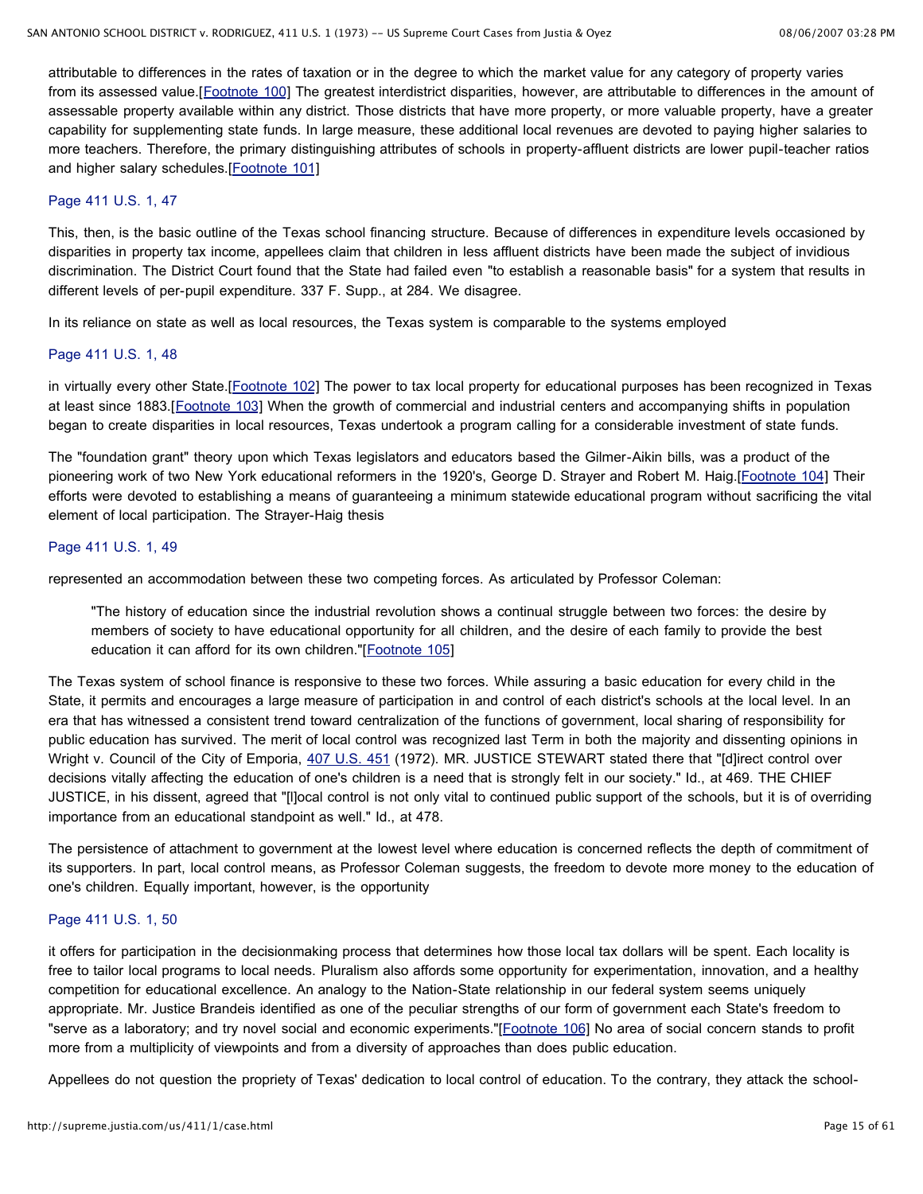attributable to differences in the rates of taxation or in the degree to which the market value for any category of property varies from its assessed value.[Footnote 100] The greatest interdistrict disparities, however, are attributable to differences in the amount of assessable property available within any district. Those districts that have more property, or more valuable property, have a greater capability for supplementing state funds. In large measure, these additional local revenues are devoted to paying higher salaries to more teachers. Therefore, the primary distinguishing attributes of schools in property-affluent districts are lower pupil-teacher ratios and higher salary schedules.[Footnote 101]

Page 411 U.S. 1, 47

This, then, is the basic outline of the Texas school financing structure. Because of differences in expenditure levels occasioned by disparities in property tax income, appellees claim that children in less affluent districts have been made the subject of invidious discrimination. The District Court found that the State had failed even "to establish a reasonable basis" for a system that results in different levels of per-pupil expenditure. 337 F. Supp., at 284. We disagree.

In its reliance on state as well as local resources, the Texas system is comparable to the systems employed

Page 411 U.S. 1, 48

in virtually every other State.[Footnote 102] The power to tax local property for educational purposes has been recognized in Texas at least since 1883.[Footnote 103] When the growth of commercial and industrial centers and accompanying shifts in population began to create disparities in local resources, Texas undertook a program calling for a considerable investment of state funds.

The "foundation grant" theory upon which Texas legislators and educators based the Gilmer-Aikin bills, was a product of the pioneering work of two New York educational reformers in the 1920's, George D. Strayer and Robert M. Haig.[Footnote 104] Their efforts were devoted to establishing a means of guaranteeing a minimum statewide educational program without sacrificing the vital element of local participation. The Strayer-Haig thesis

Page 411 U.S. 1, 49

represented an accommodation between these two competing forces. As articulated by Professor Coleman:

> "The history of education since the industrial revolution shows a continual struggle between two forces: the desire by members of society to have educational opportunity for all children, and the desire of each family to provide the best education it can afford for its own children."[Footnote 105]

The Texas system of school finance is responsive to these two forces. While assuring a basic education for every child in the State, it permits and encourages a large measure of participation in and control of each district's schools at the local level. In an era that has witnessed a consistent trend toward centralization of the functions of government, local sharing of responsibility for public education has survived. The merit of local control was recognized last Term in both the majority and dissenting opinions in Wright v. Council of the City of Emporia, 407 U.S. 451 (1972). MR. JUSTICE STEWART stated there that "[d]irect control over decisions vitally affecting the education of one's children is a need that is strongly felt in our society." Id., at 469. THE CHIEF JUSTICE, in his dissent, agreed that "[l]ocal control is not only vital to continued public support of the schools, but it is of overriding importance from an educational standpoint as well." Id., at 478.

The persistence of attachment to government at the lowest level where education is concerned reflects the depth of commitment of its supporters. In part, local control means, as Professor Coleman suggests, the freedom to devote more money to the education of one's children. Equally important, however, is the opportunity

Page 411 U.S. 1, 50

it offers for participation in the decisionmaking process that determines how those local tax dollars will be spent. Each locality is free to tailor local programs to local needs. Pluralism also affords some opportunity for experimentation, innovation, and a healthy competition for educational excellence. An analogy to the Nation-State relationship in our federal system seems uniquely appropriate. Mr. Justice Brandeis identified as one of the peculiar strengths of our form of government each State's freedom to "serve as a laboratory; and try novel social and economic experiments."[Footnote 106] No area of social concern stands to profit more from a multiplicity of viewpoints and from a diversity of approaches than does public education.

Appellees do not question the propriety of Texas' dedication to local control of education. To the contrary, they attack the school-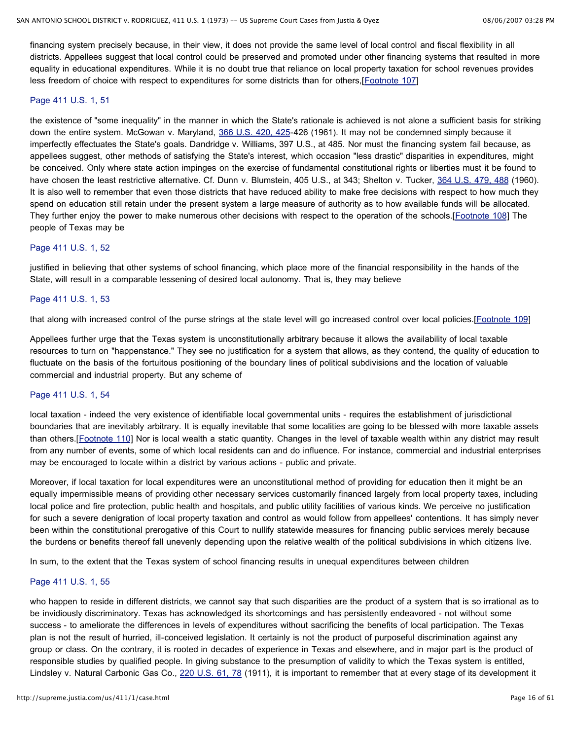financing system precisely because, in their view, it does not provide the same level of local control and fiscal flexibility in all districts. Appellees suggest that local control could be preserved and promoted under other financing systems that resulted in more equality in educational expenditures. While it is no doubt true that reliance on local property taxation for school revenues provides less freedom of choice with respect to expenditures for some districts than for others,[Footnote 107]

Page 411 U.S. 1, 51

the existence of "some inequality" in the manner in which the State's rationale is achieved is not alone a sufficient basis for striking down the entire system. McGowan v. Maryland, 366 U.S. 420, 425-426 (1961). It may not be condemned simply because it imperfectly effectuates the State's goals. Dandridge v. Williams, 397 U.S., at 485. Nor must the financing system fail because, as appellees suggest, other methods of satisfying the State's interest, which occasion "less drastic" disparities in expenditures, might be conceived. Only where state action impinges on the exercise of fundamental constitutional rights or liberties must it be found to have chosen the least restrictive alternative. Cf. Dunn v. Blumstein, 405 U.S., at 343; Shelton v. Tucker, 364 U.S. 479, 488 (1960). It is also well to remember that even those districts that have reduced ability to make free decisions with respect to how much they spend on education still retain under the present system a large measure of authority as to how available funds will be allocated. They further enjoy the power to make numerous other decisions with respect to the operation of the schools.[Footnote 108] The people of Texas may be

Page 411 U.S. 1, 52

justified in believing that other systems of school financing, which place more of the financial responsibility in the hands of the State, will result in a comparable lessening of desired local autonomy. That is, they may believe

Page 411 U.S. 1, 53

that along with increased control of the purse strings at the state level will go increased control over local policies.[Footnote 109]

Appellees further urge that the Texas system is unconstitutionally arbitrary because it allows the availability of local taxable resources to turn on "happenstance." They see no justification for a system that allows, as they contend, the quality of education to fluctuate on the basis of the fortuitous positioning of the boundary lines of political subdivisions and the location of valuable commercial and industrial property. But any scheme of

Page 411 U.S. 1, 54

local taxation - indeed the very existence of identifiable local governmental units - requires the establishment of jurisdictional boundaries that are inevitably arbitrary. It is equally inevitable that some localities are going to be blessed with more taxable assets than others.[Footnote 110] Nor is local wealth a static quantity. Changes in the level of taxable wealth within any district may result from any number of events, some of which local residents can and do influence. For instance, commercial and industrial enterprises may be encouraged to locate within a district by various actions - public and private.

Moreover, if local taxation for local expenditures were an unconstitutional method of providing for education then it might be an equally impermissible means of providing other necessary services customarily financed largely from local property taxes, including local police and fire protection, public health and hospitals, and public utility facilities of various kinds. We perceive no justification for such a severe denigration of local property taxation and control as would follow from appellees' contentions. It has simply never been within the constitutional prerogative of this Court to nullify statewide measures for financing public services merely because the burdens or benefits thereof fall unevenly depending upon the relative wealth of the political subdivisions in which citizens live.

In sum, to the extent that the Texas system of school financing results in unequal expenditures between children

Page 411 U.S. 1, 55

who happen to reside in different districts, we cannot say that such disparities are the product of a system that is so irrational as to be invidiously discriminatory. Texas has acknowledged its shortcomings and has persistently endeavored - not without some success - to ameliorate the differences in levels of expenditures without sacrificing the benefits of local participation. The Texas plan is not the result of hurried, ill-conceived legislation. It certainly is not the product of purposeful discrimination against any group or class. On the contrary, it is rooted in decades of experience in Texas and elsewhere, and in major part is the product of responsible studies by qualified people. In giving substance to the presumption of validity to which the Texas system is entitled, Lindsley v. Natural Carbonic Gas Co., 220 U.S. 61, 78 (1911), it is important to remember that at every stage of its development it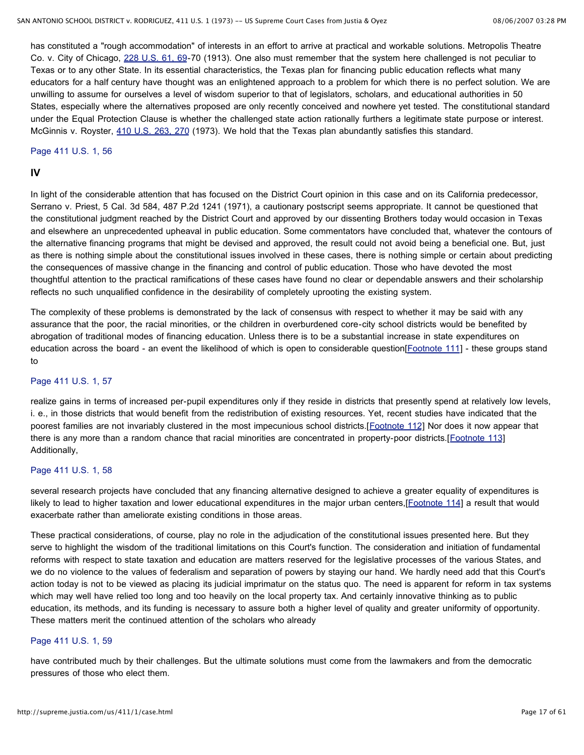has constituted a "rough accommodation" of interests in an effort to arrive at practical and workable solutions. Metropolis Theatre Co. v. City of Chicago, 228 U.S. 61, 69-70 (1913). One also must remember that the system here challenged is not peculiar to Texas or to any other State. In its essential characteristics, the Texas plan for financing public education reflects what many educators for a half century have thought was an enlightened approach to a problem for which there is no perfect solution. We are unwilling to assume for ourselves a level of wisdom superior to that of legislators, scholars, and educational authorities in 50 States, especially where the alternatives proposed are only recently conceived and nowhere yet tested. The constitutional standard under the Equal Protection Clause is whether the challenged state action rationally furthers a legitimate state purpose or interest. McGinnis v. Royster, 410 U.S. 263, 270 (1973). We hold that the Texas plan abundantly satisfies this standard.

Page 411 U.S. 1, 56

**IV**

In light of the considerable attention that has focused on the District Court opinion in this case and on its California predecessor, Serrano v. Priest, 5 Cal. 3d 584, 487 P.2d 1241 (1971), a cautionary postscript seems appropriate. It cannot be questioned that the constitutional judgment reached by the District Court and approved by our dissenting Brothers today would occasion in Texas and elsewhere an unprecedented upheaval in public education. Some commentators have concluded that, whatever the contours of the alternative financing programs that might be devised and approved, the result could not avoid being a beneficial one. But, just as there is nothing simple about the constitutional issues involved in these cases, there is nothing simple or certain about predicting the consequences of massive change in the financing and control of public education. Those who have devoted the most thoughtful attention to the practical ramifications of these cases have found no clear or dependable answers and their scholarship reflects no such unqualified confidence in the desirability of completely uprooting the existing system.

The complexity of these problems is demonstrated by the lack of consensus with respect to whether it may be said with any assurance that the poor, the racial minorities, or the children in overburdened core-city school districts would be benefited by abrogation of traditional modes of financing education. Unless there is to be a substantial increase in state expenditures on education across the board - an event the likelihood of which is open to considerable question[Footnote 111] - these groups stand to

Page 411 U.S. 1, 57

realize gains in terms of increased per-pupil expenditures only if they reside in districts that presently spend at relatively low levels, i. e., in those districts that would benefit from the redistribution of existing resources. Yet, recent studies have indicated that the poorest families are not invariably clustered in the most impecunious school districts.[Footnote 112] Nor does it now appear that there is any more than a random chance that racial minorities are concentrated in property-poor districts.[Footnote 113] Additionally,

Page 411 U.S. 1, 58

several research projects have concluded that any financing alternative designed to achieve a greater equality of expenditures is likely to lead to higher taxation and lower educational expenditures in the major urban centers,[Footnote 114] a result that would exacerbate rather than ameliorate existing conditions in those areas.

These practical considerations, of course, play no role in the adjudication of the constitutional issues presented here. But they serve to highlight the wisdom of the traditional limitations on this Court's function. The consideration and initiation of fundamental reforms with respect to state taxation and education are matters reserved for the legislative processes of the various States, and we do no violence to the values of federalism and separation of powers by staying our hand. We hardly need add that this Court's action today is not to be viewed as placing its judicial imprimatur on the status quo. The need is apparent for reform in tax systems which may well have relied too long and too heavily on the local property tax. And certainly innovative thinking as to public education, its methods, and its funding is necessary to assure both a higher level of quality and greater uniformity of opportunity. These matters merit the continued attention of the scholars who already

Page 411 U.S. 1, 59

have contributed much by their challenges. But the ultimate solutions must come from the lawmakers and from the democratic pressures of those who elect them.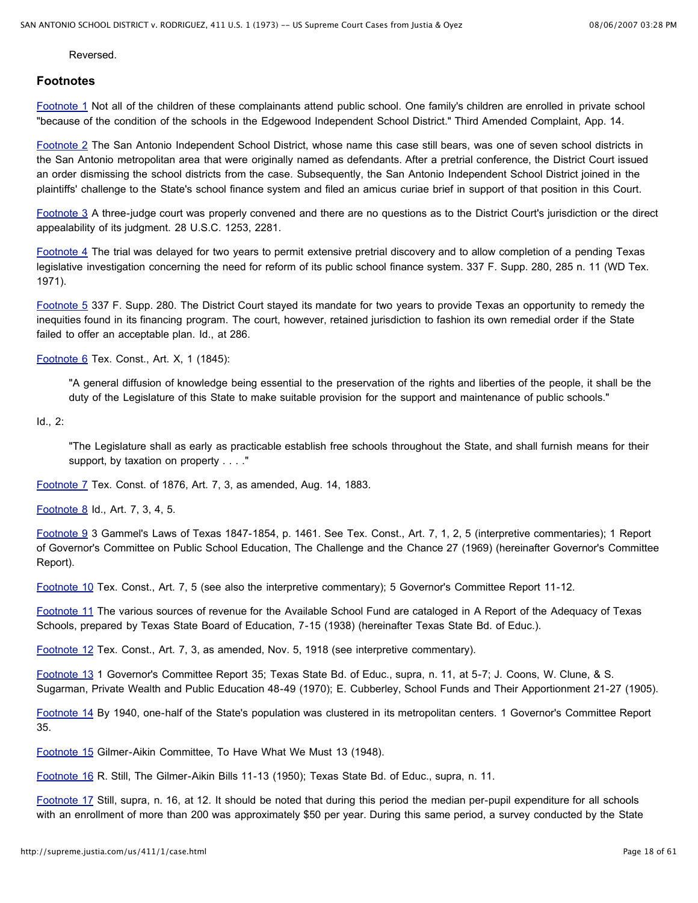Reversed.

## Footnotes

Footnote 1 Not all of the children of these complainants attend public school. One family's children are enrolled in private school "because of the condition of the schools in the Edgewood Independent School District." Third Amended Complaint, App. 14.

Footnote 2 The San Antonio Independent School District, whose name this case still bears, was one of seven school districts in the San Antonio metropolitan area that were originally named as defendants. After a pretrial conference, the District Court issued an order dismissing the school districts from the case. Subsequently, the San Antonio Independent School District joined in the plaintiffs' challenge to the State's school finance system and filed an amicus curiae brief in support of that position in this Court.

Footnote 3 A three-judge court was properly convened and there are no questions as to the District Court's jurisdiction or the direct appealability of its judgment. 28 U.S.C. 1253, 2281.

Footnote 4 The trial was delayed for two years to permit extensive pretrial discovery and to allow completion of a pending Texas legislative investigation concerning the need for reform of its public school finance system. 337 F. Supp. 280, 285 n. 11 (WD Tex. 1971).

Footnote 5 337 F. Supp. 280. The District Court stayed its mandate for two years to provide Texas an opportunity to remedy the inequities found in its financing program. The court, however, retained jurisdiction to fashion its own remedial order if the State failed to offer an acceptable plan. Id., at 286.

Footnote 6 Tex. Const., Art. X, 1 (1845):

> "A general diffusion of knowledge being essential to the preservation of the rights and liberties of the people, it shall be the duty of the Legislature of this State to make suitable provision for the support and maintenance of public schools."

Id., 2:

> "The Legislature shall as early as practicable establish free schools throughout the State, and shall furnish means for their support, by taxation on property . . . ."

Footnote 7 Tex. Const. of 1876, Art. 7, 3, as amended, Aug. 14, 1883.

Footnote 8 Id., Art. 7, 3, 4, 5.

Footnote 9 3 Gammel's Laws of Texas 1847-1854, p. 1461. See Tex. Const., Art. 7, 1, 2, 5 (interpretive commentaries); 1 Report of Governor's Committee on Public School Education, The Challenge and the Chance 27 (1969) (hereinafter Governor's Committee Report).

Footnote 10 Tex. Const., Art. 7, 5 (see also the interpretive commentary); 5 Governor's Committee Report 11-12.

Footnote 11 The various sources of revenue for the Available School Fund are cataloged in A Report of the Adequacy of Texas Schools, prepared by Texas State Board of Education, 7-15 (1938) (hereinafter Texas State Bd. of Educ.).

Footnote 12 Tex. Const., Art. 7, 3, as amended, Nov. 5, 1918 (see interpretive commentary).

Footnote 13 1 Governor's Committee Report 35; Texas State Bd. of Educ., supra, n. 11, at 5-7; J. Coons, W. Clune, & S. Sugarman, Private Wealth and Public Education 48-49 (1970); E. Cubberley, School Funds and Their Apportionment 21-27 (1905).

Footnote 14 By 1940, one-half of the State's population was clustered in its metropolitan centers. 1 Governor's Committee Report 35.

Footnote 15 Gilmer-Aikin Committee, To Have What We Must 13 (1948).

Footnote 16 R. Still, The Gilmer-Aikin Bills 11-13 (1950); Texas State Bd. of Educ., supra, n. 11.

Footnote 17 Still, supra, n. 16, at 12. It should be noted that during this period the median per-pupil expenditure for all schools with an enrollment of more than 200 was approximately $50 per year. During this same period, a survey conducted by the State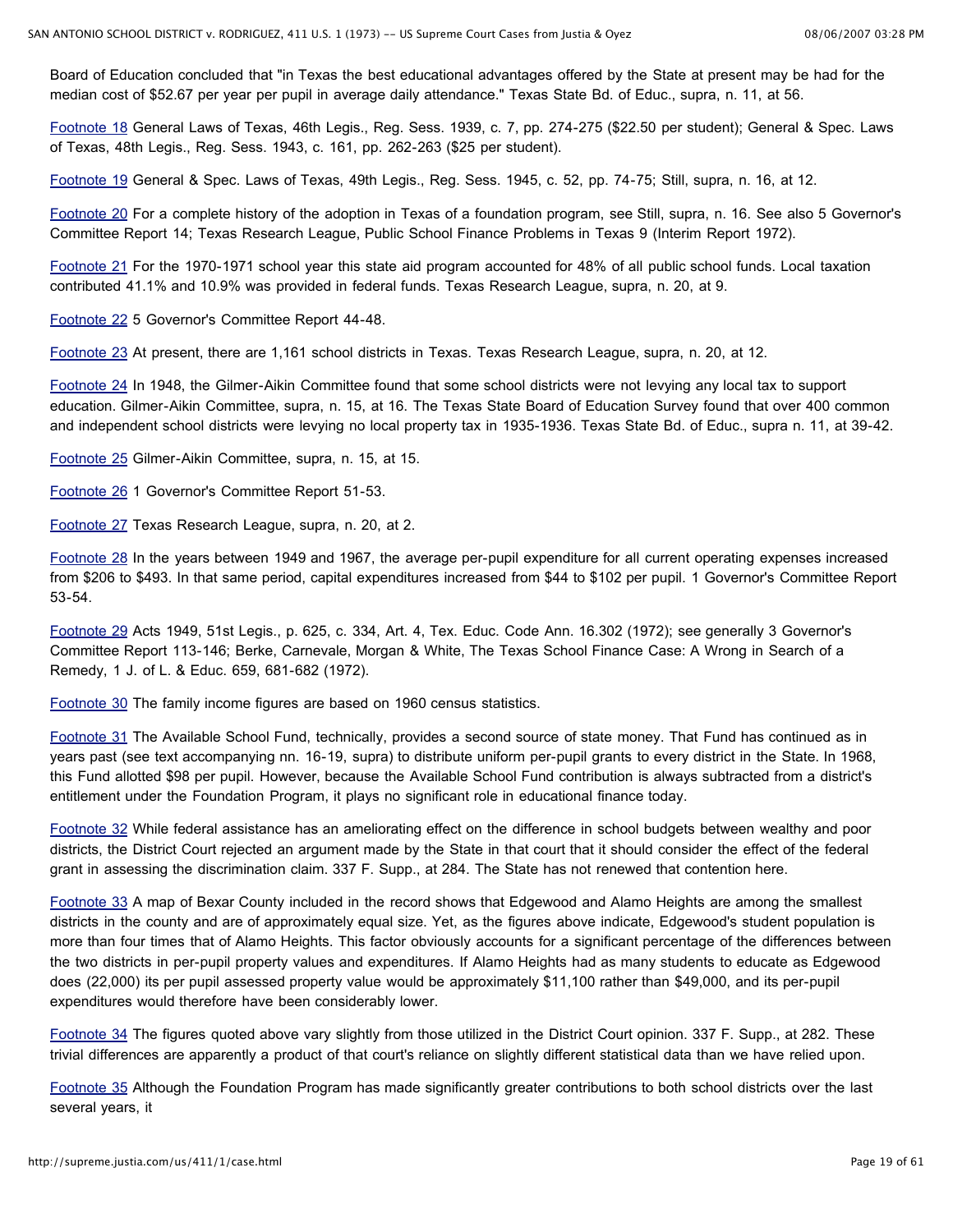Board of Education concluded that "in Texas the best educational advantages offered by the State at present may be had for the median cost of $52.67 per year per pupil in average daily attendance." Texas State Bd. of Educ., supra, n. 11, at 56.

Footnote 18 General Laws of Texas, 46th Legis., Reg. Sess. 1939, c. 7, pp. 274-275 ($22.50 per student); General & Spec. Laws of Texas, 48th Legis., Reg. Sess. 1943, c. 161, pp. 262-263 ($25 per student).

Footnote 19 General & Spec. Laws of Texas, 49th Legis., Reg. Sess. 1945, c. 52, pp. 74-75; Still, supra, n. 16, at 12.

Footnote 20 For a complete history of the adoption in Texas of a foundation program, see Still, supra, n. 16. See also 5 Governor's Committee Report 14; Texas Research League, Public School Finance Problems in Texas 9 (Interim Report 1972).

Footnote 21 For the 1970-1971 school year this state aid program accounted for 48% of all public school funds. Local taxation contributed 41.1% and 10.9% was provided in federal funds. Texas Research League, supra, n. 20, at 9.

Footnote 22 5 Governor's Committee Report 44-48.

Footnote 23 At present, there are 1,161 school districts in Texas. Texas Research League, supra, n. 20, at 12.

Footnote 24 In 1948, the Gilmer-Aikin Committee found that some school districts were not levying any local tax to support education. Gilmer-Aikin Committee, supra, n. 15, at 16. The Texas State Board of Education Survey found that over 400 common and independent school districts were levying no local property tax in 1935-1936. Texas State Bd. of Educ., supra n. 11, at 39-42.

Footnote 25 Gilmer-Aikin Committee, supra, n. 15, at 15.

Footnote 26 1 Governor's Committee Report 51-53.

Footnote 27 Texas Research League, supra, n. 20, at 2.

Footnote 28 In the years between 1949 and 1967, the average per-pupil expenditure for all current operating expenses increased from $206 to $493. In that same period, capital expenditures increased from $44 to $102 per pupil. 1 Governor's Committee Report 53-54.

Footnote 29 Acts 1949, 51st Legis., p. 625, c. 334, Art. 4, Tex. Educ. Code Ann. 16.302 (1972); see generally 3 Governor's Committee Report 113-146; Berke, Carnevale, Morgan & White, The Texas School Finance Case: A Wrong in Search of a Remedy, 1 J. of L. & Educ. 659, 681-682 (1972).

Footnote 30 The family income figures are based on 1960 census statistics.

Footnote 31 The Available School Fund, technically, provides a second source of state money. That Fund has continued as in years past (see text accompanying nn. 16-19, supra) to distribute uniform per-pupil grants to every district in the State. In 1968, this Fund allotted $98 per pupil. However, because the Available School Fund contribution is always subtracted from a district's entitlement under the Foundation Program, it plays no significant role in educational finance today.

Footnote 32 While federal assistance has an ameliorating effect on the difference in school budgets between wealthy and poor districts, the District Court rejected an argument made by the State in that court that it should consider the effect of the federal grant in assessing the discrimination claim. 337 F. Supp., at 284. The State has not renewed that contention here.

Footnote 33 A map of Bexar County included in the record shows that Edgewood and Alamo Heights are among the smallest districts in the county and are of approximately equal size. Yet, as the figures above indicate, Edgewood's student population is more than four times that of Alamo Heights. This factor obviously accounts for a significant percentage of the differences between the two districts in per-pupil property values and expenditures. If Alamo Heights had as many students to educate as Edgewood does (22,000) its per pupil assessed property value would be approximately $11,100 rather than $49,000, and its per-pupil expenditures would therefore have been considerably lower.

Footnote 34 The figures quoted above vary slightly from those utilized in the District Court opinion. 337 F. Supp., at 282. These trivial differences are apparently a product of that court's reliance on slightly different statistical data than we have relied upon.

Footnote 35 Although the Foundation Program has made significantly greater contributions to both school districts over the last several years, it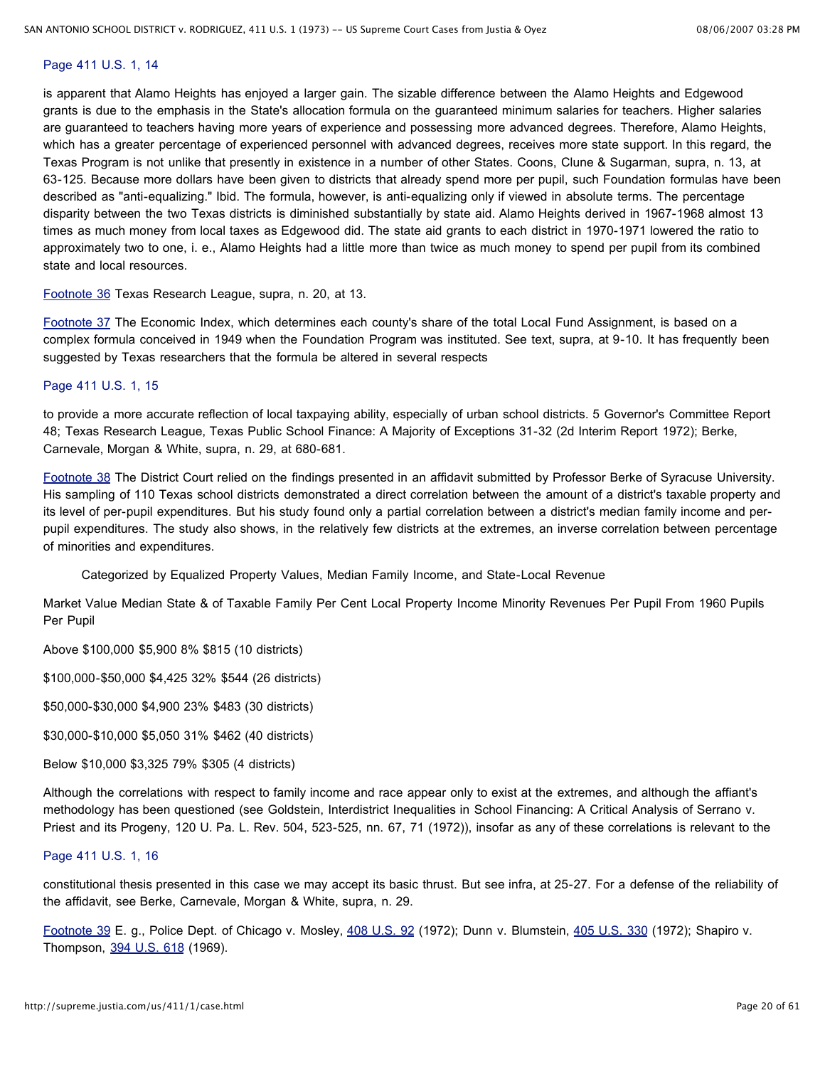Page 411 U.S. 1, 14

is apparent that Alamo Heights has enjoyed a larger gain. The sizable difference between the Alamo Heights and Edgewood grants is due to the emphasis in the State's allocation formula on the guaranteed minimum salaries for teachers. Higher salaries are guaranteed to teachers having more years of experience and possessing more advanced degrees. Therefore, Alamo Heights, which has a greater percentage of experienced personnel with advanced degrees, receives more state support. In this regard, the Texas Program is not unlike that presently in existence in a number of other States. Coons, Clune & Sugarman, supra, n. 13, at 63-125. Because more dollars have been given to districts that already spend more per pupil, such Foundation formulas have been described as "anti-equalizing." Ibid. The formula, however, is anti-equalizing only if viewed in absolute terms. The percentage disparity between the two Texas districts is diminished substantially by state aid. Alamo Heights derived in 1967-1968 almost 13 times as much money from local taxes as Edgewood did. The state aid grants to each district in 1970-1971 lowered the ratio to approximately two to one, i. e., Alamo Heights had a little more than twice as much money to spend per pupil from its combined state and local resources.

Footnote 36 Texas Research League, supra, n. 20, at 13.

Footnote 37 The Economic Index, which determines each county's share of the total Local Fund Assignment, is based on a complex formula conceived in 1949 when the Foundation Program was instituted. See text, supra, at 9-10. It has frequently been suggested by Texas researchers that the formula be altered in several respects

Page 411 U.S. 1, 15

to provide a more accurate reflection of local taxpaying ability, especially of urban school districts. 5 Governor's Committee Report 48; Texas Research League, Texas Public School Finance: A Majority of Exceptions 31-32 (2d Interim Report 1972); Berke, Carnevale, Morgan & White, supra, n. 29, at 680-681.

Footnote 38 The District Court relied on the findings presented in an affidavit submitted by Professor Berke of Syracuse University. His sampling of 110 Texas school districts demonstrated a direct correlation between the amount of a district's taxable property and its level of per-pupil expenditures. But his study found only a partial correlation between a district's median family income and per-pupil expenditures. The study also shows, in the relatively few districts at the extremes, an inverse correlation between percentage of minorities and expenditures.

Categorized by Equalized Property Values, Median Family Income, and State-Local Revenue

| Market Value of Taxable Property Per Pupil | Median Family Income From 1960 | Per Cent Minority Pupils | State & Local Revenues Per Pupil |
|---|---|---|---|
| Above $100,000 | $5,900 | 8% | $815 (10 districts) |
| $100,000-$50,000 | $4,425 | 32% | $544 (26 districts) |
| $50,000-$30,000 | $4,900 | 23% | $483 (30 districts) |
| $30,000-$10,000 | $5,050 | 31% | $462 (40 districts) |
| Below $10,000 | $3,325 | 79% | $305 (4 districts) |

Although the correlations with respect to family income and race appear only to exist at the extremes, and although the affiant's methodology has been questioned (see Goldstein, Interdistrict Inequalities in School Financing: A Critical Analysis of Serrano v. Priest and its Progeny, 120 U. Pa. L. Rev. 504, 523-525, nn. 67, 71 (1972)), insofar as any of these correlations is relevant to the

Page 411 U.S. 1, 16

constitutional thesis presented in this case we may accept its basic thrust. But see infra, at 25-27. For a defense of the reliability of the affidavit, see Berke, Carnevale, Morgan & White, supra, n. 29.

Footnote 39 E. g., Police Dept. of Chicago v. Mosley, 408 U.S. 92 (1972); Dunn v. Blumstein, 405 U.S. 330 (1972); Shapiro v. Thompson, 394 U.S. 618 (1969).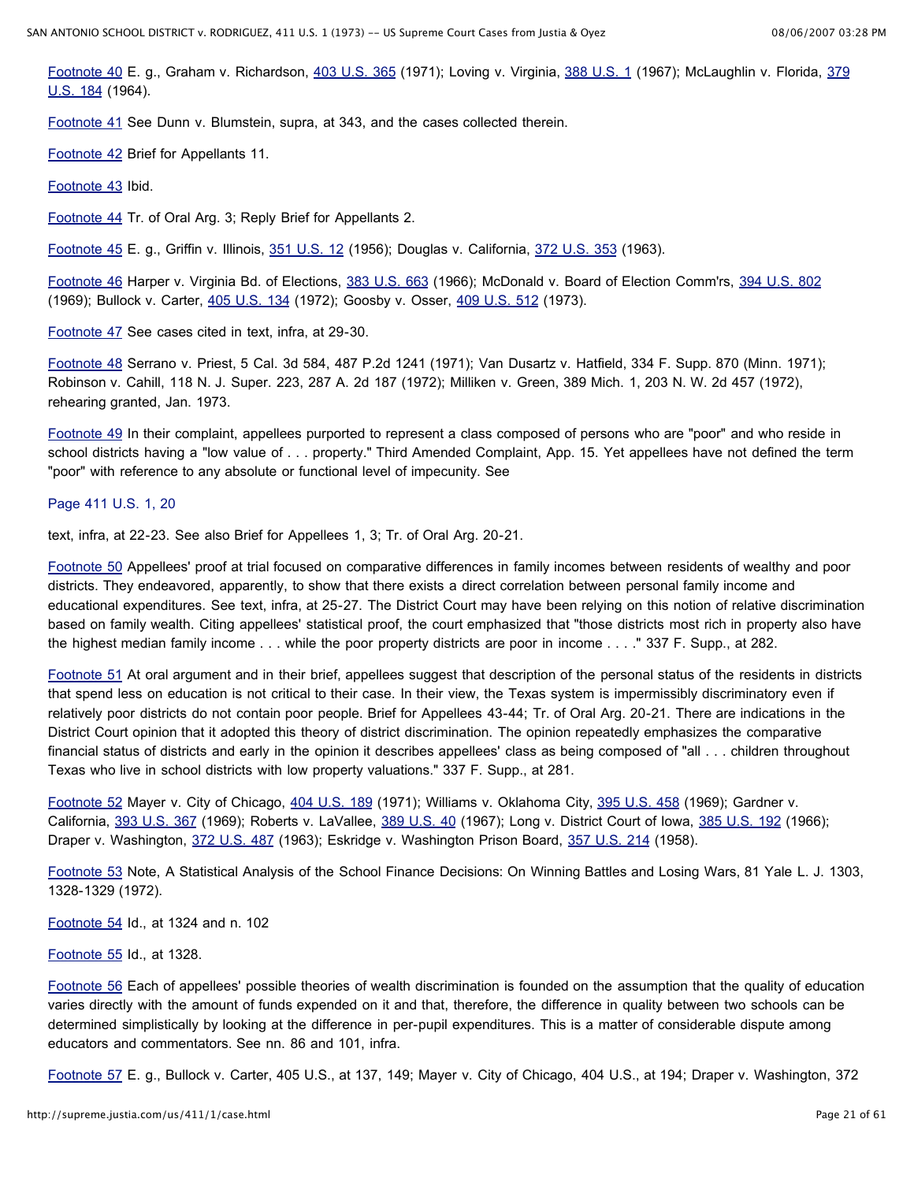Footnote 40 E. g., Graham v. Richardson, 403 U.S. 365 (1971); Loving v. Virginia, 388 U.S. 1 (1967); McLaughlin v. Florida, 379 U.S. 184 (1964).

Footnote 41 See Dunn v. Blumstein, supra, at 343, and the cases collected therein.

Footnote 42 Brief for Appellants 11.

Footnote 43 Ibid.

Footnote 44 Tr. of Oral Arg. 3; Reply Brief for Appellants 2.

Footnote 45 E. g., Griffin v. Illinois, 351 U.S. 12 (1956); Douglas v. California, 372 U.S. 353 (1963).

Footnote 46 Harper v. Virginia Bd. of Elections, 383 U.S. 663 (1966); McDonald v. Board of Election Comm'rs, 394 U.S. 802 (1969); Bullock v. Carter, 405 U.S. 134 (1972); Goosby v. Osser, 409 U.S. 512 (1973).

Footnote 47 See cases cited in text, infra, at 29-30.

Footnote 48 Serrano v. Priest, 5 Cal. 3d 584, 487 P.2d 1241 (1971); Van Dusartz v. Hatfield, 334 F. Supp. 870 (Minn. 1971); Robinson v. Cahill, 118 N. J. Super. 223, 287 A. 2d 187 (1972); Milliken v. Green, 389 Mich. 1, 203 N. W. 2d 457 (1972), rehearing granted, Jan. 1973.

Footnote 49 In their complaint, appellees purported to represent a class composed of persons who are "poor" and who reside in school districts having a "low value of . . . property." Third Amended Complaint, App. 15. Yet appellees have not defined the term "poor" with reference to any absolute or functional level of impecunity. See

Page 411 U.S. 1, 20

text, infra, at 22-23. See also Brief for Appellees 1, 3; Tr. of Oral Arg. 20-21.

Footnote 50 Appellees' proof at trial focused on comparative differences in family incomes between residents of wealthy and poor districts. They endeavored, apparently, to show that there exists a direct correlation between personal family income and educational expenditures. See text, infra, at 25-27. The District Court may have been relying on this notion of relative discrimination based on family wealth. Citing appellees' statistical proof, the court emphasized that "those districts most rich in property also have the highest median family income . . . while the poor property districts are poor in income . . . ." 337 F. Supp., at 282.

Footnote 51 At oral argument and in their brief, appellees suggest that description of the personal status of the residents in districts that spend less on education is not critical to their case. In their view, the Texas system is impermissibly discriminatory even if relatively poor districts do not contain poor people. Brief for Appellees 43-44; Tr. of Oral Arg. 20-21. There are indications in the District Court opinion that it adopted this theory of district discrimination. The opinion repeatedly emphasizes the comparative financial status of districts and early in the opinion it describes appellees' class as being composed of "all . . . children throughout Texas who live in school districts with low property valuations." 337 F. Supp., at 281.

Footnote 52 Mayer v. City of Chicago, 404 U.S. 189 (1971); Williams v. Oklahoma City, 395 U.S. 458 (1969); Gardner v. California, 393 U.S. 367 (1969); Roberts v. LaVallee, 389 U.S. 40 (1967); Long v. District Court of Iowa, 385 U.S. 192 (1966); Draper v. Washington, 372 U.S. 487 (1963); Eskridge v. Washington Prison Board, 357 U.S. 214 (1958).

Footnote 53 Note, A Statistical Analysis of the School Finance Decisions: On Winning Battles and Losing Wars, 81 Yale L. J. 1303, 1328-1329 (1972).

Footnote 54 Id., at 1324 and n. 102

Footnote 55 Id., at 1328.

Footnote 56 Each of appellees' possible theories of wealth discrimination is founded on the assumption that the quality of education varies directly with the amount of funds expended on it and that, therefore, the difference in quality between two schools can be determined simplistically by looking at the difference in per-pupil expenditures. This is a matter of considerable dispute among educators and commentators. See nn. 86 and 101, infra.

Footnote 57 E. g., Bullock v. Carter, 405 U.S., at 137, 149; Mayer v. City of Chicago, 404 U.S., at 194; Draper v. Washington, 372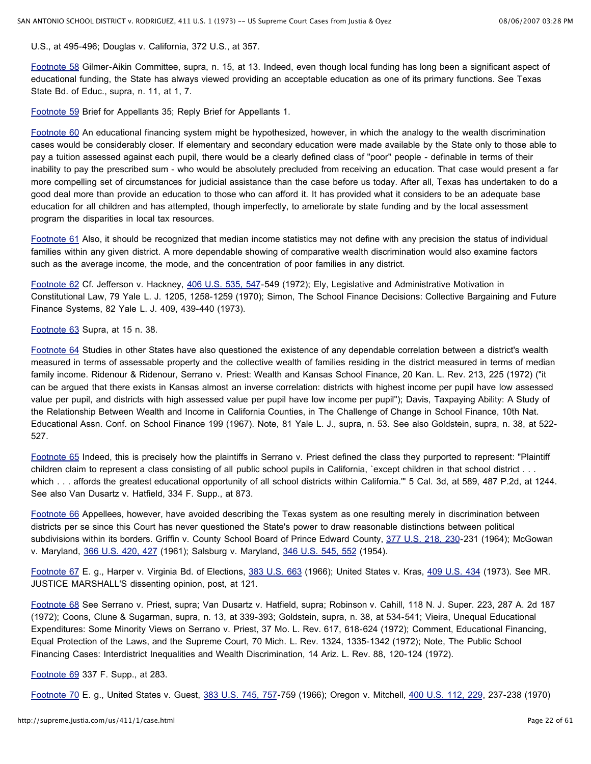U.S., at 495-496; Douglas v. California, 372 U.S., at 357.

Footnote 58 Gilmer-Aikin Committee, supra, n. 15, at 13. Indeed, even though local funding has long been a significant aspect of educational funding, the State has always viewed providing an acceptable education as one of its primary functions. See Texas State Bd. of Educ., supra, n. 11, at 1, 7.

Footnote 59 Brief for Appellants 35; Reply Brief for Appellants 1.

Footnote 60 An educational financing system might be hypothesized, however, in which the analogy to the wealth discrimination cases would be considerably closer. If elementary and secondary education were made available by the State only to those able to pay a tuition assessed against each pupil, there would be a clearly defined class of "poor" people - definable in terms of their inability to pay the prescribed sum - who would be absolutely precluded from receiving an education. That case would present a far more compelling set of circumstances for judicial assistance than the case before us today. After all, Texas has undertaken to do a good deal more than provide an education to those who can afford it. It has provided what it considers to be an adequate base education for all children and has attempted, though imperfectly, to ameliorate by state funding and by the local assessment program the disparities in local tax resources.

Footnote 61 Also, it should be recognized that median income statistics may not define with any precision the status of individual families within any given district. A more dependable showing of comparative wealth discrimination would also examine factors such as the average income, the mode, and the concentration of poor families in any district.

Footnote 62 Cf. Jefferson v. Hackney, 406 U.S. 535, 547-549 (1972); Ely, Legislative and Administrative Motivation in Constitutional Law, 79 Yale L. J. 1205, 1258-1259 (1970); Simon, The School Finance Decisions: Collective Bargaining and Future Finance Systems, 82 Yale L. J. 409, 439-440 (1973).

Footnote 63 Supra, at 15 n. 38.

Footnote 64 Studies in other States have also questioned the existence of any dependable correlation between a district's wealth measured in terms of assessable property and the collective wealth of families residing in the district measured in terms of median family income. Ridenour & Ridenour, Serrano v. Priest: Wealth and Kansas School Finance, 20 Kan. L. Rev. 213, 225 (1972) ("it can be argued that there exists in Kansas almost an inverse correlation: districts with highest income per pupil have low assessed value per pupil, and districts with high assessed value per pupil have low income per pupil"); Davis, Taxpaying Ability: A Study of the Relationship Between Wealth and Income in California Counties, in The Challenge of Change in School Finance, 10th Nat. Educational Assn. Conf. on School Finance 199 (1967). Note, 81 Yale L. J., supra, n. 53. See also Goldstein, supra, n. 38, at 522-527.

Footnote 65 Indeed, this is precisely how the plaintiffs in Serrano v. Priest defined the class they purported to represent: "Plaintiff children claim to represent a class consisting of all public school pupils in California, `except children in that school district . . . which . . . affords the greatest educational opportunity of all school districts within California.'" 5 Cal. 3d, at 589, 487 P.2d, at 1244. See also Van Dusartz v. Hatfield, 334 F. Supp., at 873.

Footnote 66 Appellees, however, have avoided describing the Texas system as one resulting merely in discrimination between districts per se since this Court has never questioned the State's power to draw reasonable distinctions between political subdivisions within its borders. Griffin v. County School Board of Prince Edward County, 377 U.S. 218, 230-231 (1964); McGowan v. Maryland, 366 U.S. 420, 427 (1961); Salsburg v. Maryland, 346 U.S. 545, 552 (1954).

Footnote 67 E. g., Harper v. Virginia Bd. of Elections, 383 U.S. 663 (1966); United States v. Kras, 409 U.S. 434 (1973). See MR. JUSTICE MARSHALL'S dissenting opinion, post, at 121.

Footnote 68 See Serrano v. Priest, supra; Van Dusartz v. Hatfield, supra; Robinson v. Cahill, 118 N. J. Super. 223, 287 A. 2d 187 (1972); Coons, Clune & Sugarman, supra, n. 13, at 339-393; Goldstein, supra, n. 38, at 534-541; Vieira, Unequal Educational Expenditures: Some Minority Views on Serrano v. Priest, 37 Mo. L. Rev. 617, 618-624 (1972); Comment, Educational Financing, Equal Protection of the Laws, and the Supreme Court, 70 Mich. L. Rev. 1324, 1335-1342 (1972); Note, The Public School Financing Cases: Interdistrict Inequalities and Wealth Discrimination, 14 Ariz. L. Rev. 88, 120-124 (1972).

Footnote 69 337 F. Supp., at 283.

Footnote 70 E. g., United States v. Guest, 383 U.S. 745, 757-759 (1966); Oregon v. Mitchell, 400 U.S. 112, 229, 237-238 (1970)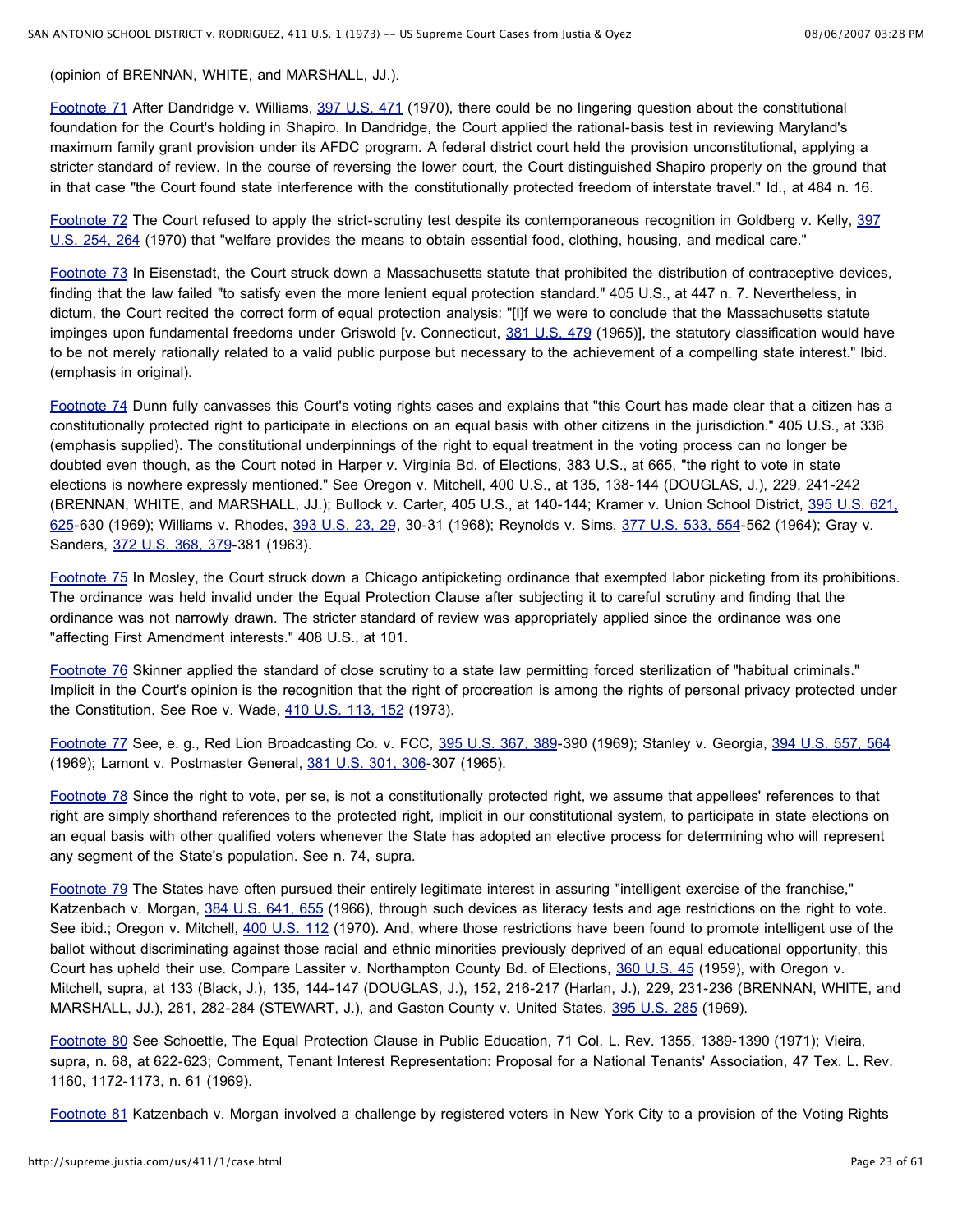(opinion of BRENNAN, WHITE, and MARSHALL, JJ.).

Footnote 71 After Dandridge v. Williams, 397 U.S. 471 (1970), there could be no lingering question about the constitutional foundation for the Court's holding in Shapiro. In Dandridge, the Court applied the rational-basis test in reviewing Maryland's maximum family grant provision under its AFDC program. A federal district court held the provision unconstitutional, applying a stricter standard of review. In the course of reversing the lower court, the Court distinguished Shapiro properly on the ground that in that case "the Court found state interference with the constitutionally protected freedom of interstate travel." Id., at 484 n. 16.

Footnote 72 The Court refused to apply the strict-scrutiny test despite its contemporaneous recognition in Goldberg v. Kelly, 397 U.S. 254, 264 (1970) that "welfare provides the means to obtain essential food, clothing, housing, and medical care."

Footnote 73 In Eisenstadt, the Court struck down a Massachusetts statute that prohibited the distribution of contraceptive devices, finding that the law failed "to satisfy even the more lenient equal protection standard." 405 U.S., at 447 n. 7. Nevertheless, in dictum, the Court recited the correct form of equal protection analysis: "[I]f we were to conclude that the Massachusetts statute impinges upon fundamental freedoms under Griswold [v. Connecticut, 381 U.S. 479 (1965)], the statutory classification would have to be not merely rationally related to a valid public purpose but necessary to the achievement of a compelling state interest." Ibid. (emphasis in original).

Footnote 74 Dunn fully canvasses this Court's voting rights cases and explains that "this Court has made clear that a citizen has a constitutionally protected right to participate in elections on an equal basis with other citizens in the jurisdiction." 405 U.S., at 336 (emphasis supplied). The constitutional underpinnings of the right to equal treatment in the voting process can no longer be doubted even though, as the Court noted in Harper v. Virginia Bd. of Elections, 383 U.S., at 665, "the right to vote in state elections is nowhere expressly mentioned." See Oregon v. Mitchell, 400 U.S., at 135, 138-144 (DOUGLAS, J.), 229, 241-242 (BRENNAN, WHITE, and MARSHALL, JJ.); Bullock v. Carter, 405 U.S., at 140-144; Kramer v. Union School District, 395 U.S. 621, 625-630 (1969); Williams v. Rhodes, 393 U.S. 23, 29, 30-31 (1968); Reynolds v. Sims, 377 U.S. 533, 554-562 (1964); Gray v. Sanders, 372 U.S. 368, 379-381 (1963).

Footnote 75 In Mosley, the Court struck down a Chicago antipicketing ordinance that exempted labor picketing from its prohibitions. The ordinance was held invalid under the Equal Protection Clause after subjecting it to careful scrutiny and finding that the ordinance was not narrowly drawn. The stricter standard of review was appropriately applied since the ordinance was one "affecting First Amendment interests." 408 U.S., at 101.

Footnote 76 Skinner applied the standard of close scrutiny to a state law permitting forced sterilization of "habitual criminals." Implicit in the Court's opinion is the recognition that the right of procreation is among the rights of personal privacy protected under the Constitution. See Roe v. Wade, 410 U.S. 113, 152 (1973).

Footnote 77 See, e. g., Red Lion Broadcasting Co. v. FCC, 395 U.S. 367, 389-390 (1969); Stanley v. Georgia, 394 U.S. 557, 564 (1969); Lamont v. Postmaster General, 381 U.S. 301, 306-307 (1965).

Footnote 78 Since the right to vote, per se, is not a constitutionally protected right, we assume that appellees' references to that right are simply shorthand references to the protected right, implicit in our constitutional system, to participate in state elections on an equal basis with other qualified voters whenever the State has adopted an elective process for determining who will represent any segment of the State's population. See n. 74, supra.

Footnote 79 The States have often pursued their entirely legitimate interest in assuring "intelligent exercise of the franchise," Katzenbach v. Morgan, 384 U.S. 641, 655 (1966), through such devices as literacy tests and age restrictions on the right to vote. See ibid.; Oregon v. Mitchell, 400 U.S. 112 (1970). And, where those restrictions have been found to promote intelligent use of the ballot without discriminating against those racial and ethnic minorities previously deprived of an equal educational opportunity, this Court has upheld their use. Compare Lassiter v. Northampton County Bd. of Elections, 360 U.S. 45 (1959), with Oregon v. Mitchell, supra, at 133 (Black, J.), 135, 144-147 (DOUGLAS, J.), 152, 216-217 (Harlan, J.), 229, 231-236 (BRENNAN, WHITE, and MARSHALL, JJ.), 281, 282-284 (STEWART, J.), and Gaston County v. United States, 395 U.S. 285 (1969).

Footnote 80 See Schoettle, The Equal Protection Clause in Public Education, 71 Col. L. Rev. 1355, 1389-1390 (1971); Vieira, supra, n. 68, at 622-623; Comment, Tenant Interest Representation: Proposal for a National Tenants' Association, 47 Tex. L. Rev. 1160, 1172-1173, n. 61 (1969).

Footnote 81 Katzenbach v. Morgan involved a challenge by registered voters in New York City to a provision of the Voting Rights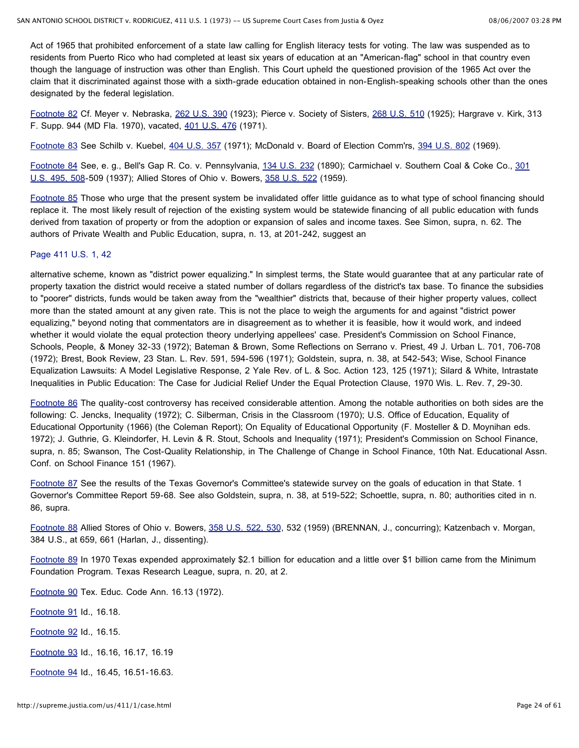Act of 1965 that prohibited enforcement of a state law calling for English literacy tests for voting. The law was suspended as to residents from Puerto Rico who had completed at least six years of education at an "American-flag" school in that country even though the language of instruction was other than English. This Court upheld the questioned provision of the 1965 Act over the claim that it discriminated against those with a sixth-grade education obtained in non-English-speaking schools other than the ones designated by the federal legislation.

Footnote 82 Cf. Meyer v. Nebraska, 262 U.S. 390 (1923); Pierce v. Society of Sisters, 268 U.S. 510 (1925); Hargrave v. Kirk, 313 F. Supp. 944 (MD Fla. 1970), vacated, 401 U.S. 476 (1971).

Footnote 83 See Schilb v. Kuebel, 404 U.S. 357 (1971); McDonald v. Board of Election Comm'rs, 394 U.S. 802 (1969).

Footnote 84 See, e. g., Bell's Gap R. Co. v. Pennsylvania, 134 U.S. 232 (1890); Carmichael v. Southern Coal & Coke Co., 301 U.S. 495, 508-509 (1937); Allied Stores of Ohio v. Bowers, 358 U.S. 522 (1959).

Footnote 85 Those who urge that the present system be invalidated offer little guidance as to what type of school financing should replace it. The most likely result of rejection of the existing system would be statewide financing of all public education with funds derived from taxation of property or from the adoption or expansion of sales and income taxes. See Simon, supra, n. 62. The authors of Private Wealth and Public Education, supra, n. 13, at 201-242, suggest an

Page 411 U.S. 1, 42

alternative scheme, known as "district power equalizing." In simplest terms, the State would guarantee that at any particular rate of property taxation the district would receive a stated number of dollars regardless of the district's tax base. To finance the subsidies to "poorer" districts, funds would be taken away from the "wealthier" districts that, because of their higher property values, collect more than the stated amount at any given rate. This is not the place to weigh the arguments for and against "district power equalizing," beyond noting that commentators are in disagreement as to whether it is feasible, how it would work, and indeed whether it would violate the equal protection theory underlying appellees' case. President's Commission on School Finance, Schools, People, & Money 32-33 (1972); Bateman & Brown, Some Reflections on Serrano v. Priest, 49 J. Urban L. 701, 706-708 (1972); Brest, Book Review, 23 Stan. L. Rev. 591, 594-596 (1971); Goldstein, supra, n. 38, at 542-543; Wise, School Finance Equalization Lawsuits: A Model Legislative Response, 2 Yale Rev. of L. & Soc. Action 123, 125 (1971); Silard & White, Intrastate Inequalities in Public Education: The Case for Judicial Relief Under the Equal Protection Clause, 1970 Wis. L. Rev. 7, 29-30.

Footnote 86 The quality-cost controversy has received considerable attention. Among the notable authorities on both sides are the following: C. Jencks, Inequality (1972); C. Silberman, Crisis in the Classroom (1970); U.S. Office of Education, Equality of Educational Opportunity (1966) (the Coleman Report); On Equality of Educational Opportunity (F. Mosteller & D. Moynihan eds. 1972); J. Guthrie, G. Kleindorfer, H. Levin & R. Stout, Schools and Inequality (1971); President's Commission on School Finance, supra, n. 85; Swanson, The Cost-Quality Relationship, in The Challenge of Change in School Finance, 10th Nat. Educational Assn. Conf. on School Finance 151 (1967).

Footnote 87 See the results of the Texas Governor's Committee's statewide survey on the goals of education in that State. 1 Governor's Committee Report 59-68. See also Goldstein, supra, n. 38, at 519-522; Schoettle, supra, n. 80; authorities cited in n. 86, supra.

Footnote 88 Allied Stores of Ohio v. Bowers, 358 U.S. 522, 530, 532 (1959) (BRENNAN, J., concurring); Katzenbach v. Morgan, 384 U.S., at 659, 661 (Harlan, J., dissenting).

Footnote 89 In 1970 Texas expended approximately $2.1 billion for education and a little over $1 billion came from the Minimum Foundation Program. Texas Research League, supra, n. 20, at 2.

Footnote 90 Tex. Educ. Code Ann. 16.13 (1972).

Footnote 91 Id., 16.18.

Footnote 92 Id., 16.15.

Footnote 93 Id., 16.16, 16.17, 16.19

Footnote 94 Id., 16.45, 16.51-16.63.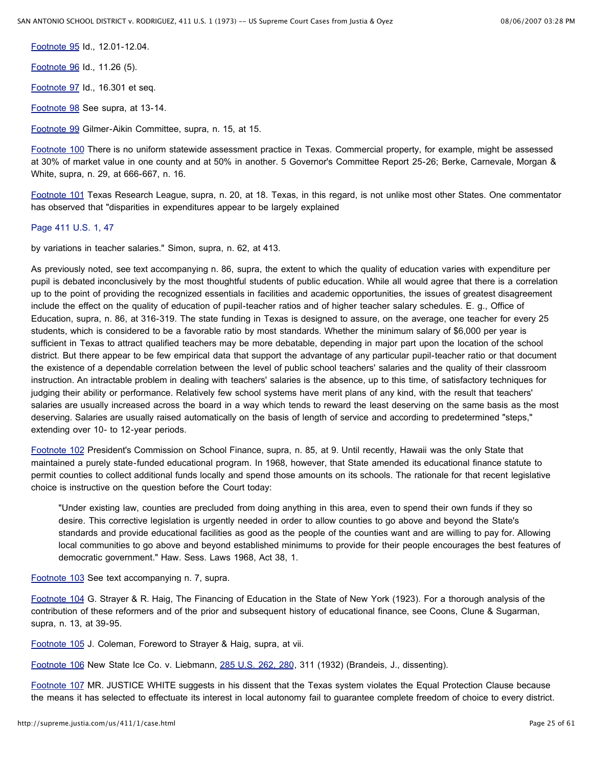Footnote 95 Id., 12.01-12.04.

Footnote 96 Id., 11.26 (5).

Footnote 97 Id., 16.301 et seq.

Footnote 98 See supra, at 13-14.

Footnote 99 Gilmer-Aikin Committee, supra, n. 15, at 15.

Footnote 100 There is no uniform statewide assessment practice in Texas. Commercial property, for example, might be assessed at 30% of market value in one county and at 50% in another. 5 Governor's Committee Report 25-26; Berke, Carnevale, Morgan & White, supra, n. 29, at 666-667, n. 16.

Footnote 101 Texas Research League, supra, n. 20, at 18. Texas, in this regard, is not unlike most other States. One commentator has observed that "disparities in expenditures appear to be largely explained

Page 411 U.S. 1, 47

by variations in teacher salaries." Simon, supra, n. 62, at 413.

As previously noted, see text accompanying n. 86, supra, the extent to which the quality of education varies with expenditure per pupil is debated inconclusively by the most thoughtful students of public education. While all would agree that there is a correlation up to the point of providing the recognized essentials in facilities and academic opportunities, the issues of greatest disagreement include the effect on the quality of education of pupil-teacher ratios and of higher teacher salary schedules. E. g., Office of Education, supra, n. 86, at 316-319. The state funding in Texas is designed to assure, on the average, one teacher for every 25 students, which is considered to be a favorable ratio by most standards. Whether the minimum salary of $6,000 per year is sufficient in Texas to attract qualified teachers may be more debatable, depending in major part upon the location of the school district. But there appear to be few empirical data that support the advantage of any particular pupil-teacher ratio or that document the existence of a dependable correlation between the level of public school teachers' salaries and the quality of their classroom instruction. An intractable problem in dealing with teachers' salaries is the absence, up to this time, of satisfactory techniques for judging their ability or performance. Relatively few school systems have merit plans of any kind, with the result that teachers' salaries are usually increased across the board in a way which tends to reward the least deserving on the same basis as the most deserving. Salaries are usually raised automatically on the basis of length of service and according to predetermined "steps," extending over 10- to 12-year periods.

Footnote 102 President's Commission on School Finance, supra, n. 85, at 9. Until recently, Hawaii was the only State that maintained a purely state-funded educational program. In 1968, however, that State amended its educational finance statute to permit counties to collect additional funds locally and spend those amounts on its schools. The rationale for that recent legislative choice is instructive on the question before the Court today:

> "Under existing law, counties are precluded from doing anything in this area, even to spend their own funds if they so desire. This corrective legislation is urgently needed in order to allow counties to go above and beyond the State's standards and provide educational facilities as good as the people of the counties want and are willing to pay for. Allowing local communities to go above and beyond established minimums to provide for their people encourages the best features of democratic government." Haw. Sess. Laws 1968, Act 38, 1.

Footnote 103 See text accompanying n. 7, supra.

Footnote 104 G. Strayer & R. Haig, The Financing of Education in the State of New York (1923). For a thorough analysis of the contribution of these reformers and of the prior and subsequent history of educational finance, see Coons, Clune & Sugarman, supra, n. 13, at 39-95.

Footnote 105 J. Coleman, Foreword to Strayer & Haig, supra, at vii.

Footnote 106 New State Ice Co. v. Liebmann, 285 U.S. 262, 280, 311 (1932) (Brandeis, J., dissenting).

Footnote 107 MR. JUSTICE WHITE suggests in his dissent that the Texas system violates the Equal Protection Clause because the means it has selected to effectuate its interest in local autonomy fail to guarantee complete freedom of choice to every district.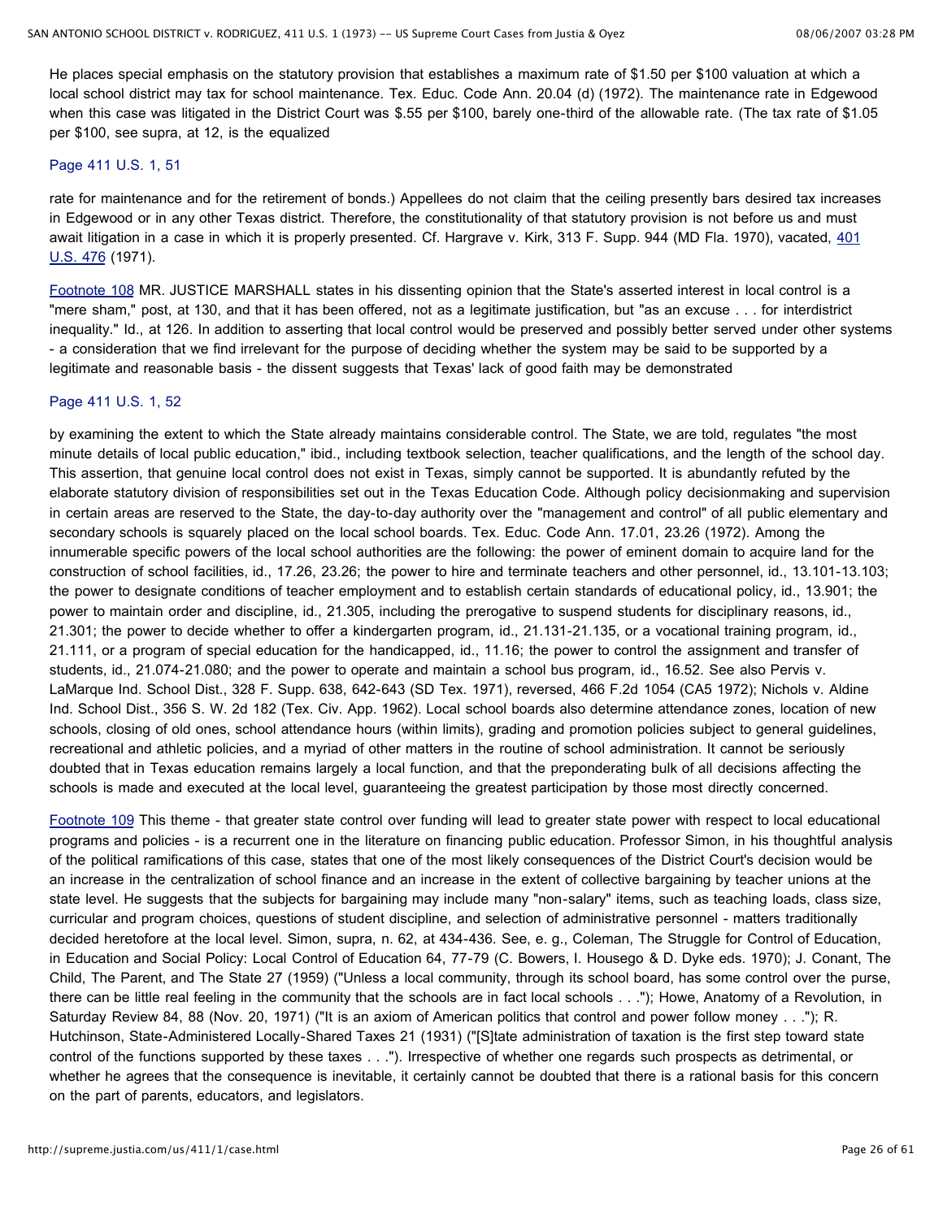He places special emphasis on the statutory provision that establishes a maximum rate of $1.50 per $100 valuation at which a local school district may tax for school maintenance. Tex. Educ. Code Ann. 20.04 (d) (1972). The maintenance rate in Edgewood when this case was litigated in the District Court was $.55 per $100, barely one-third of the allowable rate. (The tax rate of $1.05 per $100, see supra, at 12, is the equalized

Page 411 U.S. 1, 51

rate for maintenance and for the retirement of bonds.) Appellees do not claim that the ceiling presently bars desired tax increases in Edgewood or in any other Texas district. Therefore, the constitutionality of that statutory provision is not before us and must await litigation in a case in which it is properly presented. Cf. Hargrave v. Kirk, 313 F. Supp. 944 (MD Fla. 1970), vacated, 401 U.S. 476 (1971).

Footnote 108 MR. JUSTICE MARSHALL states in his dissenting opinion that the State's asserted interest in local control is a "mere sham," post, at 130, and that it has been offered, not as a legitimate justification, but "as an excuse . . . for interdistrict inequality." Id., at 126. In addition to asserting that local control would be preserved and possibly better served under other systems - a consideration that we find irrelevant for the purpose of deciding whether the system may be said to be supported by a legitimate and reasonable basis - the dissent suggests that Texas' lack of good faith may be demonstrated

Page 411 U.S. 1, 52

by examining the extent to which the State already maintains considerable control. The State, we are told, regulates "the most minute details of local public education," ibid., including textbook selection, teacher qualifications, and the length of the school day. This assertion, that genuine local control does not exist in Texas, simply cannot be supported. It is abundantly refuted by the elaborate statutory division of responsibilities set out in the Texas Education Code. Although policy decisionmaking and supervision in certain areas are reserved to the State, the day-to-day authority over the "management and control" of all public elementary and secondary schools is squarely placed on the local school boards. Tex. Educ. Code Ann. 17.01, 23.26 (1972). Among the innumerable specific powers of the local school authorities are the following: the power of eminent domain to acquire land for the construction of school facilities, id., 17.26, 23.26; the power to hire and terminate teachers and other personnel, id., 13.101-13.103; the power to designate conditions of teacher employment and to establish certain standards of educational policy, id., 13.901; the power to maintain order and discipline, id., 21.305, including the prerogative to suspend students for disciplinary reasons, id., 21.301; the power to decide whether to offer a kindergarten program, id., 21.131-21.135, or a vocational training program, id., 21.111, or a program of special education for the handicapped, id., 11.16; the power to control the assignment and transfer of students, id., 21.074-21.080; and the power to operate and maintain a school bus program, id., 16.52. See also Pervis v. LaMarque Ind. School Dist., 328 F. Supp. 638, 642-643 (SD Tex. 1971), reversed, 466 F.2d 1054 (CA5 1972); Nichols v. Aldine Ind. School Dist., 356 S. W. 2d 182 (Tex. Civ. App. 1962). Local school boards also determine attendance zones, location of new schools, closing of old ones, school attendance hours (within limits), grading and promotion policies subject to general guidelines, recreational and athletic policies, and a myriad of other matters in the routine of school administration. It cannot be seriously doubted that in Texas education remains largely a local function, and that the preponderating bulk of all decisions affecting the schools is made and executed at the local level, guaranteeing the greatest participation by those most directly concerned.

Footnote 109 This theme - that greater state control over funding will lead to greater state power with respect to local educational programs and policies - is a recurrent one in the literature on financing public education. Professor Simon, in his thoughtful analysis of the political ramifications of this case, states that one of the most likely consequences of the District Court's decision would be an increase in the centralization of school finance and an increase in the extent of collective bargaining by teacher unions at the state level. He suggests that the subjects for bargaining may include many "non-salary" items, such as teaching loads, class size, curricular and program choices, questions of student discipline, and selection of administrative personnel - matters traditionally decided heretofore at the local level. Simon, supra, n. 62, at 434-436. See, e. g., Coleman, The Struggle for Control of Education, in Education and Social Policy: Local Control of Education 64, 77-79 (C. Bowers, I. Housego & D. Dyke eds. 1970); J. Conant, The Child, The Parent, and The State 27 (1959) ("Unless a local community, through its school board, has some control over the purse, there can be little real feeling in the community that the schools are in fact local schools . . ."); Howe, Anatomy of a Revolution, in Saturday Review 84, 88 (Nov. 20, 1971) ("It is an axiom of American politics that control and power follow money . . ."); R. Hutchinson, State-Administered Locally-Shared Taxes 21 (1931) ("[S]tate administration of taxation is the first step toward state control of the functions supported by these taxes . . ."). Irrespective of whether one regards such prospects as detrimental, or whether he agrees that the consequence is inevitable, it certainly cannot be doubted that there is a rational basis for this concern on the part of parents, educators, and legislators.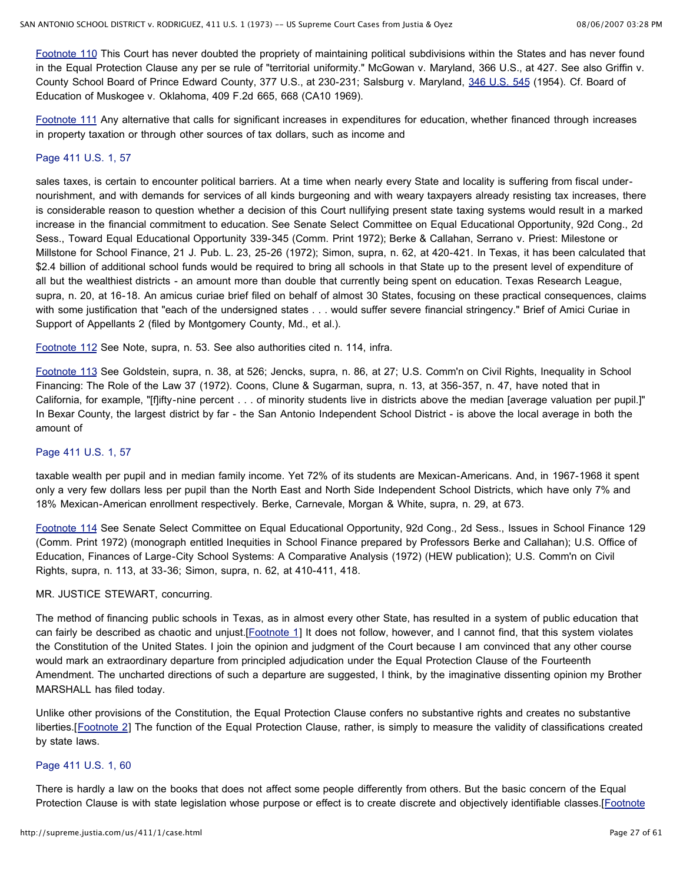Footnote 110 This Court has never doubted the propriety of maintaining political subdivisions within the States and has never found in the Equal Protection Clause any per se rule of "territorial uniformity." McGowan v. Maryland, 366 U.S., at 427. See also Griffin v. County School Board of Prince Edward County, 377 U.S., at 230-231; Salsburg v. Maryland, 346 U.S. 545 (1954). Cf. Board of Education of Muskogee v. Oklahoma, 409 F.2d 665, 668 (CA10 1969).

Footnote 111 Any alternative that calls for significant increases in expenditures for education, whether financed through increases in property taxation or through other sources of tax dollars, such as income and

Page 411 U.S. 1, 57

sales taxes, is certain to encounter political barriers. At a time when nearly every State and locality is suffering from fiscal under-nourishment, and with demands for services of all kinds burgeoning and with weary taxpayers already resisting tax increases, there is considerable reason to question whether a decision of this Court nullifying present state taxing systems would result in a marked increase in the financial commitment to education. See Senate Select Committee on Equal Educational Opportunity, 92d Cong., 2d Sess., Toward Equal Educational Opportunity 339-345 (Comm. Print 1972); Berke & Callahan, Serrano v. Priest: Milestone or Millstone for School Finance, 21 J. Pub. L. 23, 25-26 (1972); Simon, supra, n. 62, at 420-421. In Texas, it has been calculated that $2.4 billion of additional school funds would be required to bring all schools in that State up to the present level of expenditure of all but the wealthiest districts - an amount more than double that currently being spent on education. Texas Research League, supra, n. 20, at 16-18. An amicus curiae brief filed on behalf of almost 30 States, focusing on these practical consequences, claims with some justification that "each of the undersigned states . . . would suffer severe financial stringency." Brief of Amici Curiae in Support of Appellants 2 (filed by Montgomery County, Md., et al.).

Footnote 112 See Note, supra, n. 53. See also authorities cited n. 114, infra.

Footnote 113 See Goldstein, supra, n. 38, at 526; Jencks, supra, n. 86, at 27; U.S. Comm'n on Civil Rights, Inequality in School Financing: The Role of the Law 37 (1972). Coons, Clune & Sugarman, supra, n. 13, at 356-357, n. 47, have noted that in California, for example, "[f]ifty-nine percent . . . of minority students live in districts above the median [average valuation per pupil.]" In Bexar County, the largest district by far - the San Antonio Independent School District - is above the local average in both the amount of

Page 411 U.S. 1, 57

taxable wealth per pupil and in median family income. Yet 72% of its students are Mexican-Americans. And, in 1967-1968 it spent only a very few dollars less per pupil than the North East and North Side Independent School Districts, which have only 7% and 18% Mexican-American enrollment respectively. Berke, Carnevale, Morgan & White, supra, n. 29, at 673.

Footnote 114 See Senate Select Committee on Equal Educational Opportunity, 92d Cong., 2d Sess., Issues in School Finance 129 (Comm. Print 1972) (monograph entitled Inequities in School Finance prepared by Professors Berke and Callahan); U.S. Office of Education, Finances of Large-City School Systems: A Comparative Analysis (1972) (HEW publication); U.S. Comm'n on Civil Rights, supra, n. 113, at 33-36; Simon, supra, n. 62, at 410-411, 418.

MR. JUSTICE STEWART, concurring.

The method of financing public schools in Texas, as in almost every other State, has resulted in a system of public education that can fairly be described as chaotic and unjust.[Footnote 1] It does not follow, however, and I cannot find, that this system violates the Constitution of the United States. I join the opinion and judgment of the Court because I am convinced that any other course would mark an extraordinary departure from principled adjudication under the Equal Protection Clause of the Fourteenth Amendment. The uncharted directions of such a departure are suggested, I think, by the imaginative dissenting opinion my Brother MARSHALL has filed today.

Unlike other provisions of the Constitution, the Equal Protection Clause confers no substantive rights and creates no substantive liberties.[Footnote 2] The function of the Equal Protection Clause, rather, is simply to measure the validity of classifications created by state laws.

Page 411 U.S. 1, 60

There is hardly a law on the books that does not affect some people differently from others. But the basic concern of the Equal Protection Clause is with state legislation whose purpose or effect is to create discrete and objectively identifiable classes.[Footnote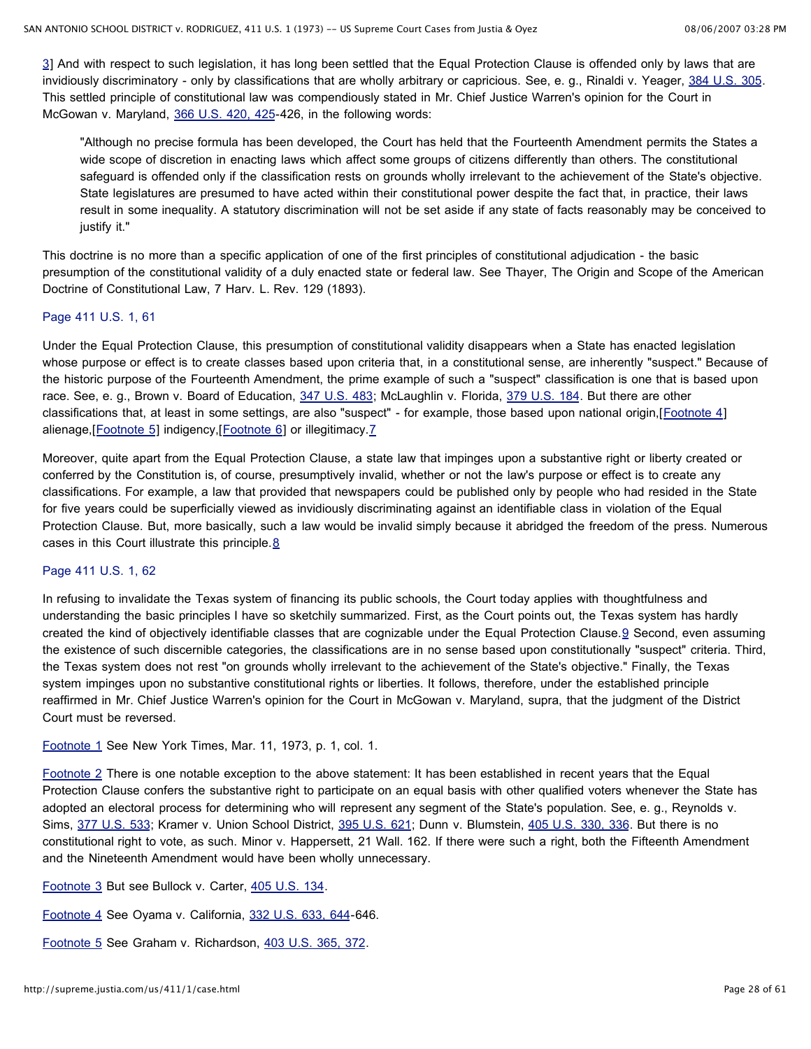3] And with respect to such legislation, it has long been settled that the Equal Protection Clause is offended only by laws that are invidiously discriminatory - only by classifications that are wholly arbitrary or capricious. See, e. g., Rinaldi v. Yeager, 384 U.S. 305. This settled principle of constitutional law was compendiously stated in Mr. Chief Justice Warren's opinion for the Court in McGowan v. Maryland, 366 U.S. 420, 425-426, in the following words:

> "Although no precise formula has been developed, the Court has held that the Fourteenth Amendment permits the States a wide scope of discretion in enacting laws which affect some groups of citizens differently than others. The constitutional safeguard is offended only if the classification rests on grounds wholly irrelevant to the achievement of the State's objective. State legislatures are presumed to have acted within their constitutional power despite the fact that, in practice, their laws result in some inequality. A statutory discrimination will not be set aside if any state of facts reasonably may be conceived to justify it."

This doctrine is no more than a specific application of one of the first principles of constitutional adjudication - the basic presumption of the constitutional validity of a duly enacted state or federal law. See Thayer, The Origin and Scope of the American Doctrine of Constitutional Law, 7 Harv. L. Rev. 129 (1893).

Page 411 U.S. 1, 61

Under the Equal Protection Clause, this presumption of constitutional validity disappears when a State has enacted legislation whose purpose or effect is to create classes based upon criteria that, in a constitutional sense, are inherently "suspect." Because of the historic purpose of the Fourteenth Amendment, the prime example of such a "suspect" classification is one that is based upon race. See, e. g., Brown v. Board of Education, 347 U.S. 483; McLaughlin v. Florida, 379 U.S. 184. But there are other classifications that, at least in some settings, are also "suspect" - for example, those based upon national origin,[Footnote 4] alienage,[Footnote 5] indigency,[Footnote 6] or illegitimacy.7

Moreover, quite apart from the Equal Protection Clause, a state law that impinges upon a substantive right or liberty created or conferred by the Constitution is, of course, presumptively invalid, whether or not the law's purpose or effect is to create any classifications. For example, a law that provided that newspapers could be published only by people who had resided in the State for five years could be superficially viewed as invidiously discriminating against an identifiable class in violation of the Equal Protection Clause. But, more basically, such a law would be invalid simply because it abridged the freedom of the press. Numerous cases in this Court illustrate this principle.8

Page 411 U.S. 1, 62

In refusing to invalidate the Texas system of financing its public schools, the Court today applies with thoughtfulness and understanding the basic principles I have so sketchily summarized. First, as the Court points out, the Texas system has hardly created the kind of objectively identifiable classes that are cognizable under the Equal Protection Clause.9 Second, even assuming the existence of such discernible categories, the classifications are in no sense based upon constitutionally "suspect" criteria. Third, the Texas system does not rest "on grounds wholly irrelevant to the achievement of the State's objective." Finally, the Texas system impinges upon no substantive constitutional rights or liberties. It follows, therefore, under the established principle reaffirmed in Mr. Chief Justice Warren's opinion for the Court in McGowan v. Maryland, supra, that the judgment of the District Court must be reversed.

Footnote 1 See New York Times, Mar. 11, 1973, p. 1, col. 1.

Footnote 2 There is one notable exception to the above statement: It has been established in recent years that the Equal Protection Clause confers the substantive right to participate on an equal basis with other qualified voters whenever the State has adopted an electoral process for determining who will represent any segment of the State's population. See, e. g., Reynolds v. Sims, 377 U.S. 533; Kramer v. Union School District, 395 U.S. 621; Dunn v. Blumstein, 405 U.S. 330, 336. But there is no constitutional right to vote, as such. Minor v. Happersett, 21 Wall. 162. If there were such a right, both the Fifteenth Amendment and the Nineteenth Amendment would have been wholly unnecessary.

Footnote 3 But see Bullock v. Carter, 405 U.S. 134.

Footnote 4 See Oyama v. California, 332 U.S. 633, 644-646.

Footnote 5 See Graham v. Richardson, 403 U.S. 365, 372.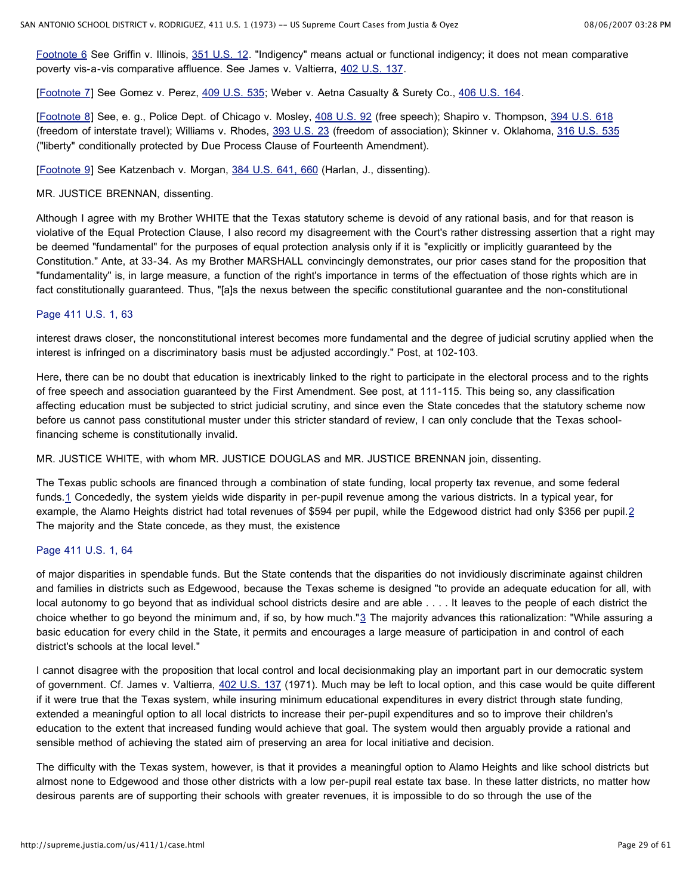Footnote 6 See Griffin v. Illinois, 351 U.S. 12. "Indigency" means actual or functional indigency; it does not mean comparative poverty vis-a-vis comparative affluence. See James v. Valtierra, 402 U.S. 137.

[Footnote 7] See Gomez v. Perez, 409 U.S. 535; Weber v. Aetna Casualty & Surety Co., 406 U.S. 164.

[Footnote 8] See, e. g., Police Dept. of Chicago v. Mosley, 408 U.S. 92 (free speech); Shapiro v. Thompson, 394 U.S. 618 (freedom of interstate travel); Williams v. Rhodes, 393 U.S. 23 (freedom of association); Skinner v. Oklahoma, 316 U.S. 535 ("liberty" conditionally protected by Due Process Clause of Fourteenth Amendment).

[Footnote 9] See Katzenbach v. Morgan, 384 U.S. 641, 660 (Harlan, J., dissenting).

MR. JUSTICE BRENNAN, dissenting.

Although I agree with my Brother WHITE that the Texas statutory scheme is devoid of any rational basis, and for that reason is violative of the Equal Protection Clause, I also record my disagreement with the Court's rather distressing assertion that a right may be deemed "fundamental" for the purposes of equal protection analysis only if it is "explicitly or implicitly guaranteed by the Constitution." Ante, at 33-34. As my Brother MARSHALL convincingly demonstrates, our prior cases stand for the proposition that "fundamentality" is, in large measure, a function of the right's importance in terms of the effectuation of those rights which are in fact constitutionally guaranteed. Thus, "[a]s the nexus between the specific constitutional guarantee and the non-constitutional

Page 411 U.S. 1, 63

interest draws closer, the nonconstitutional interest becomes more fundamental and the degree of judicial scrutiny applied when the interest is infringed on a discriminatory basis must be adjusted accordingly." Post, at 102-103.

Here, there can be no doubt that education is inextricably linked to the right to participate in the electoral process and to the rights of free speech and association guaranteed by the First Amendment. See post, at 111-115. This being so, any classification affecting education must be subjected to strict judicial scrutiny, and since even the State concedes that the statutory scheme now before us cannot pass constitutional muster under this stricter standard of review, I can only conclude that the Texas school-financing scheme is constitutionally invalid.

MR. JUSTICE WHITE, with whom MR. JUSTICE DOUGLAS and MR. JUSTICE BRENNAN join, dissenting.

The Texas public schools are financed through a combination of state funding, local property tax revenue, and some federal funds.[1] Concededly, the system yields wide disparity in per-pupil revenue among the various districts. In a typical year, for example, the Alamo Heights district had total revenues of $594 per pupil, while the Edgewood district had only $356 per pupil.[2] The majority and the State concede, as they must, the existence

Page 411 U.S. 1, 64

of major disparities in spendable funds. But the State contends that the disparities do not invidiously discriminate against children and families in districts such as Edgewood, because the Texas scheme is designed "to provide an adequate education for all, with local autonomy to go beyond that as individual school districts desire and are able . . . . It leaves to the people of each district the choice whether to go beyond the minimum and, if so, by how much."[3] The majority advances this rationalization: "While assuring a basic education for every child in the State, it permits and encourages a large measure of participation in and control of each district's schools at the local level."

I cannot disagree with the proposition that local control and local decisionmaking play an important part in our democratic system of government. Cf. James v. Valtierra, 402 U.S. 137 (1971). Much may be left to local option, and this case would be quite different if it were true that the Texas system, while insuring minimum educational expenditures in every district through state funding, extended a meaningful option to all local districts to increase their per-pupil expenditures and so to improve their children's education to the extent that increased funding would achieve that goal. The system would then arguably provide a rational and sensible method of achieving the stated aim of preserving an area for local initiative and decision.

The difficulty with the Texas system, however, is that it provides a meaningful option to Alamo Heights and like school districts but almost none to Edgewood and those other districts with a low per-pupil real estate tax base. In these latter districts, no matter how desirous parents are of supporting their schools with greater revenues, it is impossible to do so through the use of the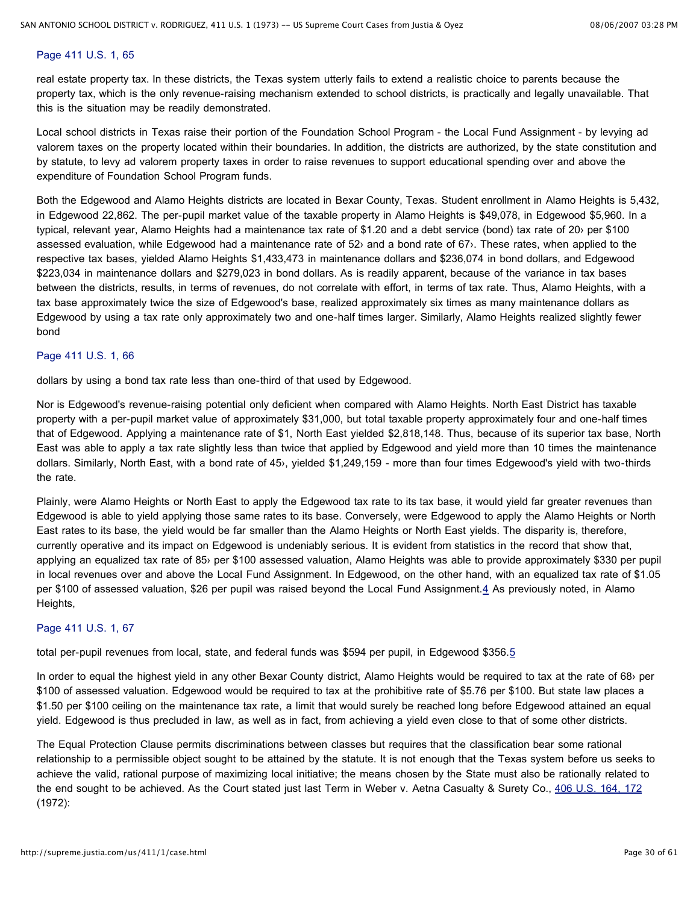Page 411 U.S. 1, 65

real estate property tax. In these districts, the Texas system utterly fails to extend a realistic choice to parents because the property tax, which is the only revenue-raising mechanism extended to school districts, is practically and legally unavailable. That this is the situation may be readily demonstrated.

Local school districts in Texas raise their portion of the Foundation School Program - the Local Fund Assignment - by levying ad valorem taxes on the property located within their boundaries. In addition, the districts are authorized, by the state constitution and by statute, to levy ad valorem property taxes in order to raise revenues to support educational spending over and above the expenditure of Foundation School Program funds.

Both the Edgewood and Alamo Heights districts are located in Bexar County, Texas. Student enrollment in Alamo Heights is 5,432, in Edgewood 22,862. The per-pupil market value of the taxable property in Alamo Heights is $49,078, in Edgewood $5,960. In a typical, relevant year, Alamo Heights had a maintenance tax rate of $1.20 and a debt service (bond) tax rate of 20› per $100 assessed evaluation, while Edgewood had a maintenance rate of 52› and a bond rate of 67›. These rates, when applied to the respective tax bases, yielded Alamo Heights $1,433,473 in maintenance dollars and $236,074 in bond dollars, and Edgewood $223,034 in maintenance dollars and $279,023 in bond dollars. As is readily apparent, because of the variance in tax bases between the districts, results, in terms of revenues, do not correlate with effort, in terms of tax rate. Thus, Alamo Heights, with a tax base approximately twice the size of Edgewood's base, realized approximately six times as many maintenance dollars as Edgewood by using a tax rate only approximately two and one-half times larger. Similarly, Alamo Heights realized slightly fewer bond

Page 411 U.S. 1, 66

dollars by using a bond tax rate less than one-third of that used by Edgewood.

Nor is Edgewood's revenue-raising potential only deficient when compared with Alamo Heights. North East District has taxable property with a per-pupil market value of approximately $31,000, but total taxable property approximately four and one-half times that of Edgewood. Applying a maintenance rate of $1, North East yielded $2,818,148. Thus, because of its superior tax base, North East was able to apply a tax rate slightly less than twice that applied by Edgewood and yield more than 10 times the maintenance dollars. Similarly, North East, with a bond rate of 45›, yielded $1,249,159 - more than four times Edgewood's yield with two-thirds the rate.

Plainly, were Alamo Heights or North East to apply the Edgewood tax rate to its tax base, it would yield far greater revenues than Edgewood is able to yield applying those same rates to its base. Conversely, were Edgewood to apply the Alamo Heights or North East rates to its base, the yield would be far smaller than the Alamo Heights or North East yields. The disparity is, therefore, currently operative and its impact on Edgewood is undeniably serious. It is evident from statistics in the record that show that, applying an equalized tax rate of 85› per $100 assessed valuation, Alamo Heights was able to provide approximately $330 per pupil in local revenues over and above the Local Fund Assignment. In Edgewood, on the other hand, with an equalized tax rate of $1.05 per $100 of assessed valuation, $26 per pupil was raised beyond the Local Fund Assignment.[4] As previously noted, in Alamo Heights,

Page 411 U.S. 1, 67

total per-pupil revenues from local, state, and federal funds was $594 per pupil, in Edgewood $356.[5]

In order to equal the highest yield in any other Bexar County district, Alamo Heights would be required to tax at the rate of 68› per $100 of assessed valuation. Edgewood would be required to tax at the prohibitive rate of $5.76 per $100. But state law places a $1.50 per $100 ceiling on the maintenance tax rate, a limit that would surely be reached long before Edgewood attained an equal yield. Edgewood is thus precluded in law, as well as in fact, from achieving a yield even close to that of some other districts.

The Equal Protection Clause permits discriminations between classes but requires that the classification bear some rational relationship to a permissible object sought to be attained by the statute. It is not enough that the Texas system before us seeks to achieve the valid, rational purpose of maximizing local initiative; the means chosen by the State must also be rationally related to the end sought to be achieved. As the Court stated just last Term in Weber v. Aetna Casualty & Surety Co., 406 U.S. 164, 172 (1972):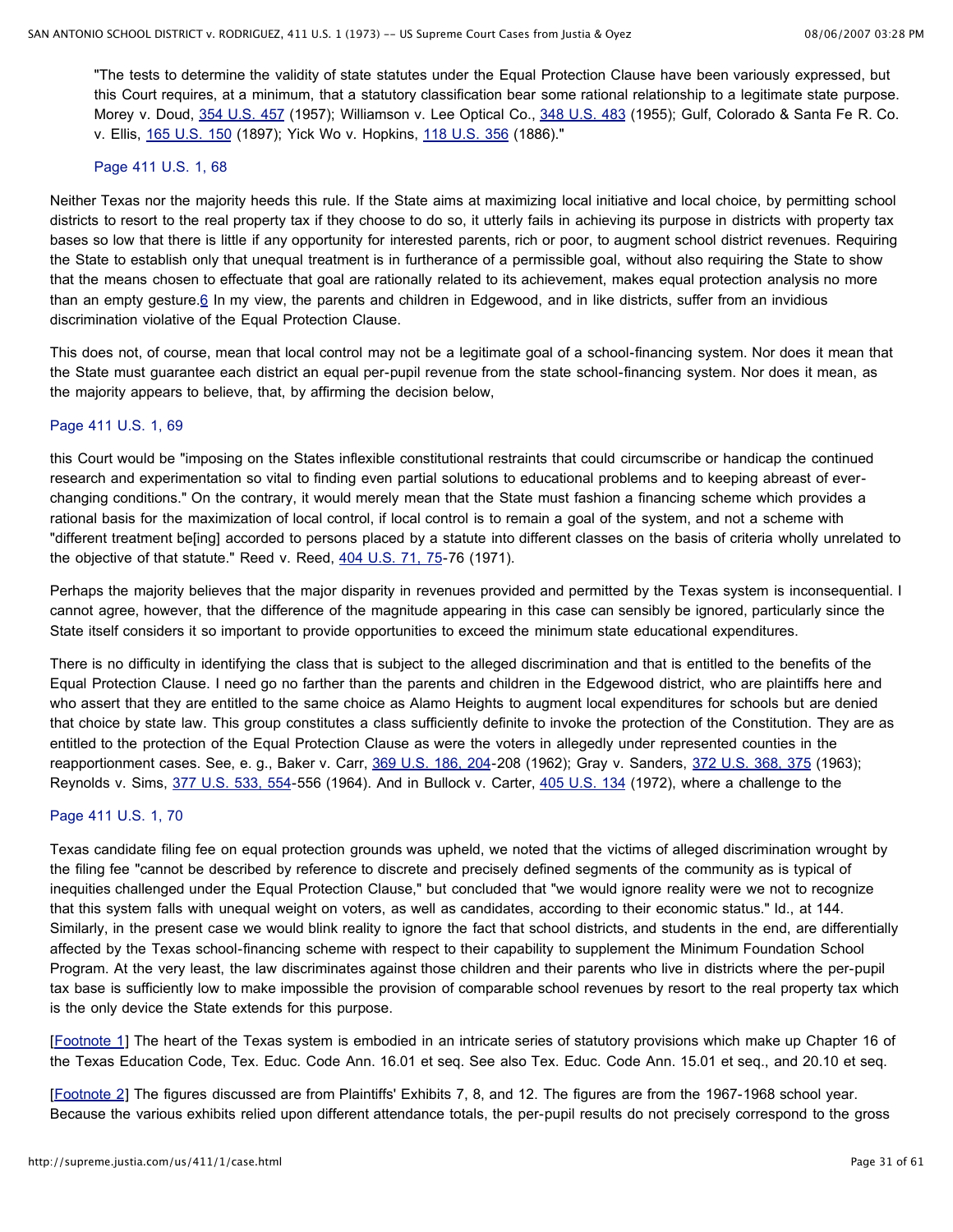"The tests to determine the validity of state statutes under the Equal Protection Clause have been variously expressed, but this Court requires, at a minimum, that a statutory classification bear some rational relationship to a legitimate state purpose. Morey v. Doud, 354 U.S. 457 (1957); Williamson v. Lee Optical Co., 348 U.S. 483 (1955); Gulf, Colorado & Santa Fe R. Co. v. Ellis, 165 U.S. 150 (1897); Yick Wo v. Hopkins, 118 U.S. 356 (1886)."

Page 411 U.S. 1, 68

Neither Texas nor the majority heeds this rule. If the State aims at maximizing local initiative and local choice, by permitting school districts to resort to the real property tax if they choose to do so, it utterly fails in achieving its purpose in districts with property tax bases so low that there is little if any opportunity for interested parents, rich or poor, to augment school district revenues. Requiring the State to establish only that unequal treatment is in furtherance of a permissible goal, without also requiring the State to show that the means chosen to effectuate that goal are rationally related to its achievement, makes equal protection analysis no more than an empty gesture.6 In my view, the parents and children in Edgewood, and in like districts, suffer from an invidious discrimination violative of the Equal Protection Clause.

This does not, of course, mean that local control may not be a legitimate goal of a school-financing system. Nor does it mean that the State must guarantee each district an equal per-pupil revenue from the state school-financing system. Nor does it mean, as the majority appears to believe, that, by affirming the decision below,

Page 411 U.S. 1, 69

this Court would be "imposing on the States inflexible constitutional restraints that could circumscribe or handicap the continued research and experimentation so vital to finding even partial solutions to educational problems and to keeping abreast of ever-changing conditions." On the contrary, it would merely mean that the State must fashion a financing scheme which provides a rational basis for the maximization of local control, if local control is to remain a goal of the system, and not a scheme with "different treatment be[ing] accorded to persons placed by a statute into different classes on the basis of criteria wholly unrelated to the objective of that statute." Reed v. Reed, 404 U.S. 71, 75-76 (1971).

Perhaps the majority believes that the major disparity in revenues provided and permitted by the Texas system is inconsequential. I cannot agree, however, that the difference of the magnitude appearing in this case can sensibly be ignored, particularly since the State itself considers it so important to provide opportunities to exceed the minimum state educational expenditures.

There is no difficulty in identifying the class that is subject to the alleged discrimination and that is entitled to the benefits of the Equal Protection Clause. I need go no farther than the parents and children in the Edgewood district, who are plaintiffs here and who assert that they are entitled to the same choice as Alamo Heights to augment local expenditures for schools but are denied that choice by state law. This group constitutes a class sufficiently definite to invoke the protection of the Constitution. They are as entitled to the protection of the Equal Protection Clause as were the voters in allegedly under represented counties in the reapportionment cases. See, e. g., Baker v. Carr, 369 U.S. 186, 204-208 (1962); Gray v. Sanders, 372 U.S. 368, 375 (1963); Reynolds v. Sims, 377 U.S. 533, 554-556 (1964). And in Bullock v. Carter, 405 U.S. 134 (1972), where a challenge to the

Page 411 U.S. 1, 70

Texas candidate filing fee on equal protection grounds was upheld, we noted that the victims of alleged discrimination wrought by the filing fee "cannot be described by reference to discrete and precisely defined segments of the community as is typical of inequities challenged under the Equal Protection Clause," but concluded that "we would ignore reality were we not to recognize that this system falls with unequal weight on voters, as well as candidates, according to their economic status." Id., at 144. Similarly, in the present case we would blink reality to ignore the fact that school districts, and students in the end, are differentially affected by the Texas school-financing scheme with respect to their capability to supplement the Minimum Foundation School Program. At the very least, the law discriminates against those children and their parents who live in districts where the per-pupil tax base is sufficiently low to make impossible the provision of comparable school revenues by resort to the real property tax which is the only device the State extends for this purpose.

[Footnote 1] The heart of the Texas system is embodied in an intricate series of statutory provisions which make up Chapter 16 of the Texas Education Code, Tex. Educ. Code Ann. 16.01 et seq. See also Tex. Educ. Code Ann. 15.01 et seq., and 20.10 et seq.

[Footnote 2] The figures discussed are from Plaintiffs' Exhibits 7, 8, and 12. The figures are from the 1967-1968 school year. Because the various exhibits relied upon different attendance totals, the per-pupil results do not precisely correspond to the gross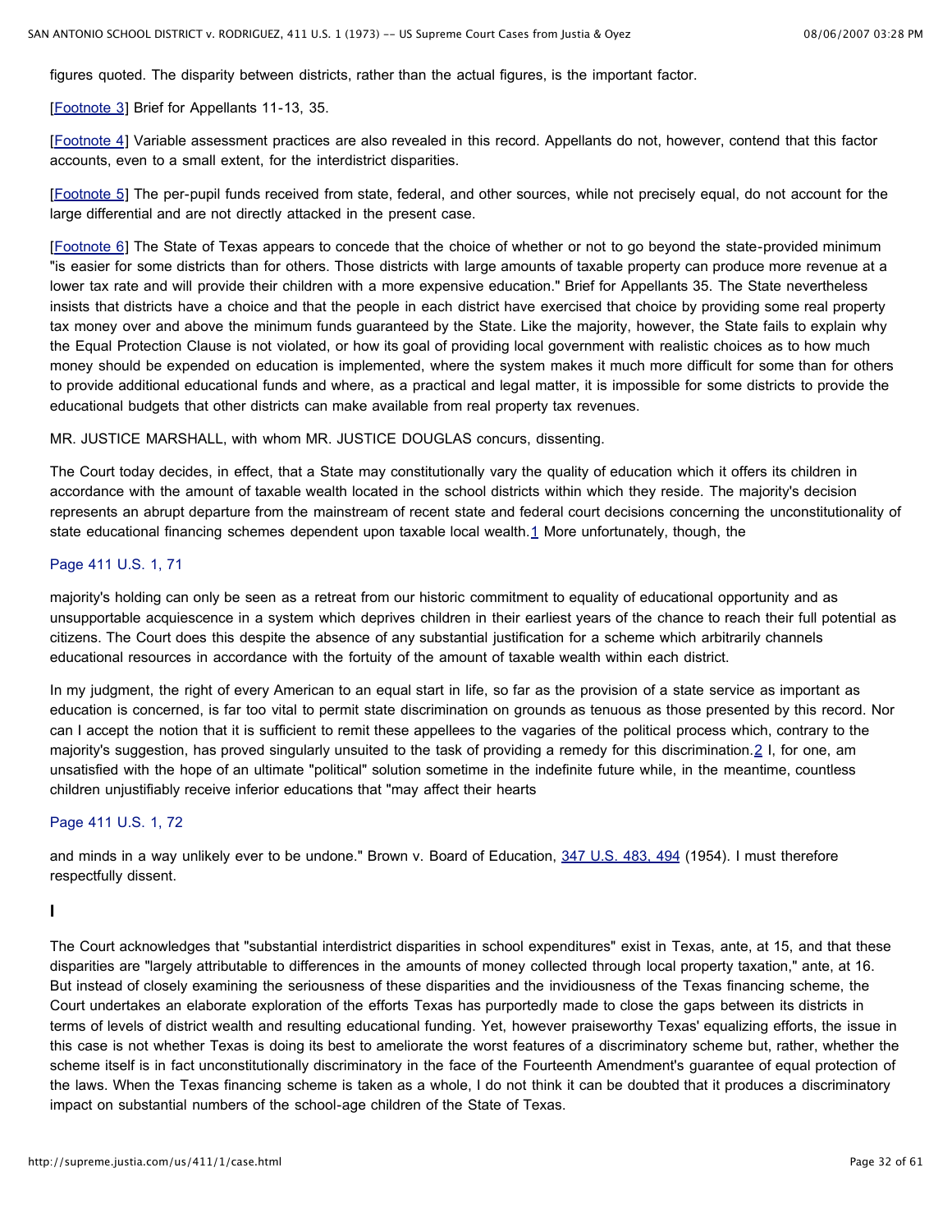figures quoted. The disparity between districts, rather than the actual figures, is the important factor.

[Footnote 3] Brief for Appellants 11-13, 35.

[Footnote 4] Variable assessment practices are also revealed in this record. Appellants do not, however, contend that this factor accounts, even to a small extent, for the interdistrict disparities.

[Footnote 5] The per-pupil funds received from state, federal, and other sources, while not precisely equal, do not account for the large differential and are not directly attacked in the present case.

[Footnote 6] The State of Texas appears to concede that the choice of whether or not to go beyond the state-provided minimum "is easier for some districts than for others. Those districts with large amounts of taxable property can produce more revenue at a lower tax rate and will provide their children with a more expensive education." Brief for Appellants 35. The State nevertheless insists that districts have a choice and that the people in each district have exercised that choice by providing some real property tax money over and above the minimum funds guaranteed by the State. Like the majority, however, the State fails to explain why the Equal Protection Clause is not violated, or how its goal of providing local government with realistic choices as to how much money should be expended on education is implemented, where the system makes it much more difficult for some than for others to provide additional educational funds and where, as a practical and legal matter, it is impossible for some districts to provide the educational budgets that other districts can make available from real property tax revenues.

MR. JUSTICE MARSHALL, with whom MR. JUSTICE DOUGLAS concurs, dissenting.

The Court today decides, in effect, that a State may constitutionally vary the quality of education which it offers its children in accordance with the amount of taxable wealth located in the school districts within which they reside. The majority's decision represents an abrupt departure from the mainstream of recent state and federal court decisions concerning the unconstitutionality of state educational financing schemes dependent upon taxable local wealth.[1] More unfortunately, though, the

Page 411 U.S. 1, 71

majority's holding can only be seen as a retreat from our historic commitment to equality of educational opportunity and as unsupportable acquiescence in a system which deprives children in their earliest years of the chance to reach their full potential as citizens. The Court does this despite the absence of any substantial justification for a scheme which arbitrarily channels educational resources in accordance with the fortuity of the amount of taxable wealth within each district.

In my judgment, the right of every American to an equal start in life, so far as the provision of a state service as important as education is concerned, is far too vital to permit state discrimination on grounds as tenuous as those presented by this record. Nor can I accept the notion that it is sufficient to remit these appellees to the vagaries of the political process which, contrary to the majority's suggestion, has proved singularly unsuited to the task of providing a remedy for this discrimination.[2] I, for one, am unsatisfied with the hope of an ultimate "political" solution sometime in the indefinite future while, in the meantime, countless children unjustifiably receive inferior educations that "may affect their hearts

Page 411 U.S. 1, 72

and minds in a way unlikely ever to be undone." Brown v. Board of Education, 347 U.S. 483, 494 (1954). I must therefore respectfully dissent.

## I

The Court acknowledges that "substantial interdistrict disparities in school expenditures" exist in Texas, ante, at 15, and that these disparities are "largely attributable to differences in the amounts of money collected through local property taxation," ante, at 16. But instead of closely examining the seriousness of these disparities and the invidiousness of the Texas financing scheme, the Court undertakes an elaborate exploration of the efforts Texas has purportedly made to close the gaps between its districts in terms of levels of district wealth and resulting educational funding. Yet, however praiseworthy Texas' equalizing efforts, the issue in this case is not whether Texas is doing its best to ameliorate the worst features of a discriminatory scheme but, rather, whether the scheme itself is in fact unconstitutionally discriminatory in the face of the Fourteenth Amendment's guarantee of equal protection of the laws. When the Texas financing scheme is taken as a whole, I do not think it can be doubted that it produces a discriminatory impact on substantial numbers of the school-age children of the State of Texas.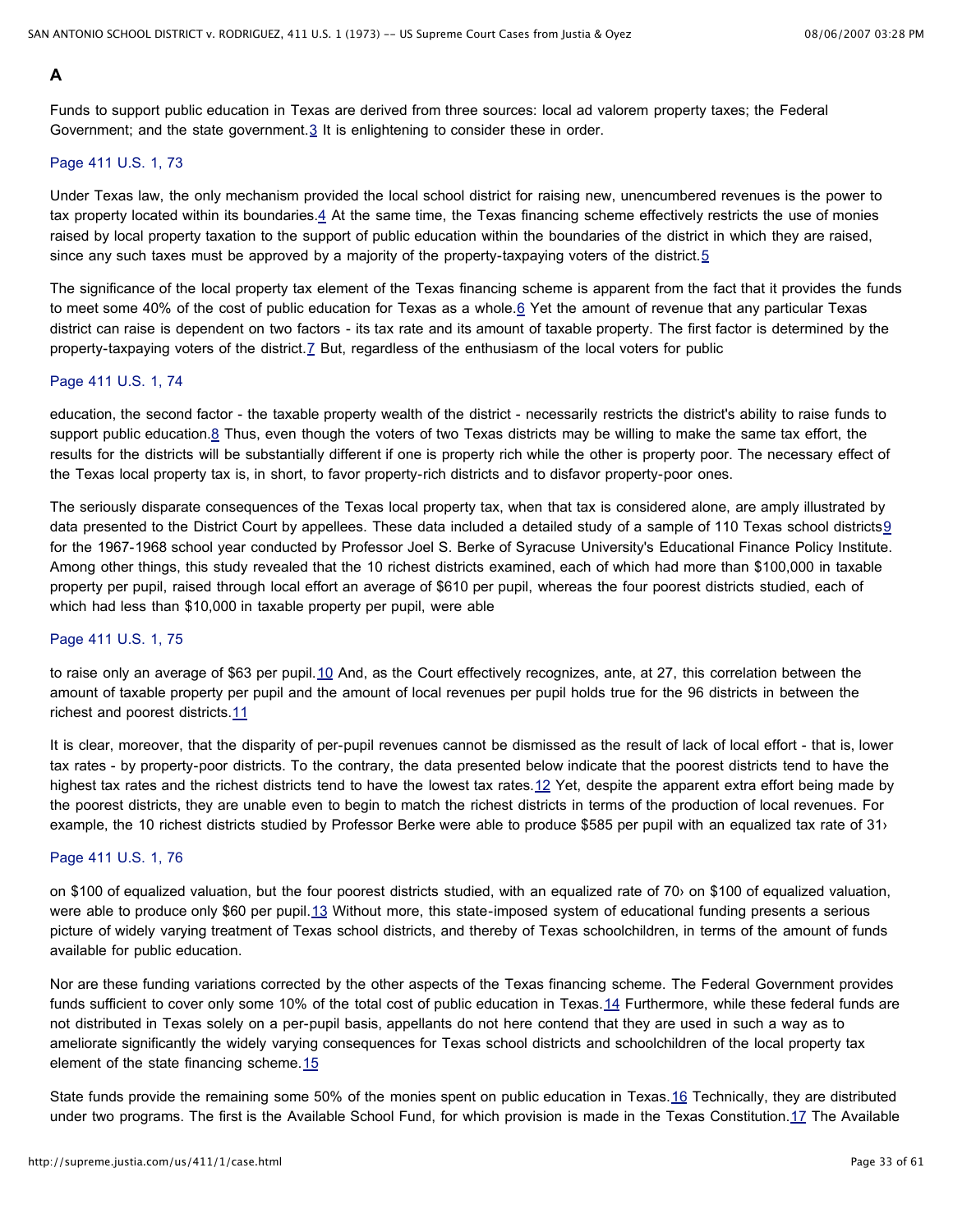### A

Funds to support public education in Texas are derived from three sources: local ad valorem property taxes; the Federal Government; and the state government.[3] It is enlightening to consider these in order.

Page 411 U.S. 1, 73

Under Texas law, the only mechanism provided the local school district for raising new, unencumbered revenues is the power to tax property located within its boundaries.[4] At the same time, the Texas financing scheme effectively restricts the use of monies raised by local property taxation to the support of public education within the boundaries of the district in which they are raised, since any such taxes must be approved by a majority of the property-taxpaying voters of the district.[5]

The significance of the local property tax element of the Texas financing scheme is apparent from the fact that it provides the funds to meet some 40% of the cost of public education for Texas as a whole.[6] Yet the amount of revenue that any particular Texas district can raise is dependent on two factors - its tax rate and its amount of taxable property. The first factor is determined by the property-taxpaying voters of the district.[7] But, regardless of the enthusiasm of the local voters for public

Page 411 U.S. 1, 74

education, the second factor - the taxable property wealth of the district - necessarily restricts the district's ability to raise funds to support public education.[8] Thus, even though the voters of two Texas districts may be willing to make the same tax effort, the results for the districts will be substantially different if one is property rich while the other is property poor. The necessary effect of the Texas local property tax is, in short, to favor property-rich districts and to disfavor property-poor ones.

The seriously disparate consequences of the Texas local property tax, when that tax is considered alone, are amply illustrated by data presented to the District Court by appellees. These data included a detailed study of a sample of 110 Texas school districts[9] for the 1967-1968 school year conducted by Professor Joel S. Berke of Syracuse University's Educational Finance Policy Institute. Among other things, this study revealed that the 10 richest districts examined, each of which had more than $100,000 in taxable property per pupil, raised through local effort an average of $610 per pupil, whereas the four poorest districts studied, each of which had less than $10,000 in taxable property per pupil, were able

Page 411 U.S. 1, 75

to raise only an average of $63 per pupil.[10] And, as the Court effectively recognizes, ante, at 27, this correlation between the amount of taxable property per pupil and the amount of local revenues per pupil holds true for the 96 districts in between the richest and poorest districts.[11]

It is clear, moreover, that the disparity of per-pupil revenues cannot be dismissed as the result of lack of local effort - that is, lower tax rates - by property-poor districts. To the contrary, the data presented below indicate that the poorest districts tend to have the highest tax rates and the richest districts tend to have the lowest tax rates.[12] Yet, despite the apparent extra effort being made by the poorest districts, they are unable even to begin to match the richest districts in terms of the production of local revenues. For example, the 10 richest districts studied by Professor Berke were able to produce $585 per pupil with an equalized tax rate of 31›

Page 411 U.S. 1, 76

on $100 of equalized valuation, but the four poorest districts studied, with an equalized rate of 70› on $100 of equalized valuation, were able to produce only $60 per pupil.[13] Without more, this state-imposed system of educational funding presents a serious picture of widely varying treatment of Texas school districts, and thereby of Texas schoolchildren, in terms of the amount of funds available for public education.

Nor are these funding variations corrected by the other aspects of the Texas financing scheme. The Federal Government provides funds sufficient to cover only some 10% of the total cost of public education in Texas.[14] Furthermore, while these federal funds are not distributed in Texas solely on a per-pupil basis, appellants do not here contend that they are used in such a way as to ameliorate significantly the widely varying consequences for Texas school districts and schoolchildren of the local property tax element of the state financing scheme.[15]

State funds provide the remaining some 50% of the monies spent on public education in Texas.[16] Technically, they are distributed under two programs. The first is the Available School Fund, for which provision is made in the Texas Constitution.[17] The Available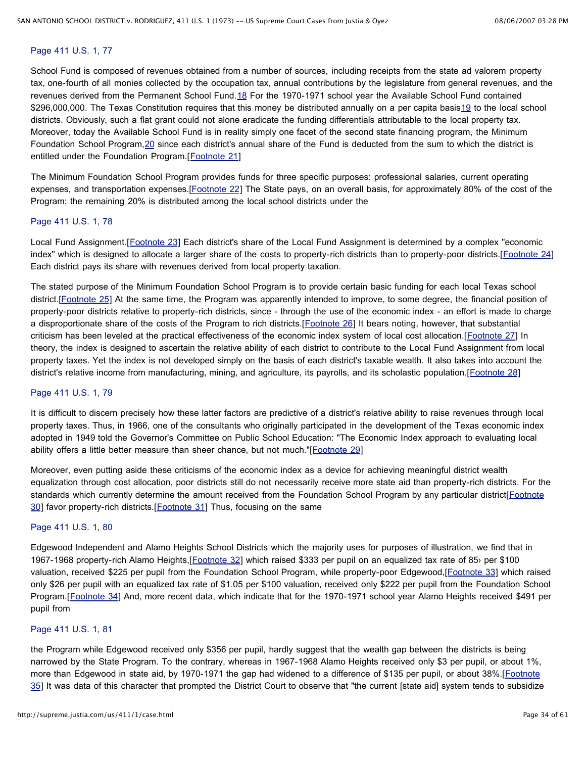Page 411 U.S. 1, 77

School Fund is composed of revenues obtained from a number of sources, including receipts from the state ad valorem property tax, one-fourth of all monies collected by the occupation tax, annual contributions by the legislature from general revenues, and the revenues derived from the Permanent School Fund.[18] For the 1970-1971 school year the Available School Fund contained $296,000,000. The Texas Constitution requires that this money be distributed annually on a per capita basis[19] to the local school districts. Obviously, such a flat grant could not alone eradicate the funding differentials attributable to the local property tax. Moreover, today the Available School Fund is in reality simply one facet of the second state financing program, the Minimum Foundation School Program,[20] since each district's annual share of the Fund is deducted from the sum to which the district is entitled under the Foundation Program.[Footnote 21]

The Minimum Foundation School Program provides funds for three specific purposes: professional salaries, current operating expenses, and transportation expenses.[Footnote 22] The State pays, on an overall basis, for approximately 80% of the cost of the Program; the remaining 20% is distributed among the local school districts under the

Page 411 U.S. 1, 78

Local Fund Assignment.[Footnote 23] Each district's share of the Local Fund Assignment is determined by a complex "economic index" which is designed to allocate a larger share of the costs to property-rich districts than to property-poor districts.[Footnote 24] Each district pays its share with revenues derived from local property taxation.

The stated purpose of the Minimum Foundation School Program is to provide certain basic funding for each local Texas school district.[Footnote 25] At the same time, the Program was apparently intended to improve, to some degree, the financial position of property-poor districts relative to property-rich districts, since - through the use of the economic index - an effort is made to charge a disproportionate share of the costs of the Program to rich districts.[Footnote 26] It bears noting, however, that substantial criticism has been leveled at the practical effectiveness of the economic index system of local cost allocation.[Footnote 27] In theory, the index is designed to ascertain the relative ability of each district to contribute to the Local Fund Assignment from local property taxes. Yet the index is not developed simply on the basis of each district's taxable wealth. It also takes into account the district's relative income from manufacturing, mining, and agriculture, its payrolls, and its scholastic population.[Footnote 28]

Page 411 U.S. 1, 79

It is difficult to discern precisely how these latter factors are predictive of a district's relative ability to raise revenues through local property taxes. Thus, in 1966, one of the consultants who originally participated in the development of the Texas economic index adopted in 1949 told the Governor's Committee on Public School Education: "The Economic Index approach to evaluating local ability offers a little better measure than sheer chance, but not much."[Footnote 29]

Moreover, even putting aside these criticisms of the economic index as a device for achieving meaningful district wealth equalization through cost allocation, poor districts still do not necessarily receive more state aid than property-rich districts. For the standards which currently determine the amount received from the Foundation School Program by any particular district[Footnote 30] favor property-rich districts.[Footnote 31] Thus, focusing on the same

Page 411 U.S. 1, 80

Edgewood Independent and Alamo Heights School Districts which the majority uses for purposes of illustration, we find that in 1967-1968 property-rich Alamo Heights,[Footnote 32] which raised $333 per pupil on an equalized tax rate of 85› per $100 valuation, received $225 per pupil from the Foundation School Program, while property-poor Edgewood,[Footnote 33] which raised only $26 per pupil with an equalized tax rate of $1.05 per $100 valuation, received only $222 per pupil from the Foundation School Program.[Footnote 34] And, more recent data, which indicate that for the 1970-1971 school year Alamo Heights received $491 per pupil from

Page 411 U.S. 1, 81

the Program while Edgewood received only $356 per pupil, hardly suggest that the wealth gap between the districts is being narrowed by the State Program. To the contrary, whereas in 1967-1968 Alamo Heights received only $3 per pupil, or about 1%, more than Edgewood in state aid, by 1970-1971 the gap had widened to a difference of $135 per pupil, or about 38%.[Footnote 35] It was data of this character that prompted the District Court to observe that "the current [state aid] system tends to subsidize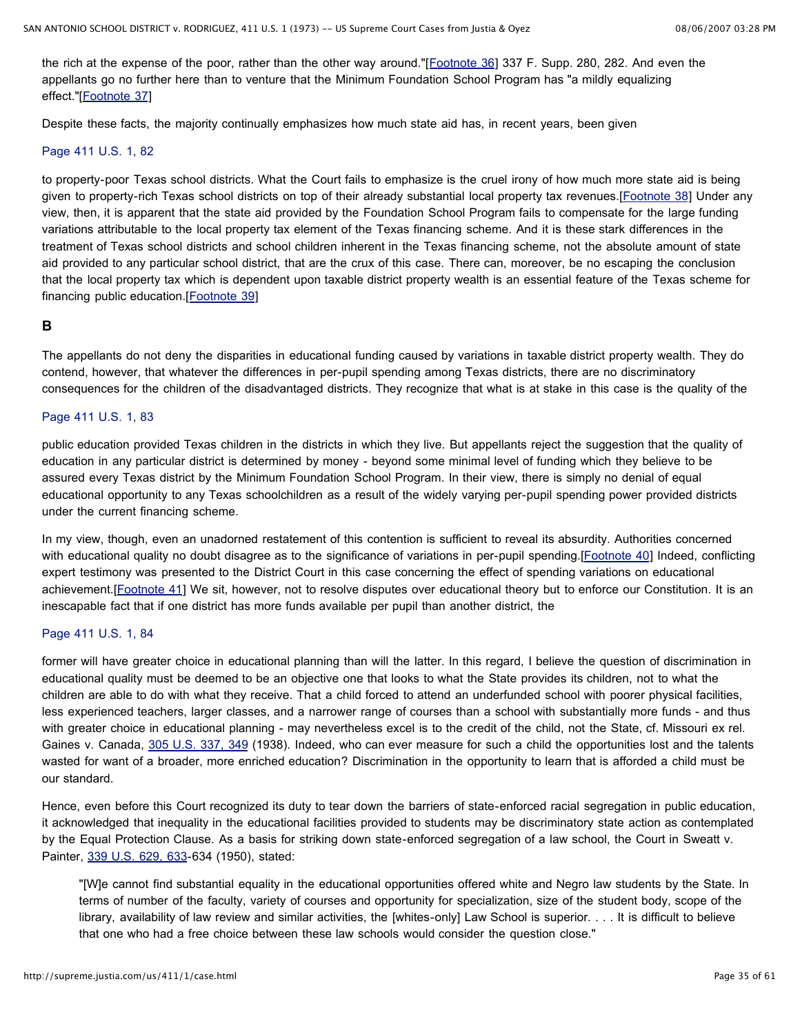the rich at the expense of the poor, rather than the other way around."[Footnote 36] 337 F. Supp. 280, 282. And even the appellants go no further here than to venture that the Minimum Foundation School Program has "a mildly equalizing effect."[Footnote 37]

Despite these facts, the majority continually emphasizes how much state aid has, in recent years, been given

Page 411 U.S. 1, 82

to property-poor Texas school districts. What the Court fails to emphasize is the cruel irony of how much more state aid is being given to property-rich Texas school districts on top of their already substantial local property tax revenues.[Footnote 38] Under any view, then, it is apparent that the state aid provided by the Foundation School Program fails to compensate for the large funding variations attributable to the local property tax element of the Texas financing scheme. And it is these stark differences in the treatment of Texas school districts and school children inherent in the Texas financing scheme, not the absolute amount of state aid provided to any particular school district, that are the crux of this case. There can, moreover, be no escaping the conclusion that the local property tax which is dependent upon taxable district property wealth is an essential feature of the Texas scheme for financing public education.[Footnote 39]

### B

The appellants do not deny the disparities in educational funding caused by variations in taxable district property wealth. They do contend, however, that whatever the differences in per-pupil spending among Texas districts, there are no discriminatory consequences for the children of the disadvantaged districts. They recognize that what is at stake in this case is the quality of the

Page 411 U.S. 1, 83

public education provided Texas children in the districts in which they live. But appellants reject the suggestion that the quality of education in any particular district is determined by money - beyond some minimal level of funding which they believe to be assured every Texas district by the Minimum Foundation School Program. In their view, there is simply no denial of equal educational opportunity to any Texas schoolchildren as a result of the widely varying per-pupil spending power provided districts under the current financing scheme.

In my view, though, even an unadorned restatement of this contention is sufficient to reveal its absurdity. Authorities concerned with educational quality no doubt disagree as to the significance of variations in per-pupil spending.[Footnote 40] Indeed, conflicting expert testimony was presented to the District Court in this case concerning the effect of spending variations on educational achievement.[Footnote 41] We sit, however, not to resolve disputes over educational theory but to enforce our Constitution. It is an inescapable fact that if one district has more funds available per pupil than another district, the

Page 411 U.S. 1, 84

former will have greater choice in educational planning than will the latter. In this regard, I believe the question of discrimination in educational quality must be deemed to be an objective one that looks to what the State provides its children, not to what the children are able to do with what they receive. That a child forced to attend an underfunded school with poorer physical facilities, less experienced teachers, larger classes, and a narrower range of courses than a school with substantially more funds - and thus with greater choice in educational planning - may nevertheless excel is to the credit of the child, not the State, cf. Missouri ex rel. Gaines v. Canada, 305 U.S. 337, 349 (1938). Indeed, who can ever measure for such a child the opportunities lost and the talents wasted for want of a broader, more enriched education? Discrimination in the opportunity to learn that is afforded a child must be our standard.

Hence, even before this Court recognized its duty to tear down the barriers of state-enforced racial segregation in public education, it acknowledged that inequality in the educational facilities provided to students may be discriminatory state action as contemplated by the Equal Protection Clause. As a basis for striking down state-enforced segregation of a law school, the Court in Sweatt v. Painter, 339 U.S. 629, 633-634 (1950), stated:

> "[W]e cannot find substantial equality in the educational opportunities offered white and Negro law students by the State. In terms of number of the faculty, variety of courses and opportunity for specialization, size of the student body, scope of the library, availability of law review and similar activities, the [whites-only] Law School is superior. . . . It is difficult to believe that one who had a free choice between these law schools would consider the question close."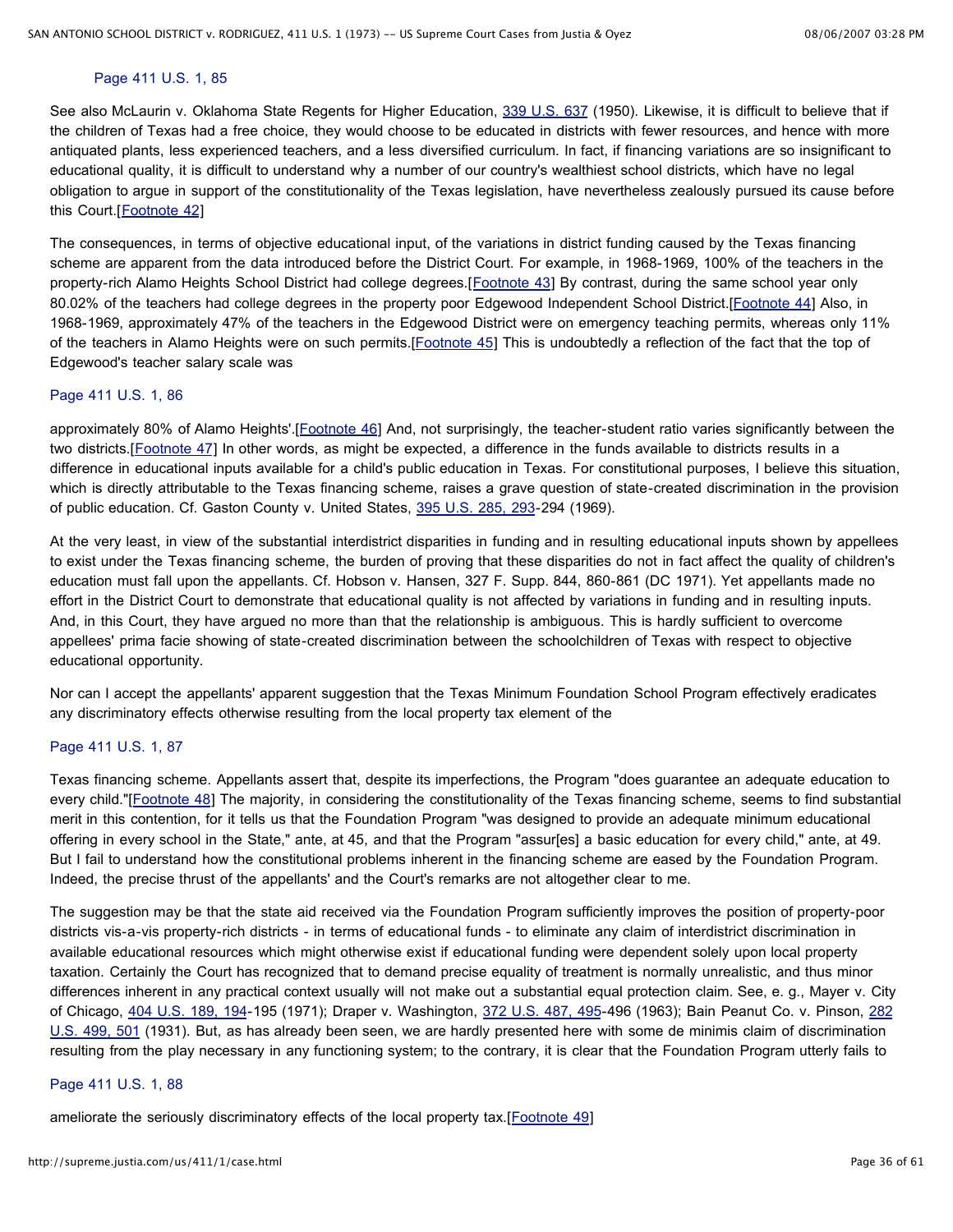Page 411 U.S. 1, 85

See also McLaurin v. Oklahoma State Regents for Higher Education, 339 U.S. 637 (1950). Likewise, it is difficult to believe that if the children of Texas had a free choice, they would choose to be educated in districts with fewer resources, and hence with more antiquated plants, less experienced teachers, and a less diversified curriculum. In fact, if financing variations are so insignificant to educational quality, it is difficult to understand why a number of our country's wealthiest school districts, which have no legal obligation to argue in support of the constitutionality of the Texas legislation, have nevertheless zealously pursued its cause before this Court.[Footnote 42]

The consequences, in terms of objective educational input, of the variations in district funding caused by the Texas financing scheme are apparent from the data introduced before the District Court. For example, in 1968-1969, 100% of the teachers in the property-rich Alamo Heights School District had college degrees.[Footnote 43] By contrast, during the same school year only 80.02% of the teachers had college degrees in the property poor Edgewood Independent School District.[Footnote 44] Also, in 1968-1969, approximately 47% of the teachers in the Edgewood District were on emergency teaching permits, whereas only 11% of the teachers in Alamo Heights were on such permits.[Footnote 45] This is undoubtedly a reflection of the fact that the top of Edgewood's teacher salary scale was

Page 411 U.S. 1, 86

approximately 80% of Alamo Heights'.[Footnote 46] And, not surprisingly, the teacher-student ratio varies significantly between the two districts.[Footnote 47] In other words, as might be expected, a difference in the funds available to districts results in a difference in educational inputs available for a child's public education in Texas. For constitutional purposes, I believe this situation, which is directly attributable to the Texas financing scheme, raises a grave question of state-created discrimination in the provision of public education. Cf. Gaston County v. United States, 395 U.S. 285, 293-294 (1969).

At the very least, in view of the substantial interdistrict disparities in funding and in resulting educational inputs shown by appellees to exist under the Texas financing scheme, the burden of proving that these disparities do not in fact affect the quality of children's education must fall upon the appellants. Cf. Hobson v. Hansen, 327 F. Supp. 844, 860-861 (DC 1971). Yet appellants made no effort in the District Court to demonstrate that educational quality is not affected by variations in funding and in resulting inputs. And, in this Court, they have argued no more than that the relationship is ambiguous. This is hardly sufficient to overcome appellees' prima facie showing of state-created discrimination between the schoolchildren of Texas with respect to objective educational opportunity.

Nor can I accept the appellants' apparent suggestion that the Texas Minimum Foundation School Program effectively eradicates any discriminatory effects otherwise resulting from the local property tax element of the

Page 411 U.S. 1, 87

Texas financing scheme. Appellants assert that, despite its imperfections, the Program "does guarantee an adequate education to every child."[Footnote 48] The majority, in considering the constitutionality of the Texas financing scheme, seems to find substantial merit in this contention, for it tells us that the Foundation Program "was designed to provide an adequate minimum educational offering in every school in the State," ante, at 45, and that the Program "assur[es] a basic education for every child," ante, at 49. But I fail to understand how the constitutional problems inherent in the financing scheme are eased by the Foundation Program. Indeed, the precise thrust of the appellants' and the Court's remarks are not altogether clear to me.

The suggestion may be that the state aid received via the Foundation Program sufficiently improves the position of property-poor districts vis-a-vis property-rich districts - in terms of educational funds - to eliminate any claim of interdistrict discrimination in available educational resources which might otherwise exist if educational funding were dependent solely upon local property taxation. Certainly the Court has recognized that to demand precise equality of treatment is normally unrealistic, and thus minor differences inherent in any practical context usually will not make out a substantial equal protection claim. See, e. g., Mayer v. City of Chicago, 404 U.S. 189, 194-195 (1971); Draper v. Washington, 372 U.S. 487, 495-496 (1963); Bain Peanut Co. v. Pinson, 282 U.S. 499, 501 (1931). But, as has already been seen, we are hardly presented here with some de minimis claim of discrimination resulting from the play necessary in any functioning system; to the contrary, it is clear that the Foundation Program utterly fails to

Page 411 U.S. 1, 88

ameliorate the seriously discriminatory effects of the local property tax.[Footnote 49]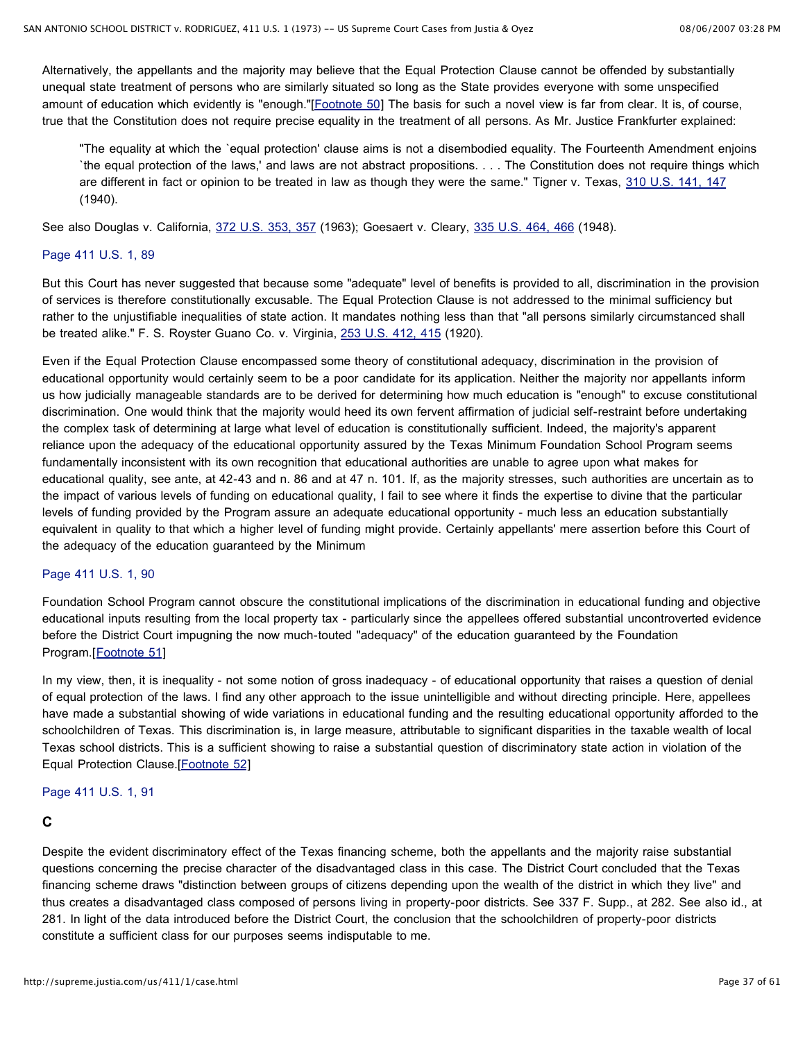Alternatively, the appellants and the majority may believe that the Equal Protection Clause cannot be offended by substantially unequal state treatment of persons who are similarly situated so long as the State provides everyone with some unspecified amount of education which evidently is "enough."[Footnote 50] The basis for such a novel view is far from clear. It is, of course, true that the Constitution does not require precise equality in the treatment of all persons. As Mr. Justice Frankfurter explained:

> "The equality at which the `equal protection' clause aims is not a disembodied equality. The Fourteenth Amendment enjoins `the equal protection of the laws,' and laws are not abstract propositions. . . . The Constitution does not require things which are different in fact or opinion to be treated in law as though they were the same." Tigner v. Texas, 310 U.S. 141, 147 (1940).

See also Douglas v. California, 372 U.S. 353, 357 (1963); Goesaert v. Cleary, 335 U.S. 464, 466 (1948).

Page 411 U.S. 1, 89

But this Court has never suggested that because some "adequate" level of benefits is provided to all, discrimination in the provision of services is therefore constitutionally excusable. The Equal Protection Clause is not addressed to the minimal sufficiency but rather to the unjustifiable inequalities of state action. It mandates nothing less than that "all persons similarly circumstanced shall be treated alike." F. S. Royster Guano Co. v. Virginia, 253 U.S. 412, 415 (1920).

Even if the Equal Protection Clause encompassed some theory of constitutional adequacy, discrimination in the provision of educational opportunity would certainly seem to be a poor candidate for its application. Neither the majority nor appellants inform us how judicially manageable standards are to be derived for determining how much education is "enough" to excuse constitutional discrimination. One would think that the majority would heed its own fervent affirmation of judicial self-restraint before undertaking the complex task of determining at large what level of education is constitutionally sufficient. Indeed, the majority's apparent reliance upon the adequacy of the educational opportunity assured by the Texas Minimum Foundation School Program seems fundamentally inconsistent with its own recognition that educational authorities are unable to agree upon what makes for educational quality, see ante, at 42-43 and n. 86 and at 47 n. 101. If, as the majority stresses, such authorities are uncertain as to the impact of various levels of funding on educational quality, I fail to see where it finds the expertise to divine that the particular levels of funding provided by the Program assure an adequate educational opportunity - much less an education substantially equivalent in quality to that which a higher level of funding might provide. Certainly appellants' mere assertion before this Court of the adequacy of the education guaranteed by the Minimum

Page 411 U.S. 1, 90

Foundation School Program cannot obscure the constitutional implications of the discrimination in educational funding and objective educational inputs resulting from the local property tax - particularly since the appellees offered substantial uncontroverted evidence before the District Court impugning the now much-touted "adequacy" of the education guaranteed by the Foundation Program.[Footnote 51]

In my view, then, it is inequality - not some notion of gross inadequacy - of educational opportunity that raises a question of denial of equal protection of the laws. I find any other approach to the issue unintelligible and without directing principle. Here, appellees have made a substantial showing of wide variations in educational funding and the resulting educational opportunity afforded to the schoolchildren of Texas. This discrimination is, in large measure, attributable to significant disparities in the taxable wealth of local Texas school districts. This is a sufficient showing to raise a substantial question of discriminatory state action in violation of the Equal Protection Clause.[Footnote 52]

Page 411 U.S. 1, 91

### C

Despite the evident discriminatory effect of the Texas financing scheme, both the appellants and the majority raise substantial questions concerning the precise character of the disadvantaged class in this case. The District Court concluded that the Texas financing scheme draws "distinction between groups of citizens depending upon the wealth of the district in which they live" and thus creates a disadvantaged class composed of persons living in property-poor districts. See 337 F. Supp., at 282. See also id., at 281. In light of the data introduced before the District Court, the conclusion that the schoolchildren of property-poor districts constitute a sufficient class for our purposes seems indisputable to me.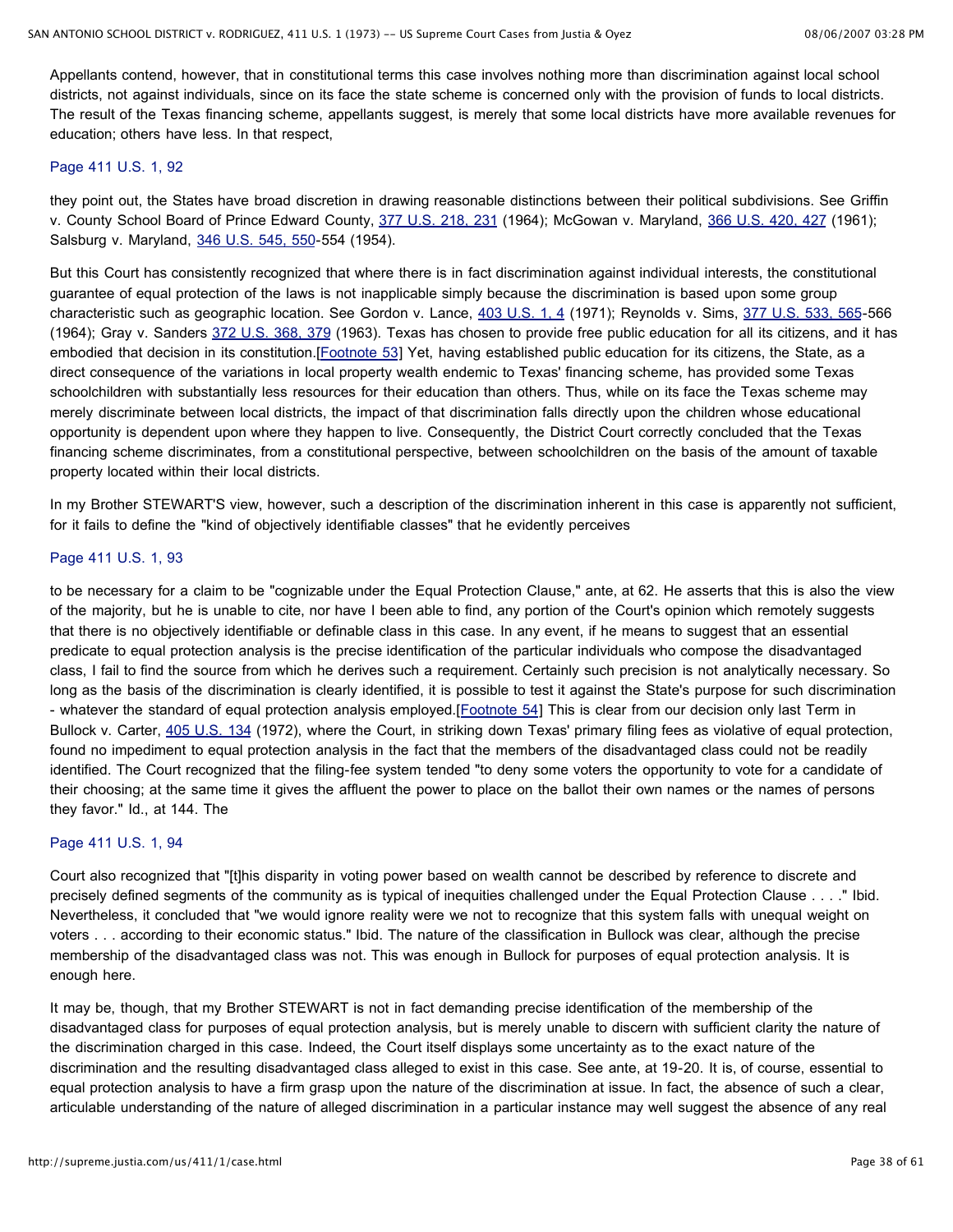Appellants contend, however, that in constitutional terms this case involves nothing more than discrimination against local school districts, not against individuals, since on its face the state scheme is concerned only with the provision of funds to local districts. The result of the Texas financing scheme, appellants suggest, is merely that some local districts have more available revenues for education; others have less. In that respect,

Page 411 U.S. 1, 92

they point out, the States have broad discretion in drawing reasonable distinctions between their political subdivisions. See Griffin v. County School Board of Prince Edward County, 377 U.S. 218, 231 (1964); McGowan v. Maryland, 366 U.S. 420, 427 (1961); Salsburg v. Maryland, 346 U.S. 545, 550-554 (1954).

But this Court has consistently recognized that where there is in fact discrimination against individual interests, the constitutional guarantee of equal protection of the laws is not inapplicable simply because the discrimination is based upon some group characteristic such as geographic location. See Gordon v. Lance, 403 U.S. 1, 4 (1971); Reynolds v. Sims, 377 U.S. 533, 565-566 (1964); Gray v. Sanders 372 U.S. 368, 379 (1963). Texas has chosen to provide free public education for all its citizens, and it has embodied that decision in its constitution.[Footnote 53] Yet, having established public education for its citizens, the State, as a direct consequence of the variations in local property wealth endemic to Texas' financing scheme, has provided some Texas schoolchildren with substantially less resources for their education than others. Thus, while on its face the Texas scheme may merely discriminate between local districts, the impact of that discrimination falls directly upon the children whose educational opportunity is dependent upon where they happen to live. Consequently, the District Court correctly concluded that the Texas financing scheme discriminates, from a constitutional perspective, between schoolchildren on the basis of the amount of taxable property located within their local districts.

In my Brother STEWART'S view, however, such a description of the discrimination inherent in this case is apparently not sufficient, for it fails to define the "kind of objectively identifiable classes" that he evidently perceives

Page 411 U.S. 1, 93

to be necessary for a claim to be "cognizable under the Equal Protection Clause," ante, at 62. He asserts that this is also the view of the majority, but he is unable to cite, nor have I been able to find, any portion of the Court's opinion which remotely suggests that there is no objectively identifiable or definable class in this case. In any event, if he means to suggest that an essential predicate to equal protection analysis is the precise identification of the particular individuals who compose the disadvantaged class, I fail to find the source from which he derives such a requirement. Certainly such precision is not analytically necessary. So long as the basis of the discrimination is clearly identified, it is possible to test it against the State's purpose for such discrimination - whatever the standard of equal protection analysis employed.[Footnote 54] This is clear from our decision only last Term in Bullock v. Carter, 405 U.S. 134 (1972), where the Court, in striking down Texas' primary filing fees as violative of equal protection, found no impediment to equal protection analysis in the fact that the members of the disadvantaged class could not be readily identified. The Court recognized that the filing-fee system tended "to deny some voters the opportunity to vote for a candidate of their choosing; at the same time it gives the affluent the power to place on the ballot their own names or the names of persons they favor." Id., at 144. The

Page 411 U.S. 1, 94

Court also recognized that "[t]his disparity in voting power based on wealth cannot be described by reference to discrete and precisely defined segments of the community as is typical of inequities challenged under the Equal Protection Clause . . . ." Ibid. Nevertheless, it concluded that "we would ignore reality were we not to recognize that this system falls with unequal weight on voters . . . according to their economic status." Ibid. The nature of the classification in Bullock was clear, although the precise membership of the disadvantaged class was not. This was enough in Bullock for purposes of equal protection analysis. It is enough here.

It may be, though, that my Brother STEWART is not in fact demanding precise identification of the membership of the disadvantaged class for purposes of equal protection analysis, but is merely unable to discern with sufficient clarity the nature of the discrimination charged in this case. Indeed, the Court itself displays some uncertainty as to the exact nature of the discrimination and the resulting disadvantaged class alleged to exist in this case. See ante, at 19-20. It is, of course, essential to equal protection analysis to have a firm grasp upon the nature of the discrimination at issue. In fact, the absence of such a clear, articulable understanding of the nature of alleged discrimination in a particular instance may well suggest the absence of any real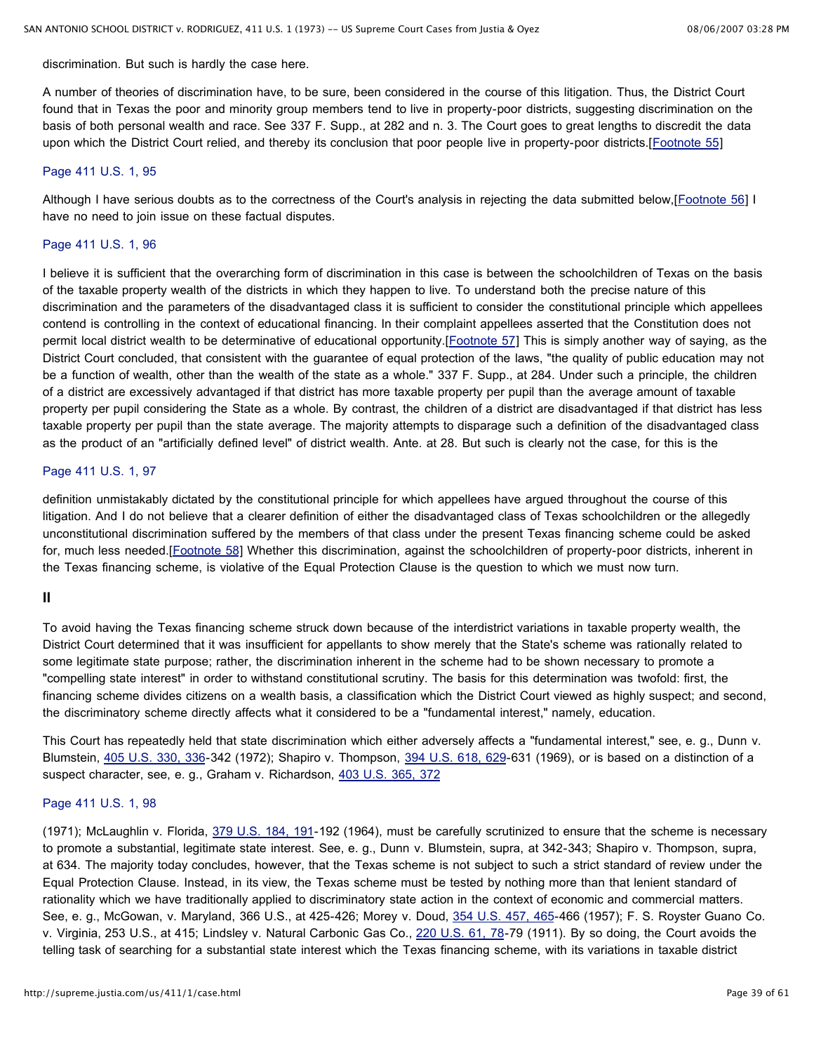discrimination. But such is hardly the case here.

A number of theories of discrimination have, to be sure, been considered in the course of this litigation. Thus, the District Court found that in Texas the poor and minority group members tend to live in property-poor districts, suggesting discrimination on the basis of both personal wealth and race. See 337 F. Supp., at 282 and n. 3. The Court goes to great lengths to discredit the data upon which the District Court relied, and thereby its conclusion that poor people live in property-poor districts.[Footnote 55]

Page 411 U.S. 1, 95

Although I have serious doubts as to the correctness of the Court's analysis in rejecting the data submitted below,[Footnote 56] I have no need to join issue on these factual disputes.

Page 411 U.S. 1, 96

I believe it is sufficient that the overarching form of discrimination in this case is between the schoolchildren of Texas on the basis of the taxable property wealth of the districts in which they happen to live. To understand both the precise nature of this discrimination and the parameters of the disadvantaged class it is sufficient to consider the constitutional principle which appellees contend is controlling in the context of educational financing. In their complaint appellees asserted that the Constitution does not permit local district wealth to be determinative of educational opportunity.[Footnote 57] This is simply another way of saying, as the District Court concluded, that consistent with the guarantee of equal protection of the laws, "the quality of public education may not be a function of wealth, other than the wealth of the state as a whole." 337 F. Supp., at 284. Under such a principle, the children of a district are excessively advantaged if that district has more taxable property per pupil than the average amount of taxable property per pupil considering the State as a whole. By contrast, the children of a district are disadvantaged if that district has less taxable property per pupil than the state average. The majority attempts to disparage such a definition of the disadvantaged class as the product of an "artificially defined level" of district wealth. Ante. at 28. But such is clearly not the case, for this is the

Page 411 U.S. 1, 97

definition unmistakably dictated by the constitutional principle for which appellees have argued throughout the course of this litigation. And I do not believe that a clearer definition of either the disadvantaged class of Texas schoolchildren or the allegedly unconstitutional discrimination suffered by the members of that class under the present Texas financing scheme could be asked for, much less needed.[Footnote 58] Whether this discrimination, against the schoolchildren of property-poor districts, inherent in the Texas financing scheme, is violative of the Equal Protection Clause is the question to which we must now turn.

## II

To avoid having the Texas financing scheme struck down because of the interdistrict variations in taxable property wealth, the District Court determined that it was insufficient for appellants to show merely that the State's scheme was rationally related to some legitimate state purpose; rather, the discrimination inherent in the scheme had to be shown necessary to promote a "compelling state interest" in order to withstand constitutional scrutiny. The basis for this determination was twofold: first, the financing scheme divides citizens on a wealth basis, a classification which the District Court viewed as highly suspect; and second, the discriminatory scheme directly affects what it considered to be a "fundamental interest," namely, education.

This Court has repeatedly held that state discrimination which either adversely affects a "fundamental interest," see, e. g., Dunn v. Blumstein, 405 U.S. 330, 336-342 (1972); Shapiro v. Thompson, 394 U.S. 618, 629-631 (1969), or is based on a distinction of a suspect character, see, e. g., Graham v. Richardson, 403 U.S. 365, 372

Page 411 U.S. 1, 98

(1971); McLaughlin v. Florida, 379 U.S. 184, 191-192 (1964), must be carefully scrutinized to ensure that the scheme is necessary to promote a substantial, legitimate state interest. See, e. g., Dunn v. Blumstein, supra, at 342-343; Shapiro v. Thompson, supra, at 634. The majority today concludes, however, that the Texas scheme is not subject to such a strict standard of review under the Equal Protection Clause. Instead, in its view, the Texas scheme must be tested by nothing more than that lenient standard of rationality which we have traditionally applied to discriminatory state action in the context of economic and commercial matters. See, e. g., McGowan, v. Maryland, 366 U.S., at 425-426; Morey v. Doud, 354 U.S. 457, 465-466 (1957); F. S. Royster Guano Co. v. Virginia, 253 U.S., at 415; Lindsley v. Natural Carbonic Gas Co., 220 U.S. 61, 78-79 (1911). By so doing, the Court avoids the telling task of searching for a substantial state interest which the Texas financing scheme, with its variations in taxable district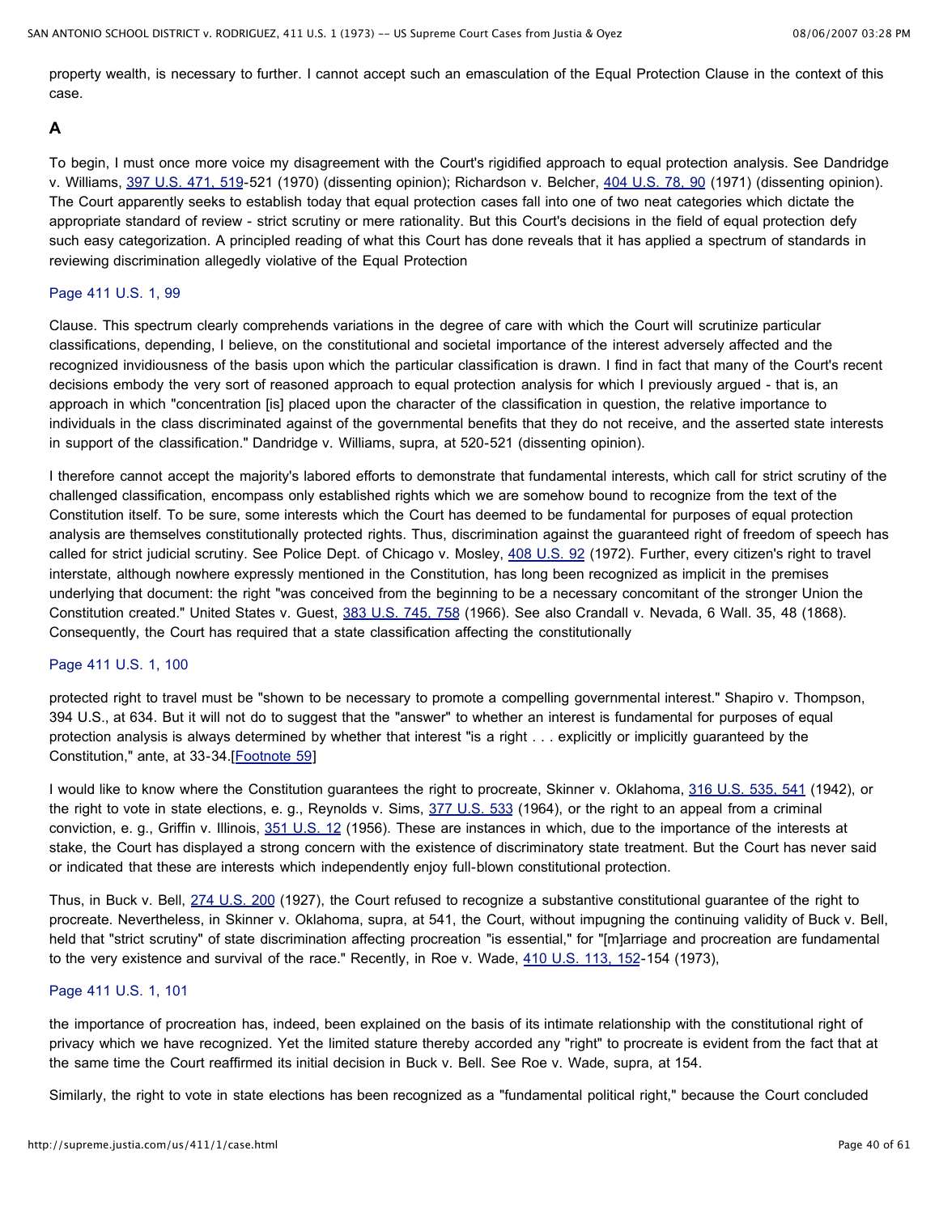property wealth, is necessary to further. I cannot accept such an emasculation of the Equal Protection Clause in the context of this case.

### A

To begin, I must once more voice my disagreement with the Court's rigidified approach to equal protection analysis. See Dandridge v. Williams, 397 U.S. 471, 519-521 (1970) (dissenting opinion); Richardson v. Belcher, 404 U.S. 78, 90 (1971) (dissenting opinion). The Court apparently seeks to establish today that equal protection cases fall into one of two neat categories which dictate the appropriate standard of review - strict scrutiny or mere rationality. But this Court's decisions in the field of equal protection defy such easy categorization. A principled reading of what this Court has done reveals that it has applied a spectrum of standards in reviewing discrimination allegedly violative of the Equal Protection

Page 411 U.S. 1, 99

Clause. This spectrum clearly comprehends variations in the degree of care with which the Court will scrutinize particular classifications, depending, I believe, on the constitutional and societal importance of the interest adversely affected and the recognized invidiousness of the basis upon which the particular classification is drawn. I find in fact that many of the Court's recent decisions embody the very sort of reasoned approach to equal protection analysis for which I previously argued - that is, an approach in which "concentration [is] placed upon the character of the classification in question, the relative importance to individuals in the class discriminated against of the governmental benefits that they do not receive, and the asserted state interests in support of the classification." Dandridge v. Williams, supra, at 520-521 (dissenting opinion).

I therefore cannot accept the majority's labored efforts to demonstrate that fundamental interests, which call for strict scrutiny of the challenged classification, encompass only established rights which we are somehow bound to recognize from the text of the Constitution itself. To be sure, some interests which the Court has deemed to be fundamental for purposes of equal protection analysis are themselves constitutionally protected rights. Thus, discrimination against the guaranteed right of freedom of speech has called for strict judicial scrutiny. See Police Dept. of Chicago v. Mosley, 408 U.S. 92 (1972). Further, every citizen's right to travel interstate, although nowhere expressly mentioned in the Constitution, has long been recognized as implicit in the premises underlying that document: the right "was conceived from the beginning to be a necessary concomitant of the stronger Union the Constitution created." United States v. Guest, 383 U.S. 745, 758 (1966). See also Crandall v. Nevada, 6 Wall. 35, 48 (1868). Consequently, the Court has required that a state classification affecting the constitutionally

Page 411 U.S. 1, 100

protected right to travel must be "shown to be necessary to promote a compelling governmental interest." Shapiro v. Thompson, 394 U.S., at 634. But it will not do to suggest that the "answer" to whether an interest is fundamental for purposes of equal protection analysis is always determined by whether that interest "is a right . . . explicitly or implicitly guaranteed by the Constitution," ante, at 33-34.[Footnote 59]

I would like to know where the Constitution guarantees the right to procreate, Skinner v. Oklahoma, 316 U.S. 535, 541 (1942), or the right to vote in state elections, e. g., Reynolds v. Sims, 377 U.S. 533 (1964), or the right to an appeal from a criminal conviction, e. g., Griffin v. Illinois, 351 U.S. 12 (1956). These are instances in which, due to the importance of the interests at stake, the Court has displayed a strong concern with the existence of discriminatory state treatment. But the Court has never said or indicated that these are interests which independently enjoy full-blown constitutional protection.

Thus, in Buck v. Bell, 274 U.S. 200 (1927), the Court refused to recognize a substantive constitutional guarantee of the right to procreate. Nevertheless, in Skinner v. Oklahoma, supra, at 541, the Court, without impugning the continuing validity of Buck v. Bell, held that "strict scrutiny" of state discrimination affecting procreation "is essential," for "[m]arriage and procreation are fundamental to the very existence and survival of the race." Recently, in Roe v. Wade, 410 U.S. 113, 152-154 (1973),

Page 411 U.S. 1, 101

the importance of procreation has, indeed, been explained on the basis of its intimate relationship with the constitutional right of privacy which we have recognized. Yet the limited stature thereby accorded any "right" to procreate is evident from the fact that at the same time the Court reaffirmed its initial decision in Buck v. Bell. See Roe v. Wade, supra, at 154.

Similarly, the right to vote in state elections has been recognized as a "fundamental political right," because the Court concluded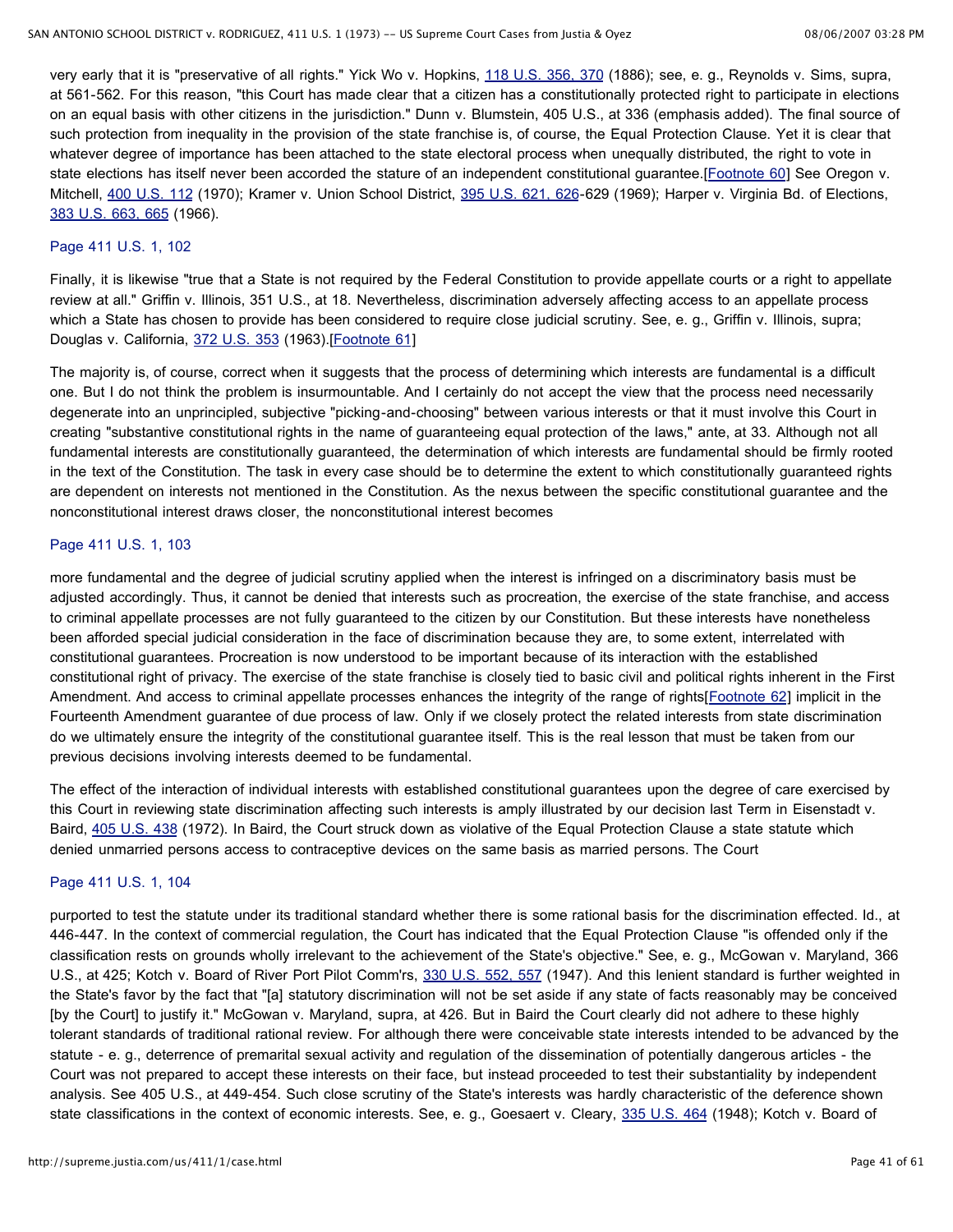very early that it is "preservative of all rights." Yick Wo v. Hopkins, 118 U.S. 356, 370 (1886); see, e. g., Reynolds v. Sims, supra, at 561-562. For this reason, "this Court has made clear that a citizen has a constitutionally protected right to participate in elections on an equal basis with other citizens in the jurisdiction." Dunn v. Blumstein, 405 U.S., at 336 (emphasis added). The final source of such protection from inequality in the provision of the state franchise is, of course, the Equal Protection Clause. Yet it is clear that whatever degree of importance has been attached to the state electoral process when unequally distributed, the right to vote in state elections has itself never been accorded the stature of an independent constitutional guarantee.[Footnote 60] See Oregon v. Mitchell, 400 U.S. 112 (1970); Kramer v. Union School District, 395 U.S. 621, 626-629 (1969); Harper v. Virginia Bd. of Elections, 383 U.S. 663, 665 (1966).

Page 411 U.S. 1, 102

Finally, it is likewise "true that a State is not required by the Federal Constitution to provide appellate courts or a right to appellate review at all." Griffin v. Illinois, 351 U.S., at 18. Nevertheless, discrimination adversely affecting access to an appellate process which a State has chosen to provide has been considered to require close judicial scrutiny. See, e. g., Griffin v. Illinois, supra; Douglas v. California, 372 U.S. 353 (1963).[Footnote 61]

The majority is, of course, correct when it suggests that the process of determining which interests are fundamental is a difficult one. But I do not think the problem is insurmountable. And I certainly do not accept the view that the process need necessarily degenerate into an unprincipled, subjective "picking-and-choosing" between various interests or that it must involve this Court in creating "substantive constitutional rights in the name of guaranteeing equal protection of the laws," ante, at 33. Although not all fundamental interests are constitutionally guaranteed, the determination of which interests are fundamental should be firmly rooted in the text of the Constitution. The task in every case should be to determine the extent to which constitutionally guaranteed rights are dependent on interests not mentioned in the Constitution. As the nexus between the specific constitutional guarantee and the nonconstitutional interest draws closer, the nonconstitutional interest becomes

Page 411 U.S. 1, 103

more fundamental and the degree of judicial scrutiny applied when the interest is infringed on a discriminatory basis must be adjusted accordingly. Thus, it cannot be denied that interests such as procreation, the exercise of the state franchise, and access to criminal appellate processes are not fully guaranteed to the citizen by our Constitution. But these interests have nonetheless been afforded special judicial consideration in the face of discrimination because they are, to some extent, interrelated with constitutional guarantees. Procreation is now understood to be important because of its interaction with the established constitutional right of privacy. The exercise of the state franchise is closely tied to basic civil and political rights inherent in the First Amendment. And access to criminal appellate processes enhances the integrity of the range of rights[Footnote 62] implicit in the Fourteenth Amendment guarantee of due process of law. Only if we closely protect the related interests from state discrimination do we ultimately ensure the integrity of the constitutional guarantee itself. This is the real lesson that must be taken from our previous decisions involving interests deemed to be fundamental.

The effect of the interaction of individual interests with established constitutional guarantees upon the degree of care exercised by this Court in reviewing state discrimination affecting such interests is amply illustrated by our decision last Term in Eisenstadt v. Baird, 405 U.S. 438 (1972). In Baird, the Court struck down as violative of the Equal Protection Clause a state statute which denied unmarried persons access to contraceptive devices on the same basis as married persons. The Court

Page 411 U.S. 1, 104

purported to test the statute under its traditional standard whether there is some rational basis for the discrimination effected. Id., at 446-447. In the context of commercial regulation, the Court has indicated that the Equal Protection Clause "is offended only if the classification rests on grounds wholly irrelevant to the achievement of the State's objective." See, e. g., McGowan v. Maryland, 366 U.S., at 425; Kotch v. Board of River Port Pilot Comm'rs, 330 U.S. 552, 557 (1947). And this lenient standard is further weighted in the State's favor by the fact that "[a] statutory discrimination will not be set aside if any state of facts reasonably may be conceived [by the Court] to justify it." McGowan v. Maryland, supra, at 426. But in Baird the Court clearly did not adhere to these highly tolerant standards of traditional rational review. For although there were conceivable state interests intended to be advanced by the statute - e. g., deterrence of premarital sexual activity and regulation of the dissemination of potentially dangerous articles - the Court was not prepared to accept these interests on their face, but instead proceeded to test their substantiality by independent analysis. See 405 U.S., at 449-454. Such close scrutiny of the State's interests was hardly characteristic of the deference shown state classifications in the context of economic interests. See, e. g., Goesaert v. Cleary, 335 U.S. 464 (1948); Kotch v. Board of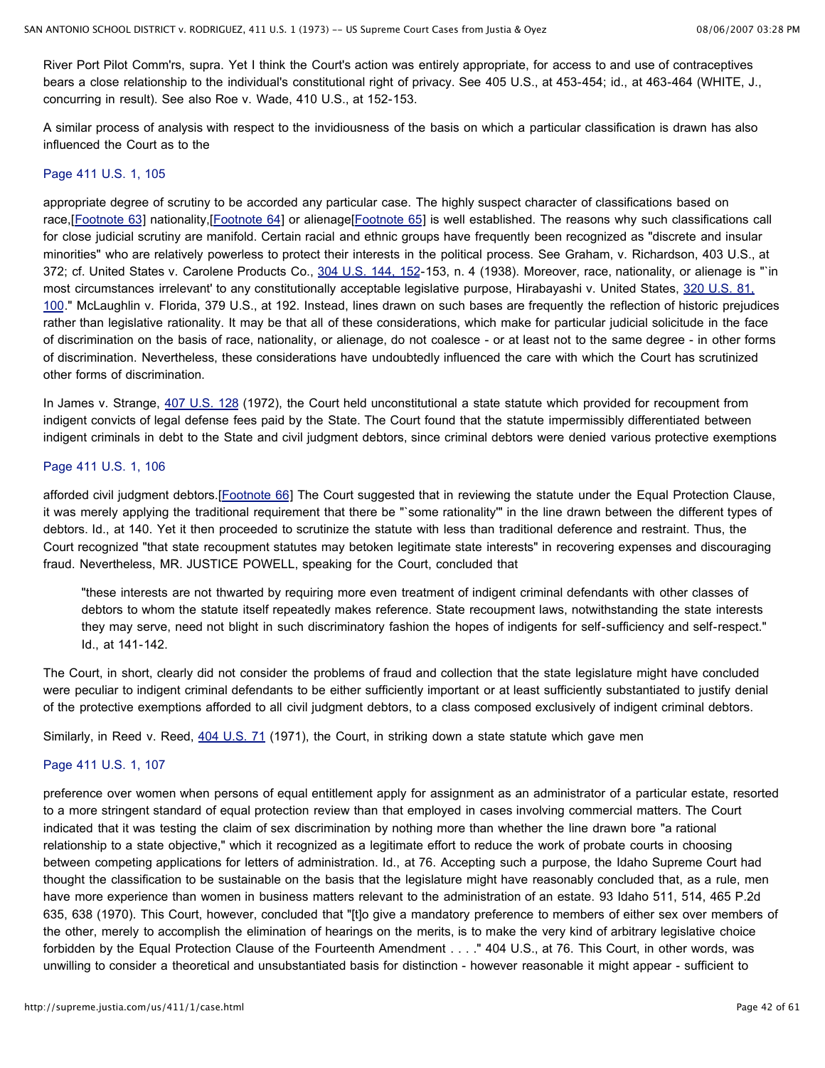River Port Pilot Comm'rs, supra. Yet I think the Court's action was entirely appropriate, for access to and use of contraceptives bears a close relationship to the individual's constitutional right of privacy. See 405 U.S., at 453-454; id., at 463-464 (WHITE, J., concurring in result). See also Roe v. Wade, 410 U.S., at 152-153.

A similar process of analysis with respect to the invidiousness of the basis on which a particular classification is drawn has also influenced the Court as to the

Page 411 U.S. 1, 105

appropriate degree of scrutiny to be accorded any particular case. The highly suspect character of classifications based on race,[Footnote 63] nationality,[Footnote 64] or alienage[Footnote 65] is well established. The reasons why such classifications call for close judicial scrutiny are manifold. Certain racial and ethnic groups have frequently been recognized as "discrete and insular minorities" who are relatively powerless to protect their interests in the political process. See Graham, v. Richardson, 403 U.S., at 372; cf. United States v. Carolene Products Co., 304 U.S. 144, 152-153, n. 4 (1938). Moreover, race, nationality, or alienage is "`in most circumstances irrelevant' to any constitutionally acceptable legislative purpose, Hirabayashi v. United States, 320 U.S. 81, 100." McLaughlin v. Florida, 379 U.S., at 192. Instead, lines drawn on such bases are frequently the reflection of historic prejudices rather than legislative rationality. It may be that all of these considerations, which make for particular judicial solicitude in the face of discrimination on the basis of race, nationality, or alienage, do not coalesce - or at least not to the same degree - in other forms of discrimination. Nevertheless, these considerations have undoubtedly influenced the care with which the Court has scrutinized other forms of discrimination.

In James v. Strange, 407 U.S. 128 (1972), the Court held unconstitutional a state statute which provided for recoupment from indigent convicts of legal defense fees paid by the State. The Court found that the statute impermissibly differentiated between indigent criminals in debt to the State and civil judgment debtors, since criminal debtors were denied various protective exemptions

Page 411 U.S. 1, 106

afforded civil judgment debtors.[Footnote 66] The Court suggested that in reviewing the statute under the Equal Protection Clause, it was merely applying the traditional requirement that there be "`some rationality'" in the line drawn between the different types of debtors. Id., at 140. Yet it then proceeded to scrutinize the statute with less than traditional deference and restraint. Thus, the Court recognized "that state recoupment statutes may betoken legitimate state interests" in recovering expenses and discouraging fraud. Nevertheless, MR. JUSTICE POWELL, speaking for the Court, concluded that

> "these interests are not thwarted by requiring more even treatment of indigent criminal defendants with other classes of debtors to whom the statute itself repeatedly makes reference. State recoupment laws, notwithstanding the state interests they may serve, need not blight in such discriminatory fashion the hopes of indigents for self-sufficiency and self-respect." Id., at 141-142.

The Court, in short, clearly did not consider the problems of fraud and collection that the state legislature might have concluded were peculiar to indigent criminal defendants to be either sufficiently important or at least sufficiently substantiated to justify denial of the protective exemptions afforded to all civil judgment debtors, to a class composed exclusively of indigent criminal debtors.

Similarly, in Reed v. Reed, 404 U.S. 71 (1971), the Court, in striking down a state statute which gave men

Page 411 U.S. 1, 107

preference over women when persons of equal entitlement apply for assignment as an administrator of a particular estate, resorted to a more stringent standard of equal protection review than that employed in cases involving commercial matters. The Court indicated that it was testing the claim of sex discrimination by nothing more than whether the line drawn bore "a rational relationship to a state objective," which it recognized as a legitimate effort to reduce the work of probate courts in choosing between competing applications for letters of administration. Id., at 76. Accepting such a purpose, the Idaho Supreme Court had thought the classification to be sustainable on the basis that the legislature might have reasonably concluded that, as a rule, men have more experience than women in business matters relevant to the administration of an estate. 93 Idaho 511, 514, 465 P.2d 635, 638 (1970). This Court, however, concluded that "[t]o give a mandatory preference to members of either sex over members of the other, merely to accomplish the elimination of hearings on the merits, is to make the very kind of arbitrary legislative choice forbidden by the Equal Protection Clause of the Fourteenth Amendment . . . ." 404 U.S., at 76. This Court, in other words, was unwilling to consider a theoretical and unsubstantiated basis for distinction - however reasonable it might appear - sufficient to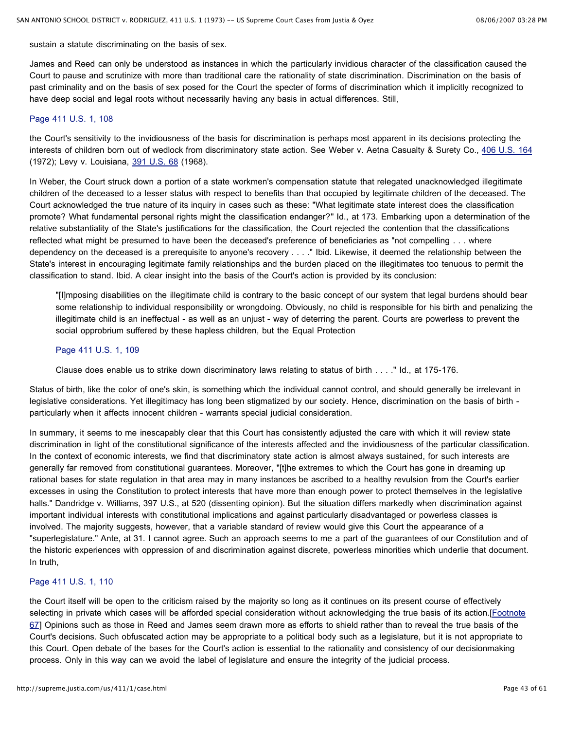sustain a statute discriminating on the basis of sex.

James and Reed can only be understood as instances in which the particularly invidious character of the classification caused the Court to pause and scrutinize with more than traditional care the rationality of state discrimination. Discrimination on the basis of past criminality and on the basis of sex posed for the Court the specter of forms of discrimination which it implicitly recognized to have deep social and legal roots without necessarily having any basis in actual differences. Still,

Page 411 U.S. 1, 108

the Court's sensitivity to the invidiousness of the basis for discrimination is perhaps most apparent in its decisions protecting the interests of children born out of wedlock from discriminatory state action. See Weber v. Aetna Casualty & Surety Co., 406 U.S. 164 (1972); Levy v. Louisiana, 391 U.S. 68 (1968).

In Weber, the Court struck down a portion of a state workmen's compensation statute that relegated unacknowledged illegitimate children of the deceased to a lesser status with respect to benefits than that occupied by legitimate children of the deceased. The Court acknowledged the true nature of its inquiry in cases such as these: "What legitimate state interest does the classification promote? What fundamental personal rights might the classification endanger?" Id., at 173. Embarking upon a determination of the relative substantiality of the State's justifications for the classification, the Court rejected the contention that the classifications reflected what might be presumed to have been the deceased's preference of beneficiaries as "not compelling . . . where dependency on the deceased is a prerequisite to anyone's recovery . . . ." Ibid. Likewise, it deemed the relationship between the State's interest in encouraging legitimate family relationships and the burden placed on the illegitimates too tenuous to permit the classification to stand. Ibid. A clear insight into the basis of the Court's action is provided by its conclusion:

> "[I]mposing disabilities on the illegitimate child is contrary to the basic concept of our system that legal burdens should bear some relationship to individual responsibility or wrongdoing. Obviously, no child is responsible for his birth and penalizing the illegitimate child is an ineffectual - as well as an unjust - way of deterring the parent. Courts are powerless to prevent the social opprobrium suffered by these hapless children, but the Equal Protection
>
> Page 411 U.S. 1, 109
>
> Clause does enable us to strike down discriminatory laws relating to status of birth . . . ." Id., at 175-176.

Status of birth, like the color of one's skin, is something which the individual cannot control, and should generally be irrelevant in legislative considerations. Yet illegitimacy has long been stigmatized by our society. Hence, discrimination on the basis of birth - particularly when it affects innocent children - warrants special judicial consideration.

In summary, it seems to me inescapably clear that this Court has consistently adjusted the care with which it will review state discrimination in light of the constitutional significance of the interests affected and the invidiousness of the particular classification. In the context of economic interests, we find that discriminatory state action is almost always sustained, for such interests are generally far removed from constitutional guarantees. Moreover, "[t]he extremes to which the Court has gone in dreaming up rational bases for state regulation in that area may in many instances be ascribed to a healthy revulsion from the Court's earlier excesses in using the Constitution to protect interests that have more than enough power to protect themselves in the legislative halls." Dandridge v. Williams, 397 U.S., at 520 (dissenting opinion). But the situation differs markedly when discrimination against important individual interests with constitutional implications and against particularly disadvantaged or powerless classes is involved. The majority suggests, however, that a variable standard of review would give this Court the appearance of a "superlegislature." Ante, at 31. I cannot agree. Such an approach seems to me a part of the guarantees of our Constitution and of the historic experiences with oppression of and discrimination against discrete, powerless minorities which underlie that document. In truth,

Page 411 U.S. 1, 110

the Court itself will be open to the criticism raised by the majority so long as it continues on its present course of effectively selecting in private which cases will be afforded special consideration without acknowledging the true basis of its action.[Footnote 67] Opinions such as those in Reed and James seem drawn more as efforts to shield rather than to reveal the true basis of the Court's decisions. Such obfuscated action may be appropriate to a political body such as a legislature, but it is not appropriate to this Court. Open debate of the bases for the Court's action is essential to the rationality and consistency of our decisionmaking process. Only in this way can we avoid the label of legislature and ensure the integrity of the judicial process.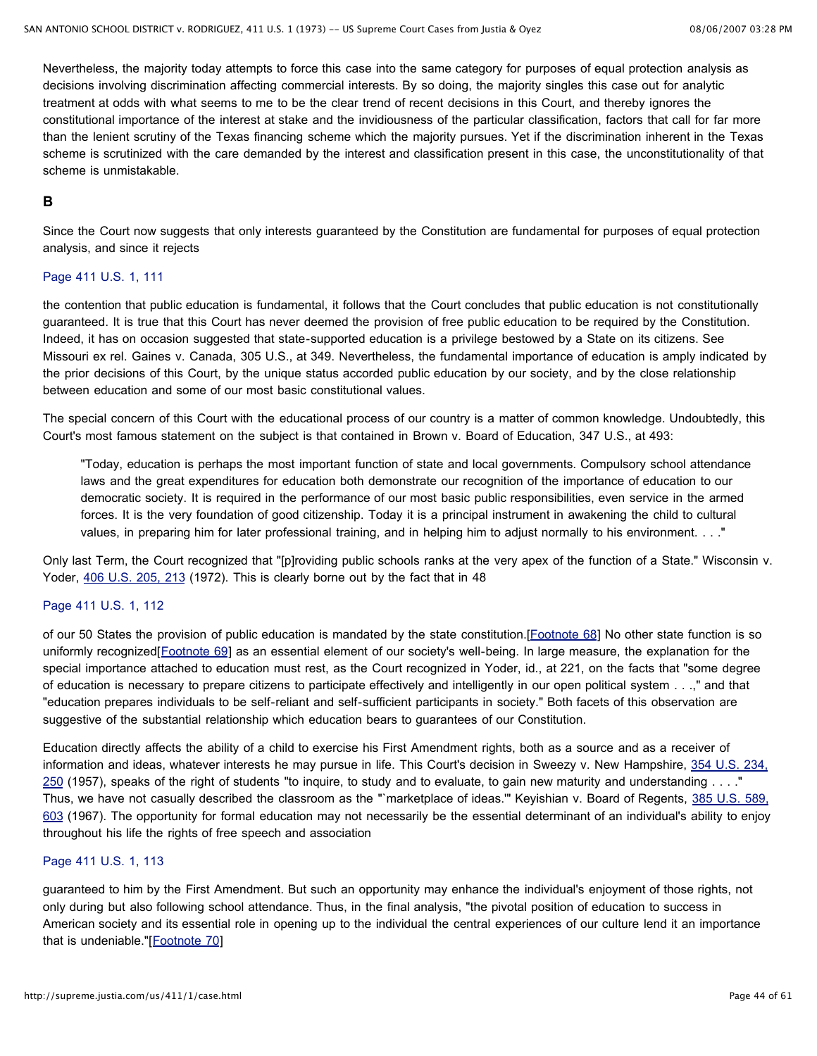Nevertheless, the majority today attempts to force this case into the same category for purposes of equal protection analysis as decisions involving discrimination affecting commercial interests. By so doing, the majority singles this case out for analytic treatment at odds with what seems to me to be the clear trend of recent decisions in this Court, and thereby ignores the constitutional importance of the interest at stake and the invidiousness of the particular classification, factors that call for far more than the lenient scrutiny of the Texas financing scheme which the majority pursues. Yet if the discrimination inherent in the Texas scheme is scrutinized with the care demanded by the interest and classification present in this case, the unconstitutionality of that scheme is unmistakable.

### B

Since the Court now suggests that only interests guaranteed by the Constitution are fundamental for purposes of equal protection analysis, and since it rejects

Page 411 U.S. 1, 111

the contention that public education is fundamental, it follows that the Court concludes that public education is not constitutionally guaranteed. It is true that this Court has never deemed the provision of free public education to be required by the Constitution. Indeed, it has on occasion suggested that state-supported education is a privilege bestowed by a State on its citizens. See Missouri ex rel. Gaines v. Canada, 305 U.S., at 349. Nevertheless, the fundamental importance of education is amply indicated by the prior decisions of this Court, by the unique status accorded public education by our society, and by the close relationship between education and some of our most basic constitutional values.

The special concern of this Court with the educational process of our country is a matter of common knowledge. Undoubtedly, this Court's most famous statement on the subject is that contained in Brown v. Board of Education, 347 U.S., at 493:

> "Today, education is perhaps the most important function of state and local governments. Compulsory school attendance laws and the great expenditures for education both demonstrate our recognition of the importance of education to our democratic society. It is required in the performance of our most basic public responsibilities, even service in the armed forces. It is the very foundation of good citizenship. Today it is a principal instrument in awakening the child to cultural values, in preparing him for later professional training, and in helping him to adjust normally to his environment. . . ."

Only last Term, the Court recognized that "[p]roviding public schools ranks at the very apex of the function of a State." Wisconsin v. Yoder, 406 U.S. 205, 213 (1972). This is clearly borne out by the fact that in 48

Page 411 U.S. 1, 112

of our 50 States the provision of public education is mandated by the state constitution.[Footnote 68] No other state function is so uniformly recognized[Footnote 69] as an essential element of our society's well-being. In large measure, the explanation for the special importance attached to education must rest, as the Court recognized in Yoder, id., at 221, on the facts that "some degree of education is necessary to prepare citizens to participate effectively and intelligently in our open political system . . .," and that "education prepares individuals to be self-reliant and self-sufficient participants in society." Both facets of this observation are suggestive of the substantial relationship which education bears to guarantees of our Constitution.

Education directly affects the ability of a child to exercise his First Amendment rights, both as a source and as a receiver of information and ideas, whatever interests he may pursue in life. This Court's decision in Sweezy v. New Hampshire, 354 U.S. 234, 250 (1957), speaks of the right of students "to inquire, to study and to evaluate, to gain new maturity and understanding . . . ." Thus, we have not casually described the classroom as the "`marketplace of ideas.'" Keyishian v. Board of Regents, 385 U.S. 589, 603 (1967). The opportunity for formal education may not necessarily be the essential determinant of an individual's ability to enjoy throughout his life the rights of free speech and association

Page 411 U.S. 1, 113

guaranteed to him by the First Amendment. But such an opportunity may enhance the individual's enjoyment of those rights, not only during but also following school attendance. Thus, in the final analysis, "the pivotal position of education to success in American society and its essential role in opening up to the individual the central experiences of our culture lend it an importance that is undeniable."[Footnote 70]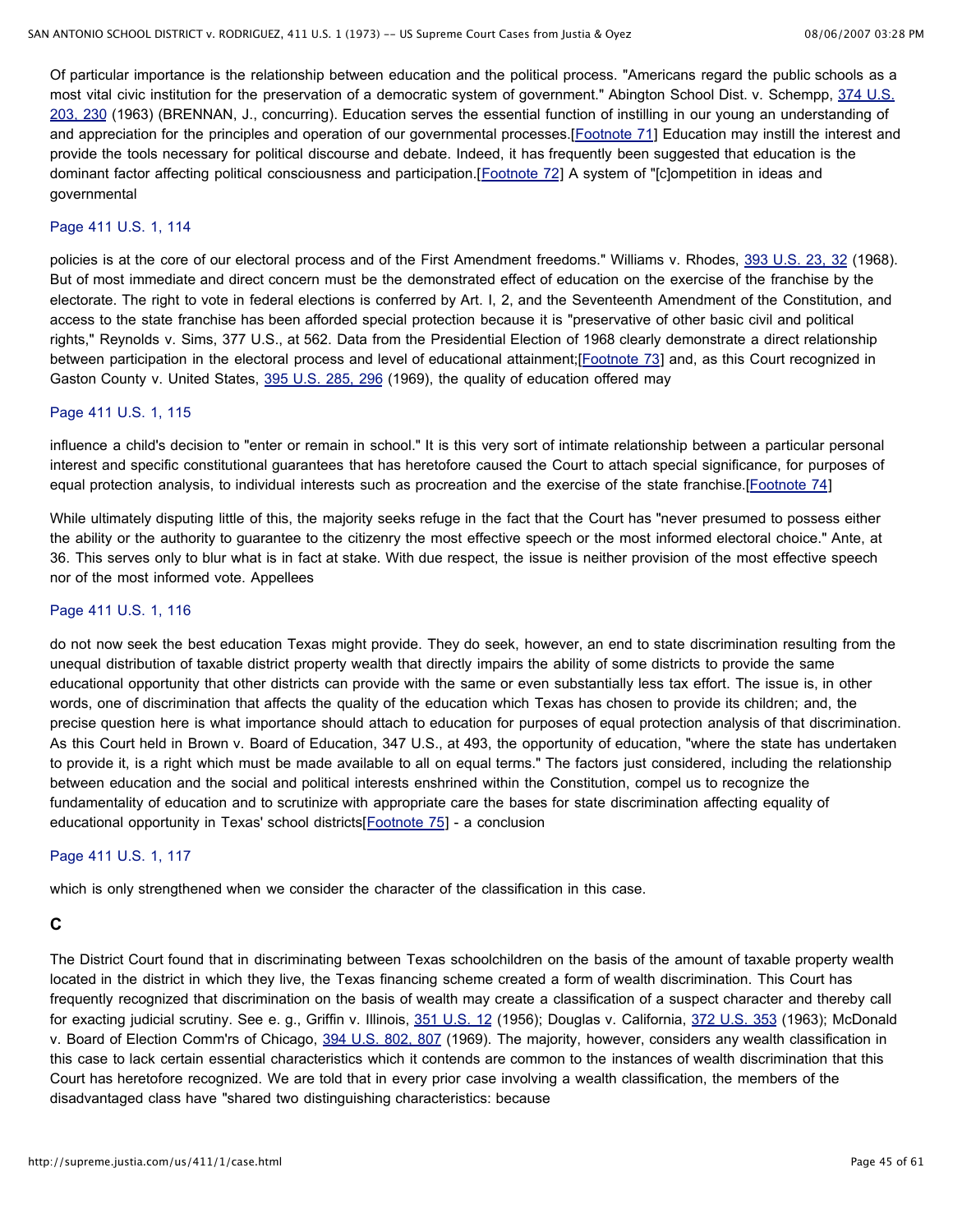Of particular importance is the relationship between education and the political process. "Americans regard the public schools as a most vital civic institution for the preservation of a democratic system of government." Abington School Dist. v. Schempp, 374 U.S. 203, 230 (1963) (BRENNAN, J., concurring). Education serves the essential function of instilling in our young an understanding of and appreciation for the principles and operation of our governmental processes.[Footnote 71] Education may instill the interest and provide the tools necessary for political discourse and debate. Indeed, it has frequently been suggested that education is the dominant factor affecting political consciousness and participation.[Footnote 72] A system of "[c]ompetition in ideas and governmental

Page 411 U.S. 1, 114

policies is at the core of our electoral process and of the First Amendment freedoms." Williams v. Rhodes, 393 U.S. 23, 32 (1968). But of most immediate and direct concern must be the demonstrated effect of education on the exercise of the franchise by the electorate. The right to vote in federal elections is conferred by Art. I, 2, and the Seventeenth Amendment of the Constitution, and access to the state franchise has been afforded special protection because it is "preservative of other basic civil and political rights," Reynolds v. Sims, 377 U.S., at 562. Data from the Presidential Election of 1968 clearly demonstrate a direct relationship between participation in the electoral process and level of educational attainment;[Footnote 73] and, as this Court recognized in Gaston County v. United States, 395 U.S. 285, 296 (1969), the quality of education offered may

Page 411 U.S. 1, 115

influence a child's decision to "enter or remain in school." It is this very sort of intimate relationship between a particular personal interest and specific constitutional guarantees that has heretofore caused the Court to attach special significance, for purposes of equal protection analysis, to individual interests such as procreation and the exercise of the state franchise.[Footnote 74]

While ultimately disputing little of this, the majority seeks refuge in the fact that the Court has "never presumed to possess either the ability or the authority to guarantee to the citizenry the most effective speech or the most informed electoral choice." Ante, at 36. This serves only to blur what is in fact at stake. With due respect, the issue is neither provision of the most effective speech nor of the most informed vote. Appellees

Page 411 U.S. 1, 116

do not now seek the best education Texas might provide. They do seek, however, an end to state discrimination resulting from the unequal distribution of taxable district property wealth that directly impairs the ability of some districts to provide the same educational opportunity that other districts can provide with the same or even substantially less tax effort. The issue is, in other words, one of discrimination that affects the quality of the education which Texas has chosen to provide its children; and, the precise question here is what importance should attach to education for purposes of equal protection analysis of that discrimination. As this Court held in Brown v. Board of Education, 347 U.S., at 493, the opportunity of education, "where the state has undertaken to provide it, is a right which must be made available to all on equal terms." The factors just considered, including the relationship between education and the social and political interests enshrined within the Constitution, compel us to recognize the fundamentality of education and to scrutinize with appropriate care the bases for state discrimination affecting equality of educational opportunity in Texas' school districts[Footnote 75] - a conclusion

Page 411 U.S. 1, 117

which is only strengthened when we consider the character of the classification in this case.

### C

The District Court found that in discriminating between Texas schoolchildren on the basis of the amount of taxable property wealth located in the district in which they live, the Texas financing scheme created a form of wealth discrimination. This Court has frequently recognized that discrimination on the basis of wealth may create a classification of a suspect character and thereby call for exacting judicial scrutiny. See e. g., Griffin v. Illinois, 351 U.S. 12 (1956); Douglas v. California, 372 U.S. 353 (1963); McDonald v. Board of Election Comm'rs of Chicago, 394 U.S. 802, 807 (1969). The majority, however, considers any wealth classification in this case to lack certain essential characteristics which it contends are common to the instances of wealth discrimination that this Court has heretofore recognized. We are told that in every prior case involving a wealth classification, the members of the disadvantaged class have "shared two distinguishing characteristics: because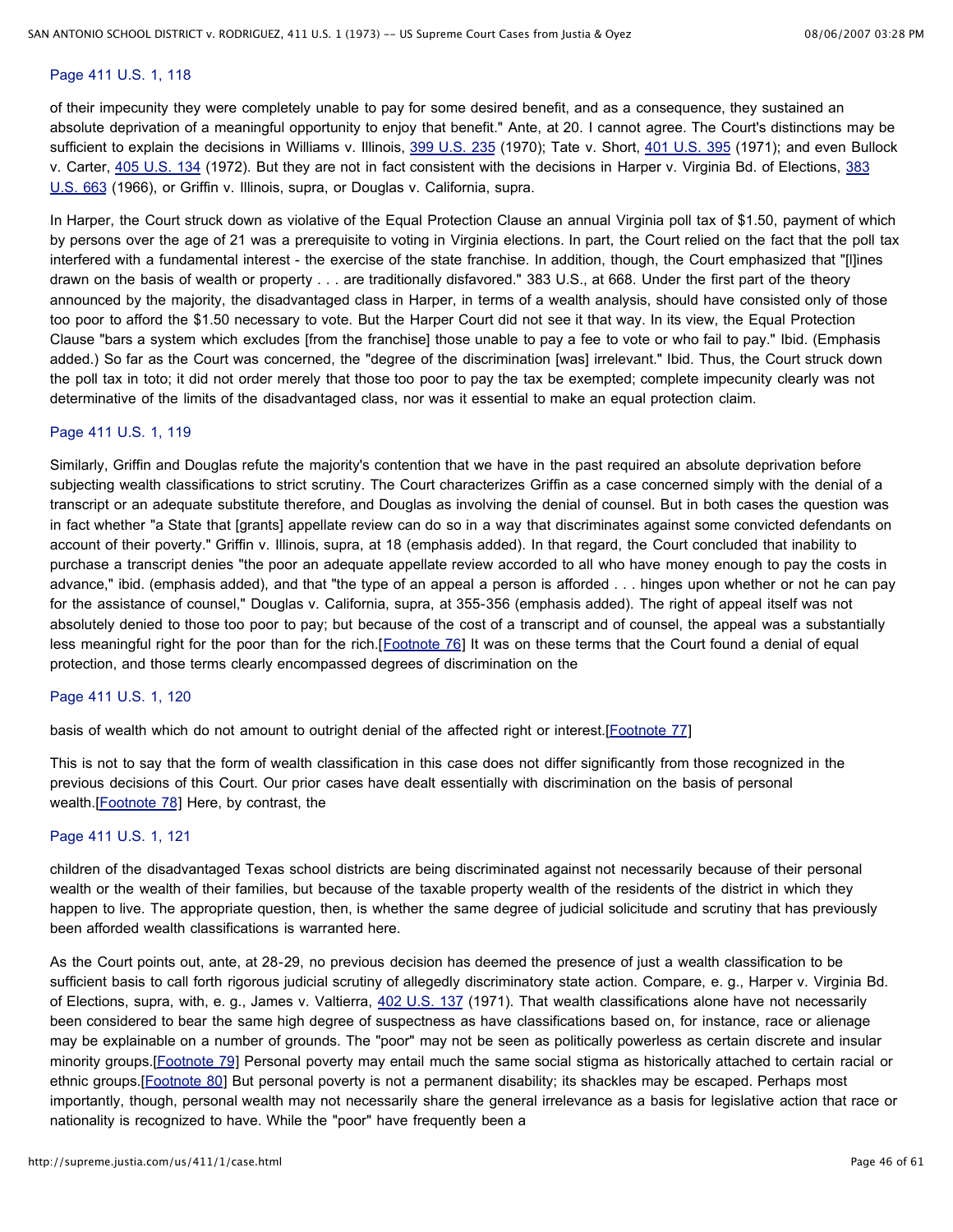Page 411 U.S. 1, 118

of their impecunity they were completely unable to pay for some desired benefit, and as a consequence, they sustained an absolute deprivation of a meaningful opportunity to enjoy that benefit." Ante, at 20. I cannot agree. The Court's distinctions may be sufficient to explain the decisions in Williams v. Illinois, 399 U.S. 235 (1970); Tate v. Short, 401 U.S. 395 (1971); and even Bullock v. Carter, 405 U.S. 134 (1972). But they are not in fact consistent with the decisions in Harper v. Virginia Bd. of Elections, 383 U.S. 663 (1966), or Griffin v. Illinois, supra, or Douglas v. California, supra.

In Harper, the Court struck down as violative of the Equal Protection Clause an annual Virginia poll tax of $1.50, payment of which by persons over the age of 21 was a prerequisite to voting in Virginia elections. In part, the Court relied on the fact that the poll tax interfered with a fundamental interest - the exercise of the state franchise. In addition, though, the Court emphasized that "[l]ines drawn on the basis of wealth or property . . . are traditionally disfavored." 383 U.S., at 668. Under the first part of the theory announced by the majority, the disadvantaged class in Harper, in terms of a wealth analysis, should have consisted only of those too poor to afford the $1.50 necessary to vote. But the Harper Court did not see it that way. In its view, the Equal Protection Clause "bars a system which excludes [from the franchise] those unable to pay a fee to vote or who fail to pay." Ibid. (Emphasis added.) So far as the Court was concerned, the "degree of the discrimination [was] irrelevant." Ibid. Thus, the Court struck down the poll tax in toto; it did not order merely that those too poor to pay the tax be exempted; complete impecunity clearly was not determinative of the limits of the disadvantaged class, nor was it essential to make an equal protection claim.

Page 411 U.S. 1, 119

Similarly, Griffin and Douglas refute the majority's contention that we have in the past required an absolute deprivation before subjecting wealth classifications to strict scrutiny. The Court characterizes Griffin as a case concerned simply with the denial of a transcript or an adequate substitute therefore, and Douglas as involving the denial of counsel. But in both cases the question was in fact whether "a State that [grants] appellate review can do so in a way that discriminates against some convicted defendants on account of their poverty." Griffin v. Illinois, supra, at 18 (emphasis added). In that regard, the Court concluded that inability to purchase a transcript denies "the poor an adequate appellate review accorded to all who have money enough to pay the costs in advance," ibid. (emphasis added), and that "the type of an appeal a person is afforded . . . hinges upon whether or not he can pay for the assistance of counsel," Douglas v. California, supra, at 355-356 (emphasis added). The right of appeal itself was not absolutely denied to those too poor to pay; but because of the cost of a transcript and of counsel, the appeal was a substantially less meaningful right for the poor than for the rich.[Footnote 76] It was on these terms that the Court found a denial of equal protection, and those terms clearly encompassed degrees of discrimination on the

Page 411 U.S. 1, 120

basis of wealth which do not amount to outright denial of the affected right or interest.[Footnote 77]

This is not to say that the form of wealth classification in this case does not differ significantly from those recognized in the previous decisions of this Court. Our prior cases have dealt essentially with discrimination on the basis of personal wealth.[Footnote 78] Here, by contrast, the

Page 411 U.S. 1, 121

children of the disadvantaged Texas school districts are being discriminated against not necessarily because of their personal wealth or the wealth of their families, but because of the taxable property wealth of the residents of the district in which they happen to live. The appropriate question, then, is whether the same degree of judicial solicitude and scrutiny that has previously been afforded wealth classifications is warranted here.

As the Court points out, ante, at 28-29, no previous decision has deemed the presence of just a wealth classification to be sufficient basis to call forth rigorous judicial scrutiny of allegedly discriminatory state action. Compare, e. g., Harper v. Virginia Bd. of Elections, supra, with, e. g., James v. Valtierra, 402 U.S. 137 (1971). That wealth classifications alone have not necessarily been considered to bear the same high degree of suspectness as have classifications based on, for instance, race or alienage may be explainable on a number of grounds. The "poor" may not be seen as politically powerless as certain discrete and insular minority groups.[Footnote 79] Personal poverty may entail much the same social stigma as historically attached to certain racial or ethnic groups.[Footnote 80] But personal poverty is not a permanent disability; its shackles may be escaped. Perhaps most importantly, though, personal wealth may not necessarily share the general irrelevance as a basis for legislative action that race or nationality is recognized to have. While the "poor" have frequently been a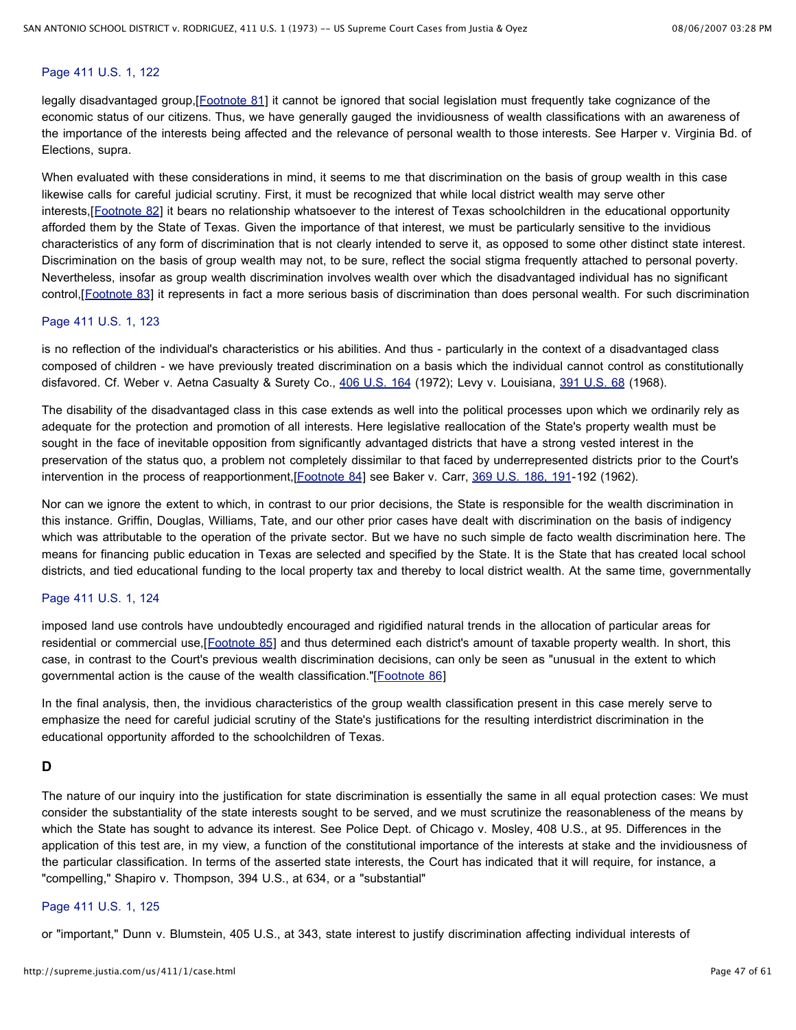Page 411 U.S. 1, 122

legally disadvantaged group,[Footnote 81] it cannot be ignored that social legislation must frequently take cognizance of the economic status of our citizens. Thus, we have generally gauged the invidiousness of wealth classifications with an awareness of the importance of the interests being affected and the relevance of personal wealth to those interests. See Harper v. Virginia Bd. of Elections, supra.

When evaluated with these considerations in mind, it seems to me that discrimination on the basis of group wealth in this case likewise calls for careful judicial scrutiny. First, it must be recognized that while local district wealth may serve other interests,[Footnote 82] it bears no relationship whatsoever to the interest of Texas schoolchildren in the educational opportunity afforded them by the State of Texas. Given the importance of that interest, we must be particularly sensitive to the invidious characteristics of any form of discrimination that is not clearly intended to serve it, as opposed to some other distinct state interest. Discrimination on the basis of group wealth may not, to be sure, reflect the social stigma frequently attached to personal poverty. Nevertheless, insofar as group wealth discrimination involves wealth over which the disadvantaged individual has no significant control,[Footnote 83] it represents in fact a more serious basis of discrimination than does personal wealth. For such discrimination

Page 411 U.S. 1, 123

is no reflection of the individual's characteristics or his abilities. And thus - particularly in the context of a disadvantaged class composed of children - we have previously treated discrimination on a basis which the individual cannot control as constitutionally disfavored. Cf. Weber v. Aetna Casualty & Surety Co., 406 U.S. 164 (1972); Levy v. Louisiana, 391 U.S. 68 (1968).

The disability of the disadvantaged class in this case extends as well into the political processes upon which we ordinarily rely as adequate for the protection and promotion of all interests. Here legislative reallocation of the State's property wealth must be sought in the face of inevitable opposition from significantly advantaged districts that have a strong vested interest in the preservation of the status quo, a problem not completely dissimilar to that faced by underrepresented districts prior to the Court's intervention in the process of reapportionment,[Footnote 84] see Baker v. Carr, 369 U.S. 186, 191-192 (1962).

Nor can we ignore the extent to which, in contrast to our prior decisions, the State is responsible for the wealth discrimination in this instance. Griffin, Douglas, Williams, Tate, and our other prior cases have dealt with discrimination on the basis of indigency which was attributable to the operation of the private sector. But we have no such simple de facto wealth discrimination here. The means for financing public education in Texas are selected and specified by the State. It is the State that has created local school districts, and tied educational funding to the local property tax and thereby to local district wealth. At the same time, governmentally

Page 411 U.S. 1, 124

imposed land use controls have undoubtedly encouraged and rigidified natural trends in the allocation of particular areas for residential or commercial use,[Footnote 85] and thus determined each district's amount of taxable property wealth. In short, this case, in contrast to the Court's previous wealth discrimination decisions, can only be seen as "unusual in the extent to which governmental action is the cause of the wealth classification."[Footnote 86]

In the final analysis, then, the invidious characteristics of the group wealth classification present in this case merely serve to emphasize the need for careful judicial scrutiny of the State's justifications for the resulting interdistrict discrimination in the educational opportunity afforded to the schoolchildren of Texas.

### D

The nature of our inquiry into the justification for state discrimination is essentially the same in all equal protection cases: We must consider the substantiality of the state interests sought to be served, and we must scrutinize the reasonableness of the means by which the State has sought to advance its interest. See Police Dept. of Chicago v. Mosley, 408 U.S., at 95. Differences in the application of this test are, in my view, a function of the constitutional importance of the interests at stake and the invidiousness of the particular classification. In terms of the asserted state interests, the Court has indicated that it will require, for instance, a "compelling," Shapiro v. Thompson, 394 U.S., at 634, or a "substantial"

Page 411 U.S. 1, 125

or "important," Dunn v. Blumstein, 405 U.S., at 343, state interest to justify discrimination affecting individual interests of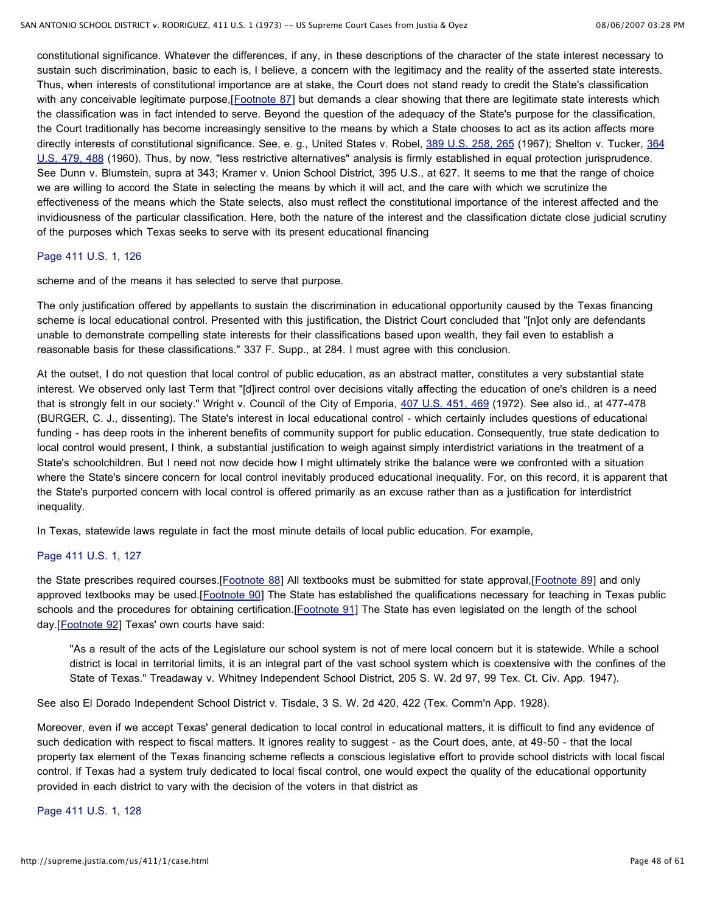constitutional significance. Whatever the differences, if any, in these descriptions of the character of the state interest necessary to sustain such discrimination, basic to each is, I believe, a concern with the legitimacy and the reality of the asserted state interests. Thus, when interests of constitutional importance are at stake, the Court does not stand ready to credit the State's classification with any conceivable legitimate purpose,[Footnote 87] but demands a clear showing that there are legitimate state interests which the classification was in fact intended to serve. Beyond the question of the adequacy of the State's purpose for the classification, the Court traditionally has become increasingly sensitive to the means by which a State chooses to act as its action affects more directly interests of constitutional significance. See, e. g., United States v. Robel, 389 U.S. 258, 265 (1967); Shelton v. Tucker, 364 U.S. 479, 488 (1960). Thus, by now, "less restrictive alternatives" analysis is firmly established in equal protection jurisprudence. See Dunn v. Blumstein, supra at 343; Kramer v. Union School District, 395 U.S., at 627. It seems to me that the range of choice we are willing to accord the State in selecting the means by which it will act, and the care with which we scrutinize the effectiveness of the means which the State selects, also must reflect the constitutional importance of the interest affected and the invidiousness of the particular classification. Here, both the nature of the interest and the classification dictate close judicial scrutiny of the purposes which Texas seeks to serve with its present educational financing

Page 411 U.S. 1, 126

scheme and of the means it has selected to serve that purpose.

The only justification offered by appellants to sustain the discrimination in educational opportunity caused by the Texas financing scheme is local educational control. Presented with this justification, the District Court concluded that "[n]ot only are defendants unable to demonstrate compelling state interests for their classifications based upon wealth, they fail even to establish a reasonable basis for these classifications." 337 F. Supp., at 284. I must agree with this conclusion.

At the outset, I do not question that local control of public education, as an abstract matter, constitutes a very substantial state interest. We observed only last Term that "[d]irect control over decisions vitally affecting the education of one's children is a need that is strongly felt in our society." Wright v. Council of the City of Emporia, 407 U.S. 451, 469 (1972). See also id., at 477-478 (BURGER, C. J., dissenting). The State's interest in local educational control - which certainly includes questions of educational funding - has deep roots in the inherent benefits of community support for public education. Consequently, true state dedication to local control would present, I think, a substantial justification to weigh against simply interdistrict variations in the treatment of a State's schoolchildren. But I need not now decide how I might ultimately strike the balance were we confronted with a situation where the State's sincere concern for local control inevitably produced educational inequality. For, on this record, it is apparent that the State's purported concern with local control is offered primarily as an excuse rather than as a justification for interdistrict inequality.

In Texas, statewide laws regulate in fact the most minute details of local public education. For example,

Page 411 U.S. 1, 127

the State prescribes required courses.[Footnote 88] All textbooks must be submitted for state approval,[Footnote 89] and only approved textbooks may be used.[Footnote 90] The State has established the qualifications necessary for teaching in Texas public schools and the procedures for obtaining certification.[Footnote 91] The State has even legislated on the length of the school day.[Footnote 92] Texas' own courts have said:

> "As a result of the acts of the Legislature our school system is not of mere local concern but it is statewide. While a school district is local in territorial limits, it is an integral part of the vast school system which is coextensive with the confines of the State of Texas." Treadaway v. Whitney Independent School District, 205 S. W. 2d 97, 99 Tex. Ct. Civ. App. 1947).

See also El Dorado Independent School District v. Tisdale, 3 S. W. 2d 420, 422 (Tex. Comm'n App. 1928).

Moreover, even if we accept Texas' general dedication to local control in educational matters, it is difficult to find any evidence of such dedication with respect to fiscal matters. It ignores reality to suggest - as the Court does, ante, at 49-50 - that the local property tax element of the Texas financing scheme reflects a conscious legislative effort to provide school districts with local fiscal control. If Texas had a system truly dedicated to local fiscal control, one would expect the quality of the educational opportunity provided in each district to vary with the decision of the voters in that district as

Page 411 U.S. 1, 128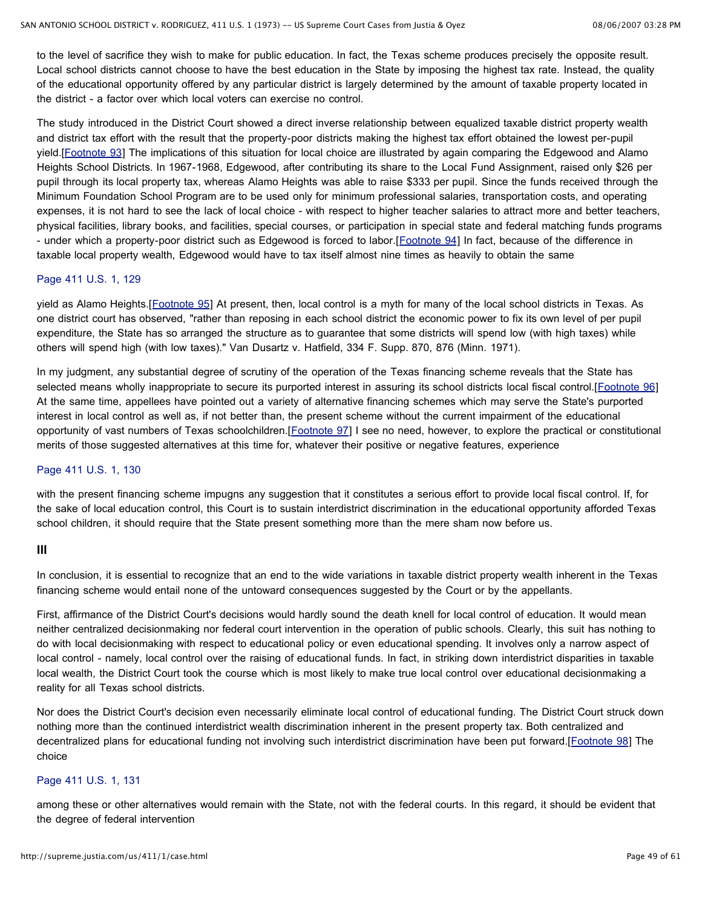to the level of sacrifice they wish to make for public education. In fact, the Texas scheme produces precisely the opposite result. Local school districts cannot choose to have the best education in the State by imposing the highest tax rate. Instead, the quality of the educational opportunity offered by any particular district is largely determined by the amount of taxable property located in the district - a factor over which local voters can exercise no control.

The study introduced in the District Court showed a direct inverse relationship between equalized taxable district property wealth and district tax effort with the result that the property-poor districts making the highest tax effort obtained the lowest per-pupil yield.[Footnote 93] The implications of this situation for local choice are illustrated by again comparing the Edgewood and Alamo Heights School Districts. In 1967-1968, Edgewood, after contributing its share to the Local Fund Assignment, raised only $26 per pupil through its local property tax, whereas Alamo Heights was able to raise $333 per pupil. Since the funds received through the Minimum Foundation School Program are to be used only for minimum professional salaries, transportation costs, and operating expenses, it is not hard to see the lack of local choice - with respect to higher teacher salaries to attract more and better teachers, physical facilities, library books, and facilities, special courses, or participation in special state and federal matching funds programs - under which a property-poor district such as Edgewood is forced to labor.[Footnote 94] In fact, because of the difference in taxable local property wealth, Edgewood would have to tax itself almost nine times as heavily to obtain the same

Page 411 U.S. 1, 129

yield as Alamo Heights.[Footnote 95] At present, then, local control is a myth for many of the local school districts in Texas. As one district court has observed, "rather than reposing in each school district the economic power to fix its own level of per pupil expenditure, the State has so arranged the structure as to guarantee that some districts will spend low (with high taxes) while others will spend high (with low taxes)." Van Dusartz v. Hatfield, 334 F. Supp. 870, 876 (Minn. 1971).

In my judgment, any substantial degree of scrutiny of the operation of the Texas financing scheme reveals that the State has selected means wholly inappropriate to secure its purported interest in assuring its school districts local fiscal control.[Footnote 96] At the same time, appellees have pointed out a variety of alternative financing schemes which may serve the State's purported interest in local control as well as, if not better than, the present scheme without the current impairment of the educational opportunity of vast numbers of Texas schoolchildren.[Footnote 97] I see no need, however, to explore the practical or constitutional merits of those suggested alternatives at this time for, whatever their positive or negative features, experience

Page 411 U.S. 1, 130

with the present financing scheme impugns any suggestion that it constitutes a serious effort to provide local fiscal control. If, for the sake of local education control, this Court is to sustain interdistrict discrimination in the educational opportunity afforded Texas school children, it should require that the State present something more than the mere sham now before us.

### III

In conclusion, it is essential to recognize that an end to the wide variations in taxable district property wealth inherent in the Texas financing scheme would entail none of the untoward consequences suggested by the Court or by the appellants.

First, affirmance of the District Court's decisions would hardly sound the death knell for local control of education. It would mean neither centralized decisionmaking nor federal court intervention in the operation of public schools. Clearly, this suit has nothing to do with local decisionmaking with respect to educational policy or even educational spending. It involves only a narrow aspect of local control - namely, local control over the raising of educational funds. In fact, in striking down interdistrict disparities in taxable local wealth, the District Court took the course which is most likely to make true local control over educational decisionmaking a reality for all Texas school districts.

Nor does the District Court's decision even necessarily eliminate local control of educational funding. The District Court struck down nothing more than the continued interdistrict wealth discrimination inherent in the present property tax. Both centralized and decentralized plans for educational funding not involving such interdistrict discrimination have been put forward.[Footnote 98] The choice

Page 411 U.S. 1, 131

among these or other alternatives would remain with the State, not with the federal courts. In this regard, it should be evident that the degree of federal intervention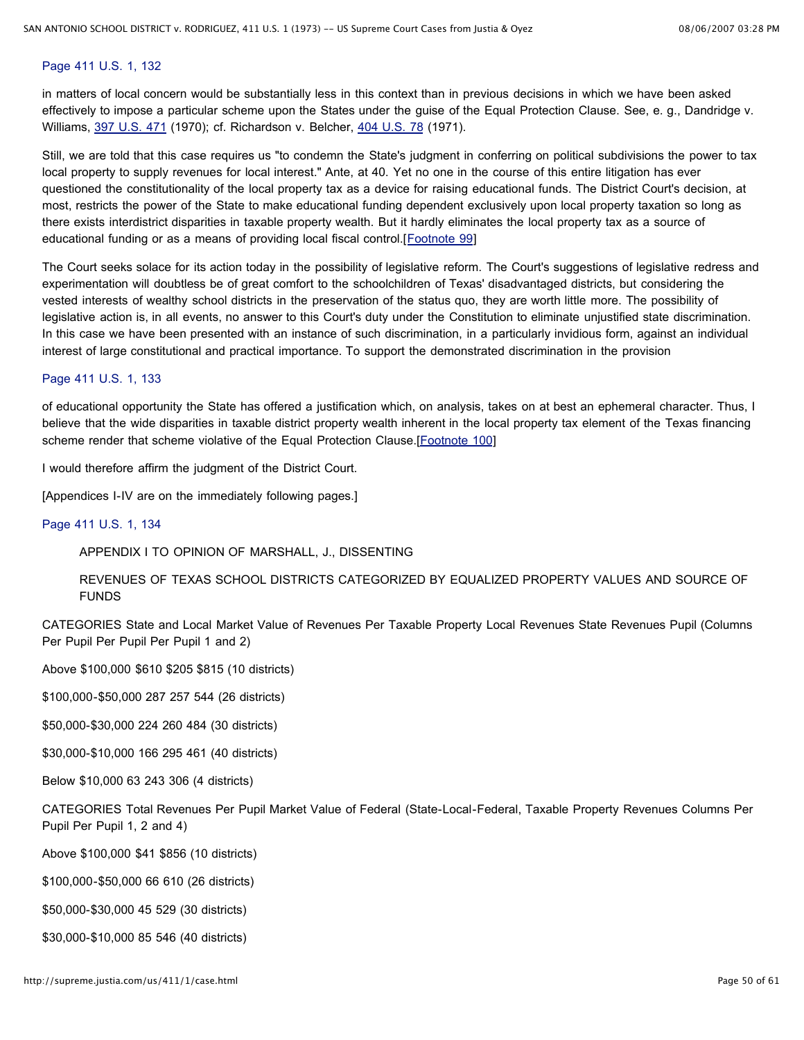Page 411 U.S. 1, 132

in matters of local concern would be substantially less in this context than in previous decisions in which we have been asked effectively to impose a particular scheme upon the States under the guise of the Equal Protection Clause. See, e. g., Dandridge v. Williams, 397 U.S. 471 (1970); cf. Richardson v. Belcher, 404 U.S. 78 (1971).

Still, we are told that this case requires us "to condemn the State's judgment in conferring on political subdivisions the power to tax local property to supply revenues for local interest." Ante, at 40. Yet no one in the course of this entire litigation has ever questioned the constitutionality of the local property tax as a device for raising educational funds. The District Court's decision, at most, restricts the power of the State to make educational funding dependent exclusively upon local property taxation so long as there exists interdistrict disparities in taxable property wealth. But it hardly eliminates the local property tax as a source of educational funding or as a means of providing local fiscal control.[Footnote 99]

The Court seeks solace for its action today in the possibility of legislative reform. The Court's suggestions of legislative redress and experimentation will doubtless be of great comfort to the schoolchildren of Texas' disadvantaged districts, but considering the vested interests of wealthy school districts in the preservation of the status quo, they are worth little more. The possibility of legislative action is, in all events, no answer to this Court's duty under the Constitution to eliminate unjustified state discrimination. In this case we have been presented with an instance of such discrimination, in a particularly invidious form, against an individual interest of large constitutional and practical importance. To support the demonstrated discrimination in the provision

Page 411 U.S. 1, 133

of educational opportunity the State has offered a justification which, on analysis, takes on at best an ephemeral character. Thus, I believe that the wide disparities in taxable district property wealth inherent in the local property tax element of the Texas financing scheme render that scheme violative of the Equal Protection Clause.[Footnote 100]

I would therefore affirm the judgment of the District Court.

[Appendices I-IV are on the immediately following pages.]

Page 411 U.S. 1, 134

APPENDIX I TO OPINION OF MARSHALL, J., DISSENTING

REVENUES OF TEXAS SCHOOL DISTRICTS CATEGORIZED BY EQUALIZED PROPERTY VALUES AND SOURCE OF FUNDS

| CATEGORIES Market Value of Taxable Property Per Pupil | Local Revenues Per Pupil | State Revenues Per Pupil | State and Local Revenues Per Pupil (Columns 1 and 2) |
|---|---|---|---|
| Above $100,000 | $610 | $205 | $815 (10 districts) |
| $100,000-$50,000 | 287 | 257 | 544 (26 districts) |
| $50,000-$30,000 | 224 | 260 | 484 (30 districts) |
| $30,000-$10,000 | 166 | 295 | 461 (40 districts) |
| Below $10,000 | 63 | 243 | 306 (4 districts) |

| CATEGORIES Market Value of Taxable Property Per Pupil | Federal Revenues Per Pupil | Total Revenues Per Pupil (State-Local-Federal, Columns 1, 2 and 4) |
|---|---|---|
| Above $100,000 | $41 | $856 (10 districts) |
| $100,000-$50,000 | 66 | 610 (26 districts) |
| $50,000-$30,000 | 45 | 529 (30 districts) |
| $30,000-$10,000 | 85 | 546 (40 districts) |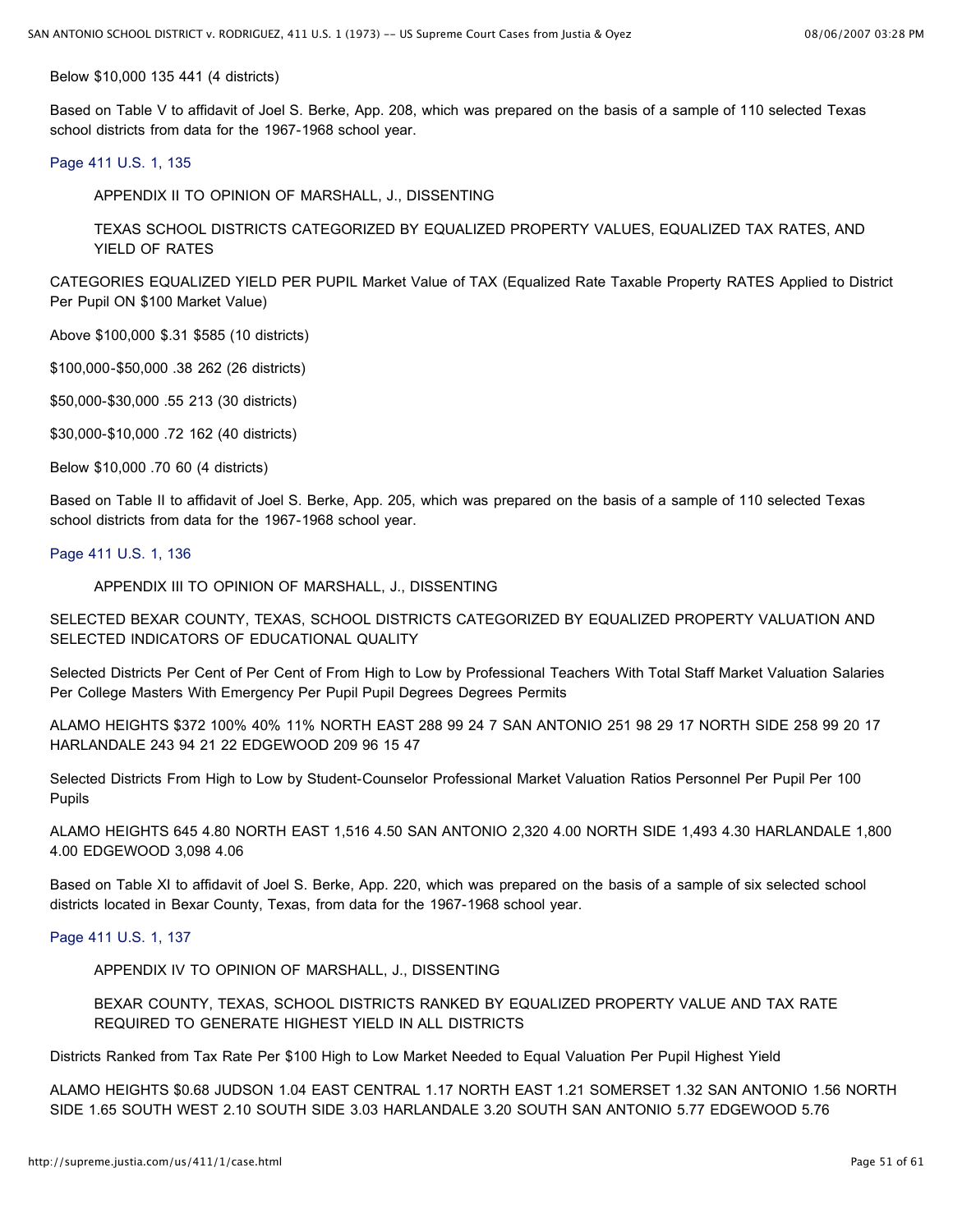Below $10,000 135 441 (4 districts)

Based on Table V to affidavit of Joel S. Berke, App. 208, which was prepared on the basis of a sample of 110 selected Texas school districts from data for the 1967-1968 school year.

Page 411 U.S. 1, 135

APPENDIX II TO OPINION OF MARSHALL, J., DISSENTING

TEXAS SCHOOL DISTRICTS CATEGORIZED BY EQUALIZED PROPERTY VALUES, EQUALIZED TAX RATES, AND YIELD OF RATES

CATEGORIES EQUALIZED YIELD PER PUPIL Market Value of TAX (Equalized Rate Taxable Property RATES Applied to District Per Pupil ON $100 Market Value)

Above $100,000 $.31 $585 (10 districts)

$100,000-$50,000 .38 262 (26 districts)

$50,000-$30,000 .55 213 (30 districts)

$30,000-$10,000 .72 162 (40 districts)

Below $10,000 .70 60 (4 districts)

Based on Table II to affidavit of Joel S. Berke, App. 205, which was prepared on the basis of a sample of 110 selected Texas school districts from data for the 1967-1968 school year.

Page 411 U.S. 1, 136

APPENDIX III TO OPINION OF MARSHALL, J., DISSENTING

SELECTED BEXAR COUNTY, TEXAS, SCHOOL DISTRICTS CATEGORIZED BY EQUALIZED PROPERTY VALUATION AND SELECTED INDICATORS OF EDUCATIONAL QUALITY

Selected Districts Per Cent of Per Cent of From High to Low by Professional Teachers With Total Staff Market Valuation Salaries Per College Masters With Emergency Per Pupil Pupil Degrees Degrees Permits

ALAMO HEIGHTS $372 100% 40% 11% NORTH EAST 288 99 24 7 SAN ANTONIO 251 98 29 17 NORTH SIDE 258 99 20 17 HARLANDALE 243 94 21 22 EDGEWOOD 209 96 15 47

Selected Districts From High to Low by Student-Counselor Professional Market Valuation Ratios Personnel Per Pupil Per 100 Pupils

ALAMO HEIGHTS 645 4.80 NORTH EAST 1,516 4.50 SAN ANTONIO 2,320 4.00 NORTH SIDE 1,493 4.30 HARLANDALE 1,800 4.00 EDGEWOOD 3,098 4.06

Based on Table XI to affidavit of Joel S. Berke, App. 220, which was prepared on the basis of a sample of six selected school districts located in Bexar County, Texas, from data for the 1967-1968 school year.

Page 411 U.S. 1, 137

APPENDIX IV TO OPINION OF MARSHALL, J., DISSENTING

BEXAR COUNTY, TEXAS, SCHOOL DISTRICTS RANKED BY EQUALIZED PROPERTY VALUE AND TAX RATE REQUIRED TO GENERATE HIGHEST YIELD IN ALL DISTRICTS

Districts Ranked from Tax Rate Per $100 High to Low Market Needed to Equal Valuation Per Pupil Highest Yield

ALAMO HEIGHTS $0.68 JUDSON 1.04 EAST CENTRAL 1.17 NORTH EAST 1.21 SOMERSET 1.32 SAN ANTONIO 1.56 NORTH SIDE 1.65 SOUTH WEST 2.10 SOUTH SIDE 3.03 HARLANDALE 3.20 SOUTH SAN ANTONIO 5.77 EDGEWOOD 5.76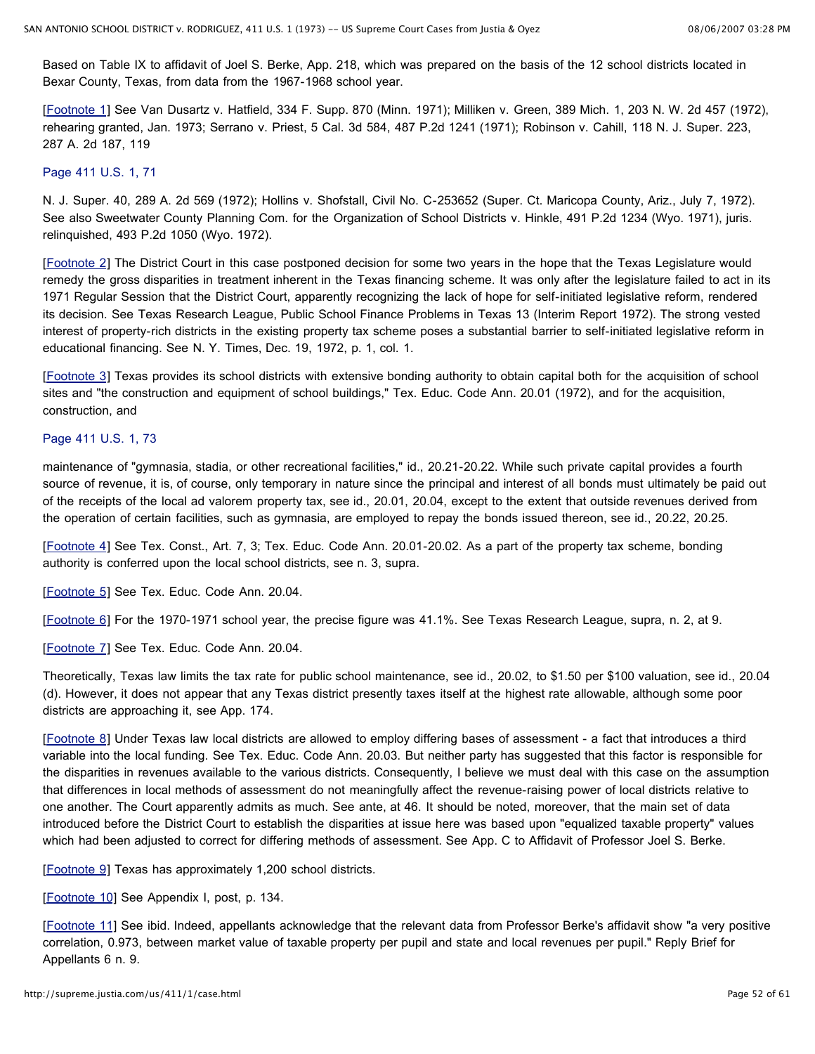Based on Table IX to affidavit of Joel S. Berke, App. 218, which was prepared on the basis of the 12 school districts located in Bexar County, Texas, from data from the 1967-1968 school year.

[Footnote 1] See Van Dusartz v. Hatfield, 334 F. Supp. 870 (Minn. 1971); Milliken v. Green, 389 Mich. 1, 203 N. W. 2d 457 (1972), rehearing granted, Jan. 1973; Serrano v. Priest, 5 Cal. 3d 584, 487 P.2d 1241 (1971); Robinson v. Cahill, 118 N. J. Super. 223, 287 A. 2d 187, 119

Page 411 U.S. 1, 71

N. J. Super. 40, 289 A. 2d 569 (1972); Hollins v. Shofstall, Civil No. C-253652 (Super. Ct. Maricopa County, Ariz., July 7, 1972). See also Sweetwater County Planning Com. for the Organization of School Districts v. Hinkle, 491 P.2d 1234 (Wyo. 1971), juris. relinquished, 493 P.2d 1050 (Wyo. 1972).

[Footnote 2] The District Court in this case postponed decision for some two years in the hope that the Texas Legislature would remedy the gross disparities in treatment inherent in the Texas financing scheme. It was only after the legislature failed to act in its 1971 Regular Session that the District Court, apparently recognizing the lack of hope for self-initiated legislative reform, rendered its decision. See Texas Research League, Public School Finance Problems in Texas 13 (Interim Report 1972). The strong vested interest of property-rich districts in the existing property tax scheme poses a substantial barrier to self-initiated legislative reform in educational financing. See N. Y. Times, Dec. 19, 1972, p. 1, col. 1.

[Footnote 3] Texas provides its school districts with extensive bonding authority to obtain capital both for the acquisition of school sites and "the construction and equipment of school buildings," Tex. Educ. Code Ann. 20.01 (1972), and for the acquisition, construction, and

Page 411 U.S. 1, 73

maintenance of "gymnasia, stadia, or other recreational facilities," id., 20.21-20.22. While such private capital provides a fourth source of revenue, it is, of course, only temporary in nature since the principal and interest of all bonds must ultimately be paid out of the receipts of the local ad valorem property tax, see id., 20.01, 20.04, except to the extent that outside revenues derived from the operation of certain facilities, such as gymnasia, are employed to repay the bonds issued thereon, see id., 20.22, 20.25.

[Footnote 4] See Tex. Const., Art. 7, 3; Tex. Educ. Code Ann. 20.01-20.02. As a part of the property tax scheme, bonding authority is conferred upon the local school districts, see n. 3, supra.

[Footnote 5] See Tex. Educ. Code Ann. 20.04.

[Footnote 6] For the 1970-1971 school year, the precise figure was 41.1%. See Texas Research League, supra, n. 2, at 9.

[Footnote 7] See Tex. Educ. Code Ann. 20.04.

Theoretically, Texas law limits the tax rate for public school maintenance, see id., 20.02, to $1.50 per $100 valuation, see id., 20.04 (d). However, it does not appear that any Texas district presently taxes itself at the highest rate allowable, although some poor districts are approaching it, see App. 174.

[Footnote 8] Under Texas law local districts are allowed to employ differing bases of assessment - a fact that introduces a third variable into the local funding. See Tex. Educ. Code Ann. 20.03. But neither party has suggested that this factor is responsible for the disparities in revenues available to the various districts. Consequently, I believe we must deal with this case on the assumption that differences in local methods of assessment do not meaningfully affect the revenue-raising power of local districts relative to one another. The Court apparently admits as much. See ante, at 46. It should be noted, moreover, that the main set of data introduced before the District Court to establish the disparities at issue here was based upon "equalized taxable property" values which had been adjusted to correct for differing methods of assessment. See App. C to Affidavit of Professor Joel S. Berke.

[Footnote 9] Texas has approximately 1,200 school districts.

[Footnote 10] See Appendix I, post, p. 134.

[Footnote 11] See ibid. Indeed, appellants acknowledge that the relevant data from Professor Berke's affidavit show "a very positive correlation, 0.973, between market value of taxable property per pupil and state and local revenues per pupil." Reply Brief for Appellants 6 n. 9.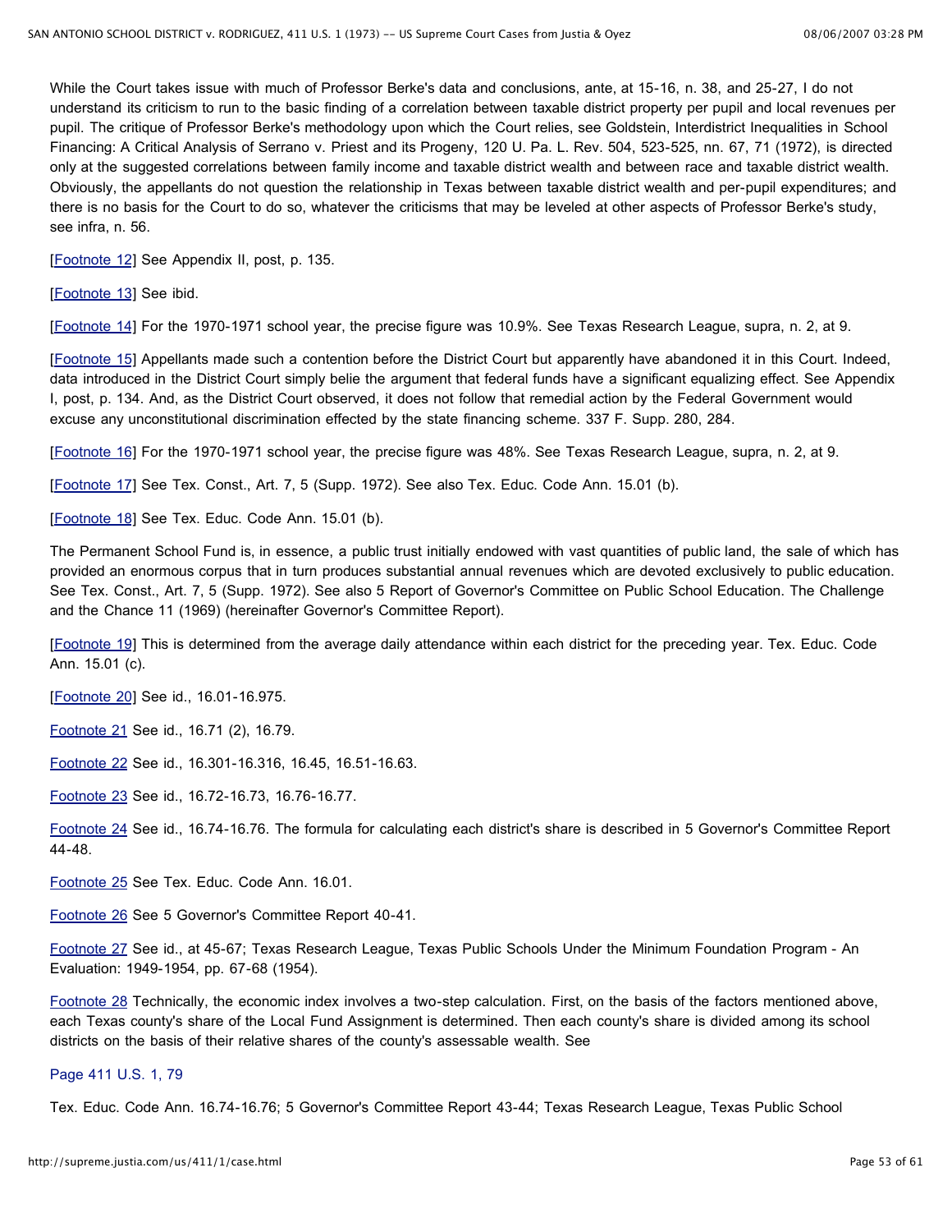While the Court takes issue with much of Professor Berke's data and conclusions, ante, at 15-16, n. 38, and 25-27, I do not understand its criticism to run to the basic finding of a correlation between taxable district property per pupil and local revenues per pupil. The critique of Professor Berke's methodology upon which the Court relies, see Goldstein, Interdistrict Inequalities in School Financing: A Critical Analysis of Serrano v. Priest and its Progeny, 120 U. Pa. L. Rev. 504, 523-525, nn. 67, 71 (1972), is directed only at the suggested correlations between family income and taxable district wealth and between race and taxable district wealth. Obviously, the appellants do not question the relationship in Texas between taxable district wealth and per-pupil expenditures; and there is no basis for the Court to do so, whatever the criticisms that may be leveled at other aspects of Professor Berke's study, see infra, n. 56.

[Footnote 12] See Appendix II, post, p. 135.

[Footnote 13] See ibid.

[Footnote 14] For the 1970-1971 school year, the precise figure was 10.9%. See Texas Research League, supra, n. 2, at 9.

[Footnote 15] Appellants made such a contention before the District Court but apparently have abandoned it in this Court. Indeed, data introduced in the District Court simply belie the argument that federal funds have a significant equalizing effect. See Appendix I, post, p. 134. And, as the District Court observed, it does not follow that remedial action by the Federal Government would excuse any unconstitutional discrimination effected by the state financing scheme. 337 F. Supp. 280, 284.

[Footnote 16] For the 1970-1971 school year, the precise figure was 48%. See Texas Research League, supra, n. 2, at 9.

[Footnote 17] See Tex. Const., Art. 7, 5 (Supp. 1972). See also Tex. Educ. Code Ann. 15.01 (b).

[Footnote 18] See Tex. Educ. Code Ann. 15.01 (b).

The Permanent School Fund is, in essence, a public trust initially endowed with vast quantities of public land, the sale of which has provided an enormous corpus that in turn produces substantial annual revenues which are devoted exclusively to public education. See Tex. Const., Art. 7, 5 (Supp. 1972). See also 5 Report of Governor's Committee on Public School Education. The Challenge and the Chance 11 (1969) (hereinafter Governor's Committee Report).

[Footnote 19] This is determined from the average daily attendance within each district for the preceding year. Tex. Educ. Code Ann. 15.01 (c).

[Footnote 20] See id., 16.01-16.975.

Footnote 21 See id., 16.71 (2), 16.79.

Footnote 22 See id., 16.301-16.316, 16.45, 16.51-16.63.

Footnote 23 See id., 16.72-16.73, 16.76-16.77.

Footnote 24 See id., 16.74-16.76. The formula for calculating each district's share is described in 5 Governor's Committee Report 44-48.

Footnote 25 See Tex. Educ. Code Ann. 16.01.

Footnote 26 See 5 Governor's Committee Report 40-41.

Footnote 27 See id., at 45-67; Texas Research League, Texas Public Schools Under the Minimum Foundation Program - An Evaluation: 1949-1954, pp. 67-68 (1954).

Footnote 28 Technically, the economic index involves a two-step calculation. First, on the basis of the factors mentioned above, each Texas county's share of the Local Fund Assignment is determined. Then each county's share is divided among its school districts on the basis of their relative shares of the county's assessable wealth. See

Page 411 U.S. 1, 79

Tex. Educ. Code Ann. 16.74-16.76; 5 Governor's Committee Report 43-44; Texas Research League, Texas Public School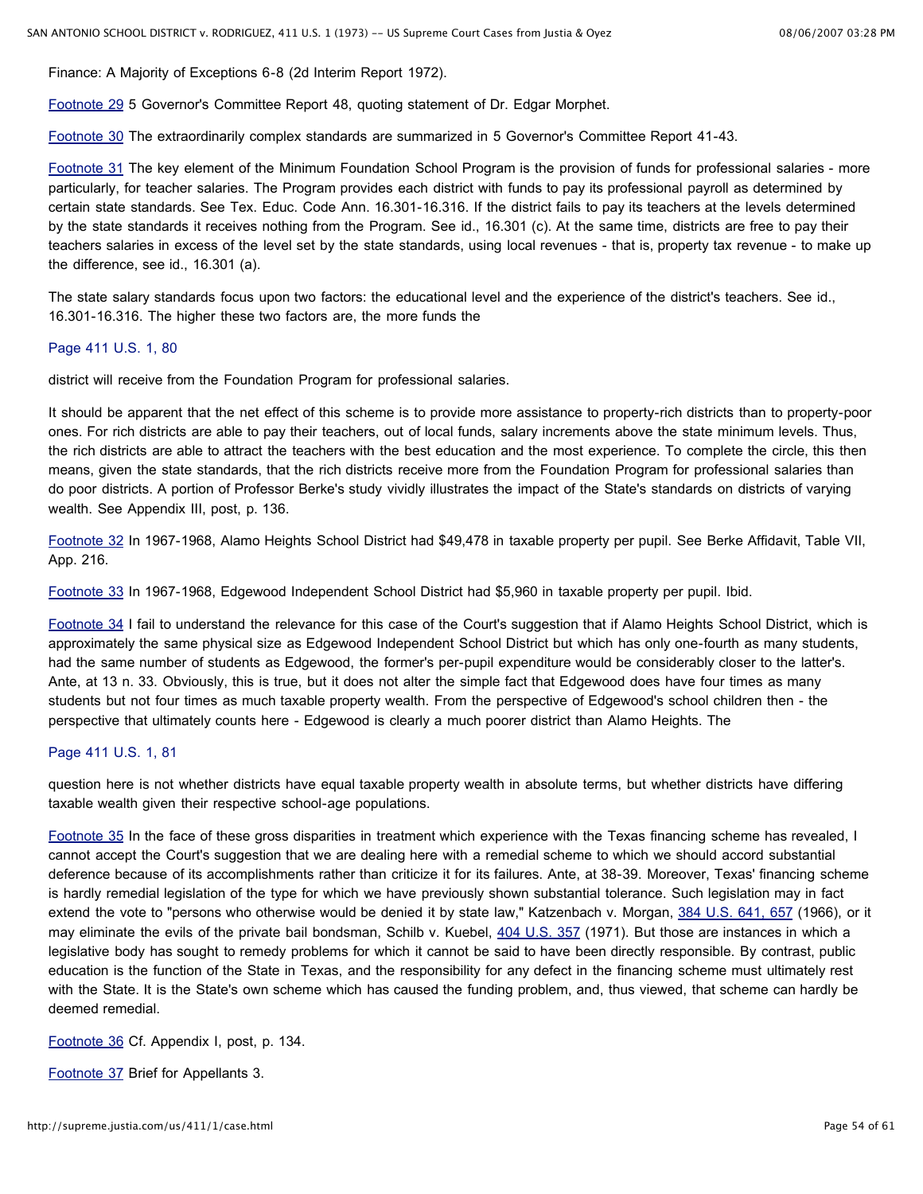Finance: A Majority of Exceptions 6-8 (2d Interim Report 1972).

Footnote 29 5 Governor's Committee Report 48, quoting statement of Dr. Edgar Morphet.

Footnote 30 The extraordinarily complex standards are summarized in 5 Governor's Committee Report 41-43.

Footnote 31 The key element of the Minimum Foundation School Program is the provision of funds for professional salaries - more particularly, for teacher salaries. The Program provides each district with funds to pay its professional payroll as determined by certain state standards. See Tex. Educ. Code Ann. 16.301-16.316. If the district fails to pay its teachers at the levels determined by the state standards it receives nothing from the Program. See id., 16.301 (c). At the same time, districts are free to pay their teachers salaries in excess of the level set by the state standards, using local revenues - that is, property tax revenue - to make up the difference, see id., 16.301 (a).

The state salary standards focus upon two factors: the educational level and the experience of the district's teachers. See id., 16.301-16.316. The higher these two factors are, the more funds the

Page 411 U.S. 1, 80

district will receive from the Foundation Program for professional salaries.

It should be apparent that the net effect of this scheme is to provide more assistance to property-rich districts than to property-poor ones. For rich districts are able to pay their teachers, out of local funds, salary increments above the state minimum levels. Thus, the rich districts are able to attract the teachers with the best education and the most experience. To complete the circle, this then means, given the state standards, that the rich districts receive more from the Foundation Program for professional salaries than do poor districts. A portion of Professor Berke's study vividly illustrates the impact of the State's standards on districts of varying wealth. See Appendix III, post, p. 136.

Footnote 32 In 1967-1968, Alamo Heights School District had $49,478 in taxable property per pupil. See Berke Affidavit, Table VII, App. 216.

Footnote 33 In 1967-1968, Edgewood Independent School District had $5,960 in taxable property per pupil. Ibid.

Footnote 34 I fail to understand the relevance for this case of the Court's suggestion that if Alamo Heights School District, which is approximately the same physical size as Edgewood Independent School District but which has only one-fourth as many students, had the same number of students as Edgewood, the former's per-pupil expenditure would be considerably closer to the latter's. Ante, at 13 n. 33. Obviously, this is true, but it does not alter the simple fact that Edgewood does have four times as many students but not four times as much taxable property wealth. From the perspective of Edgewood's school children then - the perspective that ultimately counts here - Edgewood is clearly a much poorer district than Alamo Heights. The

Page 411 U.S. 1, 81

question here is not whether districts have equal taxable property wealth in absolute terms, but whether districts have differing taxable wealth given their respective school-age populations.

Footnote 35 In the face of these gross disparities in treatment which experience with the Texas financing scheme has revealed, I cannot accept the Court's suggestion that we are dealing here with a remedial scheme to which we should accord substantial deference because of its accomplishments rather than criticize it for its failures. Ante, at 38-39. Moreover, Texas' financing scheme is hardly remedial legislation of the type for which we have previously shown substantial tolerance. Such legislation may in fact extend the vote to "persons who otherwise would be denied it by state law," Katzenbach v. Morgan, 384 U.S. 641, 657 (1966), or it may eliminate the evils of the private bail bondsman, Schilb v. Kuebel, 404 U.S. 357 (1971). But those are instances in which a legislative body has sought to remedy problems for which it cannot be said to have been directly responsible. By contrast, public education is the function of the State in Texas, and the responsibility for any defect in the financing scheme must ultimately rest with the State. It is the State's own scheme which has caused the funding problem, and, thus viewed, that scheme can hardly be deemed remedial.

Footnote 36 Cf. Appendix I, post, p. 134.

Footnote 37 Brief for Appellants 3.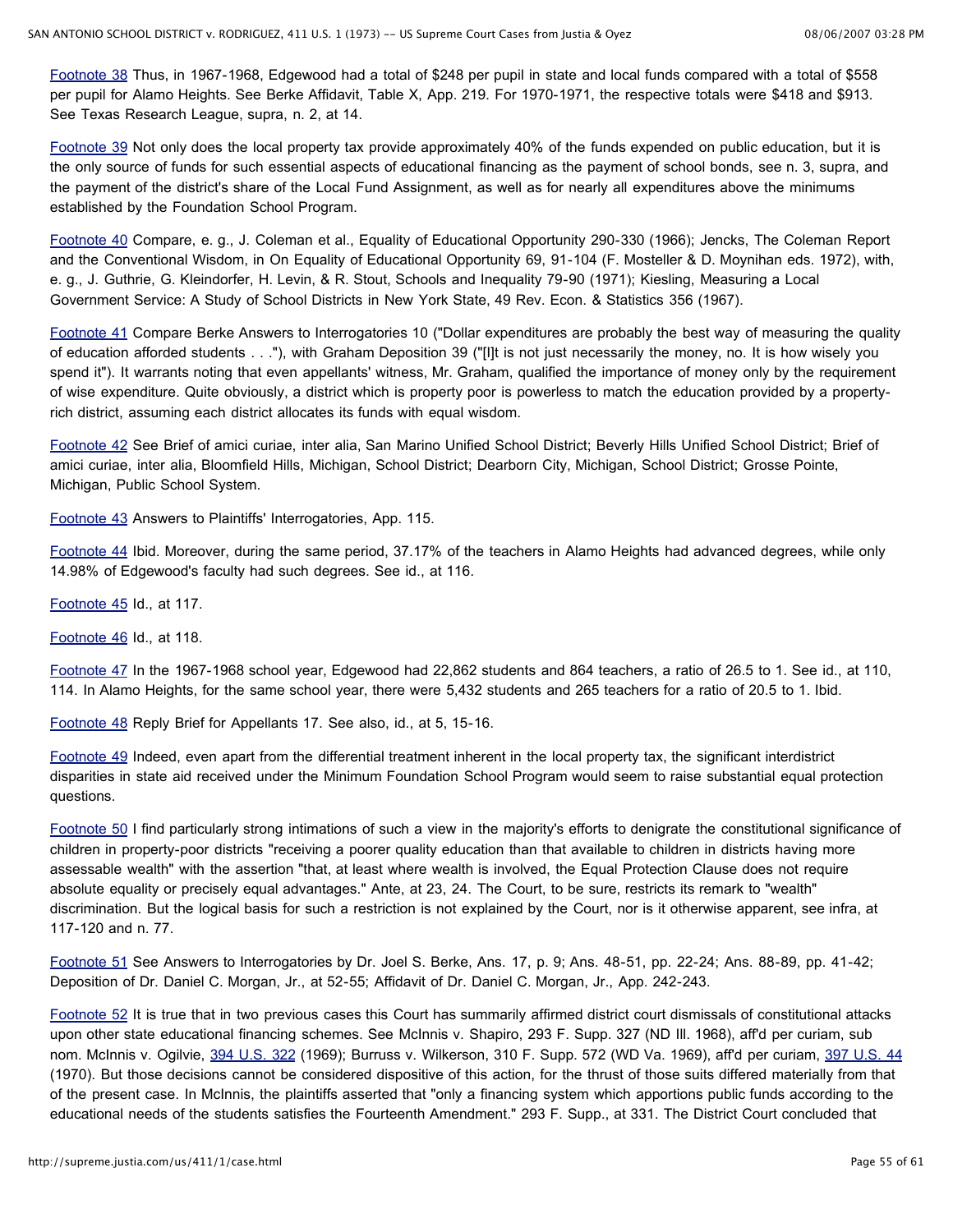Footnote 38 Thus, in 1967-1968, Edgewood had a total of $248 per pupil in state and local funds compared with a total of $558 per pupil for Alamo Heights. See Berke Affidavit, Table X, App. 219. For 1970-1971, the respective totals were $418 and $913. See Texas Research League, supra, n. 2, at 14.

Footnote 39 Not only does the local property tax provide approximately 40% of the funds expended on public education, but it is the only source of funds for such essential aspects of educational financing as the payment of school bonds, see n. 3, supra, and the payment of the district's share of the Local Fund Assignment, as well as for nearly all expenditures above the minimums established by the Foundation School Program.

Footnote 40 Compare, e. g., J. Coleman et al., Equality of Educational Opportunity 290-330 (1966); Jencks, The Coleman Report and the Conventional Wisdom, in On Equality of Educational Opportunity 69, 91-104 (F. Mosteller & D. Moynihan eds. 1972), with, e. g., J. Guthrie, G. Kleindorfer, H. Levin, & R. Stout, Schools and Inequality 79-90 (1971); Kiesling, Measuring a Local Government Service: A Study of School Districts in New York State, 49 Rev. Econ. & Statistics 356 (1967).

Footnote 41 Compare Berke Answers to Interrogatories 10 ("Dollar expenditures are probably the best way of measuring the quality of education afforded students . . ."), with Graham Deposition 39 ("[I]t is not just necessarily the money, no. It is how wisely you spend it"). It warrants noting that even appellants' witness, Mr. Graham, qualified the importance of money only by the requirement of wise expenditure. Quite obviously, a district which is property poor is powerless to match the education provided by a property-rich district, assuming each district allocates its funds with equal wisdom.

Footnote 42 See Brief of amici curiae, inter alia, San Marino Unified School District; Beverly Hills Unified School District; Brief of amici curiae, inter alia, Bloomfield Hills, Michigan, School District; Dearborn City, Michigan, School District; Grosse Pointe, Michigan, Public School System.

Footnote 43 Answers to Plaintiffs' Interrogatories, App. 115.

Footnote 44 Ibid. Moreover, during the same period, 37.17% of the teachers in Alamo Heights had advanced degrees, while only 14.98% of Edgewood's faculty had such degrees. See id., at 116.

Footnote 45 Id., at 117.

Footnote 46 Id., at 118.

Footnote 47 In the 1967-1968 school year, Edgewood had 22,862 students and 864 teachers, a ratio of 26.5 to 1. See id., at 110, 114. In Alamo Heights, for the same school year, there were 5,432 students and 265 teachers for a ratio of 20.5 to 1. Ibid.

Footnote 48 Reply Brief for Appellants 17. See also, id., at 5, 15-16.

Footnote 49 Indeed, even apart from the differential treatment inherent in the local property tax, the significant interdistrict disparities in state aid received under the Minimum Foundation School Program would seem to raise substantial equal protection questions.

Footnote 50 I find particularly strong intimations of such a view in the majority's efforts to denigrate the constitutional significance of children in property-poor districts "receiving a poorer quality education than that available to children in districts having more assessable wealth" with the assertion "that, at least where wealth is involved, the Equal Protection Clause does not require absolute equality or precisely equal advantages." Ante, at 23, 24. The Court, to be sure, restricts its remark to "wealth" discrimination. But the logical basis for such a restriction is not explained by the Court, nor is it otherwise apparent, see infra, at 117-120 and n. 77.

Footnote 51 See Answers to Interrogatories by Dr. Joel S. Berke, Ans. 17, p. 9; Ans. 48-51, pp. 22-24; Ans. 88-89, pp. 41-42; Deposition of Dr. Daniel C. Morgan, Jr., at 52-55; Affidavit of Dr. Daniel C. Morgan, Jr., App. 242-243.

Footnote 52 It is true that in two previous cases this Court has summarily affirmed district court dismissals of constitutional attacks upon other state educational financing schemes. See McInnis v. Shapiro, 293 F. Supp. 327 (ND Ill. 1968), aff'd per curiam, sub nom. McInnis v. Ogilvie, 394 U.S. 322 (1969); Burruss v. Wilkerson, 310 F. Supp. 572 (WD Va. 1969), aff'd per curiam, 397 U.S. 44 (1970). But those decisions cannot be considered dispositive of this action, for the thrust of those suits differed materially from that of the present case. In McInnis, the plaintiffs asserted that "only a financing system which apportions public funds according to the educational needs of the students satisfies the Fourteenth Amendment." 293 F. Supp., at 331. The District Court concluded that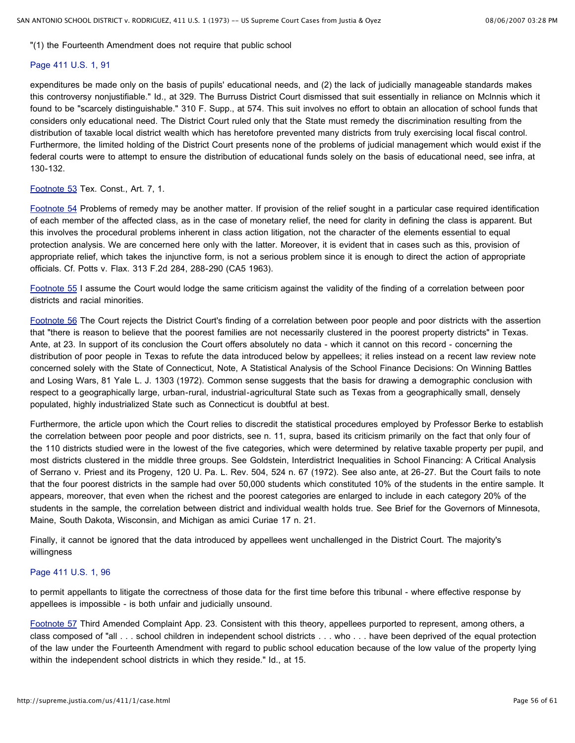"(1) the Fourteenth Amendment does not require that public school

Page 411 U.S. 1, 91

expenditures be made only on the basis of pupils' educational needs, and (2) the lack of judicially manageable standards makes this controversy nonjustifiable." Id., at 329. The Burruss District Court dismissed that suit essentially in reliance on McInnis which it found to be "scarcely distinguishable." 310 F. Supp., at 574. This suit involves no effort to obtain an allocation of school funds that considers only educational need. The District Court ruled only that the State must remedy the discrimination resulting from the distribution of taxable local district wealth which has heretofore prevented many districts from truly exercising local fiscal control. Furthermore, the limited holding of the District Court presents none of the problems of judicial management which would exist if the federal courts were to attempt to ensure the distribution of educational funds solely on the basis of educational need, see infra, at 130-132.

Footnote 53 Tex. Const., Art. 7, 1.

Footnote 54 Problems of remedy may be another matter. If provision of the relief sought in a particular case required identification of each member of the affected class, as in the case of monetary relief, the need for clarity in defining the class is apparent. But this involves the procedural problems inherent in class action litigation, not the character of the elements essential to equal protection analysis. We are concerned here only with the latter. Moreover, it is evident that in cases such as this, provision of appropriate relief, which takes the injunctive form, is not a serious problem since it is enough to direct the action of appropriate officials. Cf. Potts v. Flax. 313 F.2d 284, 288-290 (CA5 1963).

Footnote 55 I assume the Court would lodge the same criticism against the validity of the finding of a correlation between poor districts and racial minorities.

Footnote 56 The Court rejects the District Court's finding of a correlation between poor people and poor districts with the assertion that "there is reason to believe that the poorest families are not necessarily clustered in the poorest property districts" in Texas. Ante, at 23. In support of its conclusion the Court offers absolutely no data - which it cannot on this record - concerning the distribution of poor people in Texas to refute the data introduced below by appellees; it relies instead on a recent law review note concerned solely with the State of Connecticut, Note, A Statistical Analysis of the School Finance Decisions: On Winning Battles and Losing Wars, 81 Yale L. J. 1303 (1972). Common sense suggests that the basis for drawing a demographic conclusion with respect to a geographically large, urban-rural, industrial-agricultural State such as Texas from a geographically small, densely populated, highly industrialized State such as Connecticut is doubtful at best.

Furthermore, the article upon which the Court relies to discredit the statistical procedures employed by Professor Berke to establish the correlation between poor people and poor districts, see n. 11, supra, based its criticism primarily on the fact that only four of the 110 districts studied were in the lowest of the five categories, which were determined by relative taxable property per pupil, and most districts clustered in the middle three groups. See Goldstein, Interdistrict Inequalities in School Financing: A Critical Analysis of Serrano v. Priest and its Progeny, 120 U. Pa. L. Rev. 504, 524 n. 67 (1972). See also ante, at 26-27. But the Court fails to note that the four poorest districts in the sample had over 50,000 students which constituted 10% of the students in the entire sample. It appears, moreover, that even when the richest and the poorest categories are enlarged to include in each category 20% of the students in the sample, the correlation between district and individual wealth holds true. See Brief for the Governors of Minnesota, Maine, South Dakota, Wisconsin, and Michigan as amici Curiae 17 n. 21.

Finally, it cannot be ignored that the data introduced by appellees went unchallenged in the District Court. The majority's willingness

Page 411 U.S. 1, 96

to permit appellants to litigate the correctness of those data for the first time before this tribunal - where effective response by appellees is impossible - is both unfair and judicially unsound.

Footnote 57 Third Amended Complaint App. 23. Consistent with this theory, appellees purported to represent, among others, a class composed of "all . . . school children in independent school districts . . . who . . . have been deprived of the equal protection of the law under the Fourteenth Amendment with regard to public school education because of the low value of the property lying within the independent school districts in which they reside." Id., at 15.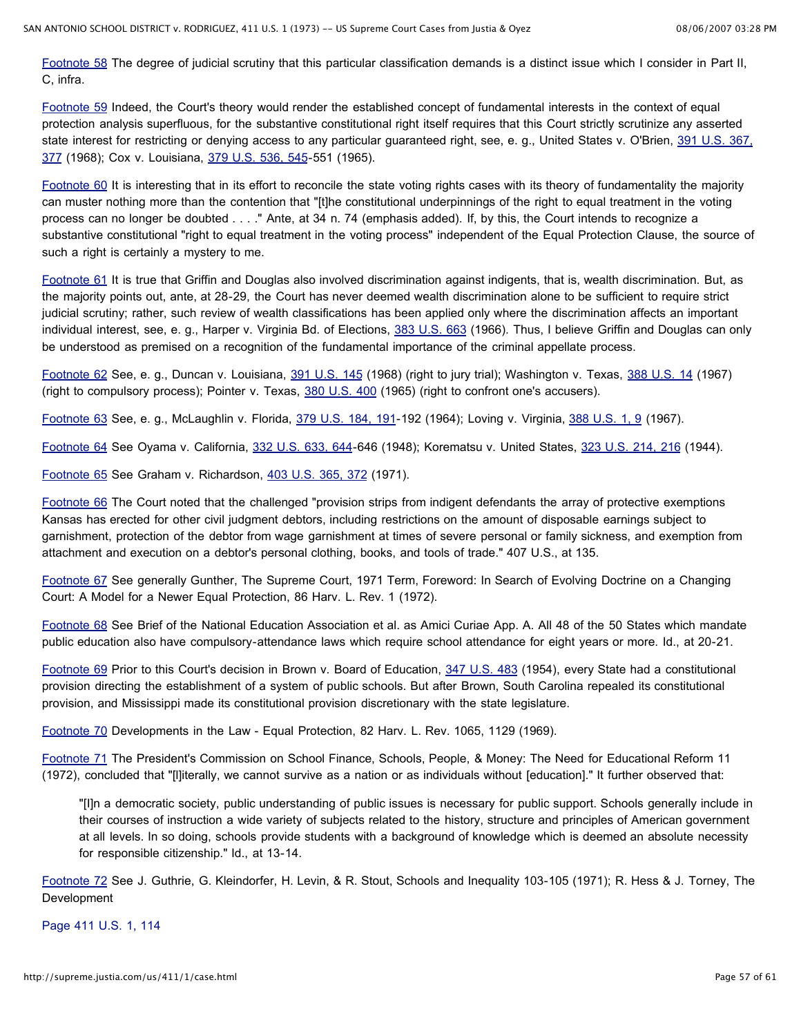Footnote 58 The degree of judicial scrutiny that this particular classification demands is a distinct issue which I consider in Part II, C, infra.

Footnote 59 Indeed, the Court's theory would render the established concept of fundamental interests in the context of equal protection analysis superfluous, for the substantive constitutional right itself requires that this Court strictly scrutinize any asserted state interest for restricting or denying access to any particular guaranteed right, see, e. g., United States v. O'Brien, 391 U.S. 367, 377 (1968); Cox v. Louisiana, 379 U.S. 536, 545-551 (1965).

Footnote 60 It is interesting that in its effort to reconcile the state voting rights cases with its theory of fundamentality the majority can muster nothing more than the contention that "[t]he constitutional underpinnings of the right to equal treatment in the voting process can no longer be doubted . . . ." Ante, at 34 n. 74 (emphasis added). If, by this, the Court intends to recognize a substantive constitutional "right to equal treatment in the voting process" independent of the Equal Protection Clause, the source of such a right is certainly a mystery to me.

Footnote 61 It is true that Griffin and Douglas also involved discrimination against indigents, that is, wealth discrimination. But, as the majority points out, ante, at 28-29, the Court has never deemed wealth discrimination alone to be sufficient to require strict judicial scrutiny; rather, such review of wealth classifications has been applied only where the discrimination affects an important individual interest, see, e. g., Harper v. Virginia Bd. of Elections, 383 U.S. 663 (1966). Thus, I believe Griffin and Douglas can only be understood as premised on a recognition of the fundamental importance of the criminal appellate process.

Footnote 62 See, e. g., Duncan v. Louisiana, 391 U.S. 145 (1968) (right to jury trial); Washington v. Texas, 388 U.S. 14 (1967) (right to compulsory process); Pointer v. Texas, 380 U.S. 400 (1965) (right to confront one's accusers).

Footnote 63 See, e. g., McLaughlin v. Florida, 379 U.S. 184, 191-192 (1964); Loving v. Virginia, 388 U.S. 1, 9 (1967).

Footnote 64 See Oyama v. California, 332 U.S. 633, 644-646 (1948); Korematsu v. United States, 323 U.S. 214, 216 (1944).

Footnote 65 See Graham v. Richardson, 403 U.S. 365, 372 (1971).

Footnote 66 The Court noted that the challenged "provision strips from indigent defendants the array of protective exemptions Kansas has erected for other civil judgment debtors, including restrictions on the amount of disposable earnings subject to garnishment, protection of the debtor from wage garnishment at times of severe personal or family sickness, and exemption from attachment and execution on a debtor's personal clothing, books, and tools of trade." 407 U.S., at 135.

Footnote 67 See generally Gunther, The Supreme Court, 1971 Term, Foreword: In Search of Evolving Doctrine on a Changing Court: A Model for a Newer Equal Protection, 86 Harv. L. Rev. 1 (1972).

Footnote 68 See Brief of the National Education Association et al. as Amici Curiae App. A. All 48 of the 50 States which mandate public education also have compulsory-attendance laws which require school attendance for eight years or more. Id., at 20-21.

Footnote 69 Prior to this Court's decision in Brown v. Board of Education, 347 U.S. 483 (1954), every State had a constitutional provision directing the establishment of a system of public schools. But after Brown, South Carolina repealed its constitutional provision, and Mississippi made its constitutional provision discretionary with the state legislature.

Footnote 70 Developments in the Law - Equal Protection, 82 Harv. L. Rev. 1065, 1129 (1969).

Footnote 71 The President's Commission on School Finance, Schools, People, & Money: The Need for Educational Reform 11 (1972), concluded that "[l]iterally, we cannot survive as a nation or as individuals without [education]." It further observed that:

> "[I]n a democratic society, public understanding of public issues is necessary for public support. Schools generally include in their courses of instruction a wide variety of subjects related to the history, structure and principles of American government at all levels. In so doing, schools provide students with a background of knowledge which is deemed an absolute necessity for responsible citizenship." Id., at 13-14.

Footnote 72 See J. Guthrie, G. Kleindorfer, H. Levin, & R. Stout, Schools and Inequality 103-105 (1971); R. Hess & J. Torney, The Development

Page 411 U.S. 1, 114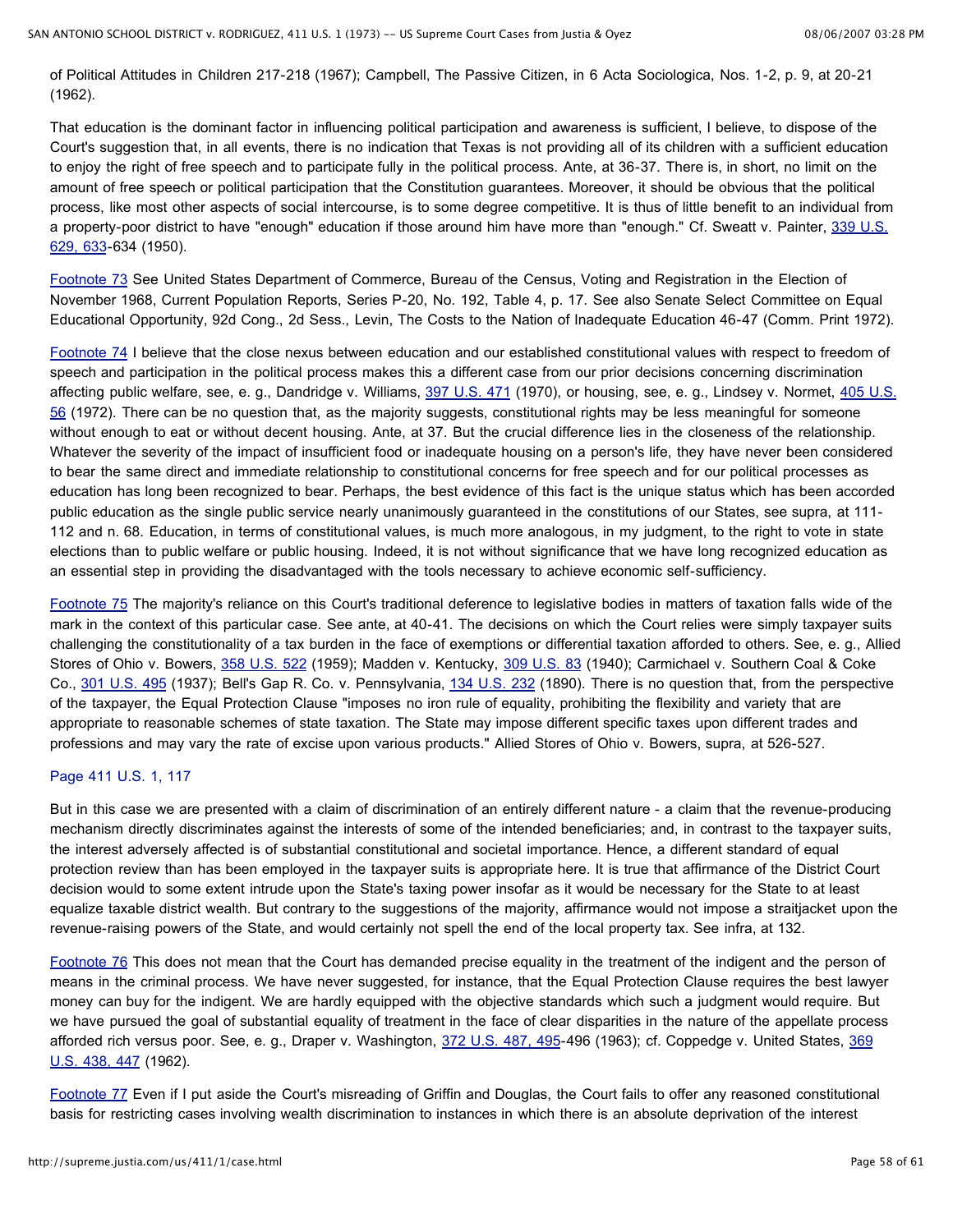of Political Attitudes in Children 217-218 (1967); Campbell, The Passive Citizen, in 6 Acta Sociologica, Nos. 1-2, p. 9, at 20-21 (1962).

That education is the dominant factor in influencing political participation and awareness is sufficient, I believe, to dispose of the Court's suggestion that, in all events, there is no indication that Texas is not providing all of its children with a sufficient education to enjoy the right of free speech and to participate fully in the political process. Ante, at 36-37. There is, in short, no limit on the amount of free speech or political participation that the Constitution guarantees. Moreover, it should be obvious that the political process, like most other aspects of social intercourse, is to some degree competitive. It is thus of little benefit to an individual from a property-poor district to have "enough" education if those around him have more than "enough." Cf. Sweatt v. Painter, 339 U.S. 629, 633-634 (1950).

Footnote 73 See United States Department of Commerce, Bureau of the Census, Voting and Registration in the Election of November 1968, Current Population Reports, Series P-20, No. 192, Table 4, p. 17. See also Senate Select Committee on Equal Educational Opportunity, 92d Cong., 2d Sess., Levin, The Costs to the Nation of Inadequate Education 46-47 (Comm. Print 1972).

Footnote 74 I believe that the close nexus between education and our established constitutional values with respect to freedom of speech and participation in the political process makes this a different case from our prior decisions concerning discrimination affecting public welfare, see, e. g., Dandridge v. Williams, 397 U.S. 471 (1970), or housing, see, e. g., Lindsey v. Normet, 405 U.S. 56 (1972). There can be no question that, as the majority suggests, constitutional rights may be less meaningful for someone without enough to eat or without decent housing. Ante, at 37. But the crucial difference lies in the closeness of the relationship. Whatever the severity of the impact of insufficient food or inadequate housing on a person's life, they have never been considered to bear the same direct and immediate relationship to constitutional concerns for free speech and for our political processes as education has long been recognized to bear. Perhaps, the best evidence of this fact is the unique status which has been accorded public education as the single public service nearly unanimously guaranteed in the constitutions of our States, see supra, at 111-112 and n. 68. Education, in terms of constitutional values, is much more analogous, in my judgment, to the right to vote in state elections than to public welfare or public housing. Indeed, it is not without significance that we have long recognized education as an essential step in providing the disadvantaged with the tools necessary to achieve economic self-sufficiency.

Footnote 75 The majority's reliance on this Court's traditional deference to legislative bodies in matters of taxation falls wide of the mark in the context of this particular case. See ante, at 40-41. The decisions on which the Court relies were simply taxpayer suits challenging the constitutionality of a tax burden in the face of exemptions or differential taxation afforded to others. See, e. g., Allied Stores of Ohio v. Bowers, 358 U.S. 522 (1959); Madden v. Kentucky, 309 U.S. 83 (1940); Carmichael v. Southern Coal & Coke Co., 301 U.S. 495 (1937); Bell's Gap R. Co. v. Pennsylvania, 134 U.S. 232 (1890). There is no question that, from the perspective of the taxpayer, the Equal Protection Clause "imposes no iron rule of equality, prohibiting the flexibility and variety that are appropriate to reasonable schemes of state taxation. The State may impose different specific taxes upon different trades and professions and may vary the rate of excise upon various products." Allied Stores of Ohio v. Bowers, supra, at 526-527.

Page 411 U.S. 1, 117

But in this case we are presented with a claim of discrimination of an entirely different nature - a claim that the revenue-producing mechanism directly discriminates against the interests of some of the intended beneficiaries; and, in contrast to the taxpayer suits, the interest adversely affected is of substantial constitutional and societal importance. Hence, a different standard of equal protection review than has been employed in the taxpayer suits is appropriate here. It is true that affirmance of the District Court decision would to some extent intrude upon the State's taxing power insofar as it would be necessary for the State to at least equalize taxable district wealth. But contrary to the suggestions of the majority, affirmance would not impose a straitjacket upon the revenue-raising powers of the State, and would certainly not spell the end of the local property tax. See infra, at 132.

Footnote 76 This does not mean that the Court has demanded precise equality in the treatment of the indigent and the person of means in the criminal process. We have never suggested, for instance, that the Equal Protection Clause requires the best lawyer money can buy for the indigent. We are hardly equipped with the objective standards which such a judgment would require. But we have pursued the goal of substantial equality of treatment in the face of clear disparities in the nature of the appellate process afforded rich versus poor. See, e. g., Draper v. Washington, 372 U.S. 487, 495-496 (1963); cf. Coppedge v. United States, 369 U.S. 438, 447 (1962).

Footnote 77 Even if I put aside the Court's misreading of Griffin and Douglas, the Court fails to offer any reasoned constitutional basis for restricting cases involving wealth discrimination to instances in which there is an absolute deprivation of the interest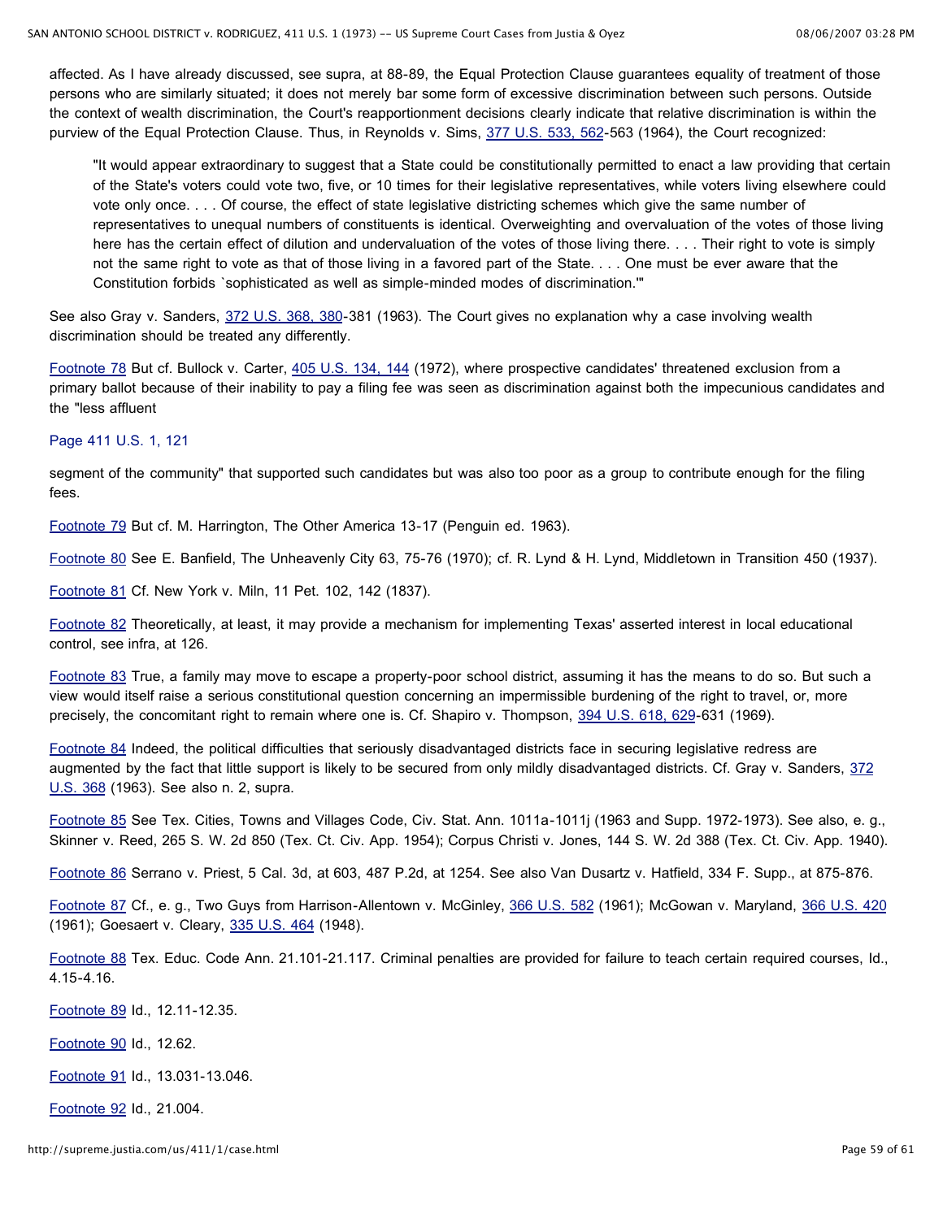affected. As I have already discussed, see supra, at 88-89, the Equal Protection Clause guarantees equality of treatment of those persons who are similarly situated; it does not merely bar some form of excessive discrimination between such persons. Outside the context of wealth discrimination, the Court's reapportionment decisions clearly indicate that relative discrimination is within the purview of the Equal Protection Clause. Thus, in Reynolds v. Sims, 377 U.S. 533, 562-563 (1964), the Court recognized:

> "It would appear extraordinary to suggest that a State could be constitutionally permitted to enact a law providing that certain of the State's voters could vote two, five, or 10 times for their legislative representatives, while voters living elsewhere could vote only once. . . . Of course, the effect of state legislative districting schemes which give the same number of representatives to unequal numbers of constituents is identical. Overweighting and overvaluation of the votes of those living here has the certain effect of dilution and undervaluation of the votes of those living there. . . . Their right to vote is simply not the same right to vote as that of those living in a favored part of the State. . . . One must be ever aware that the Constitution forbids `sophisticated as well as simple-minded modes of discrimination.'"

See also Gray v. Sanders, 372 U.S. 368, 380-381 (1963). The Court gives no explanation why a case involving wealth discrimination should be treated any differently.

Footnote 78 But cf. Bullock v. Carter, 405 U.S. 134, 144 (1972), where prospective candidates' threatened exclusion from a primary ballot because of their inability to pay a filing fee was seen as discrimination against both the impecunious candidates and the "less affluent

Page 411 U.S. 1, 121

segment of the community" that supported such candidates but was also too poor as a group to contribute enough for the filing fees.

Footnote 79 But cf. M. Harrington, The Other America 13-17 (Penguin ed. 1963).

Footnote 80 See E. Banfield, The Unheavenly City 63, 75-76 (1970); cf. R. Lynd & H. Lynd, Middletown in Transition 450 (1937).

Footnote 81 Cf. New York v. Miln, 11 Pet. 102, 142 (1837).

Footnote 82 Theoretically, at least, it may provide a mechanism for implementing Texas' asserted interest in local educational control, see infra, at 126.

Footnote 83 True, a family may move to escape a property-poor school district, assuming it has the means to do so. But such a view would itself raise a serious constitutional question concerning an impermissible burdening of the right to travel, or, more precisely, the concomitant right to remain where one is. Cf. Shapiro v. Thompson, 394 U.S. 618, 629-631 (1969).

Footnote 84 Indeed, the political difficulties that seriously disadvantaged districts face in securing legislative redress are augmented by the fact that little support is likely to be secured from only mildly disadvantaged districts. Cf. Gray v. Sanders, 372 U.S. 368 (1963). See also n. 2, supra.

Footnote 85 See Tex. Cities, Towns and Villages Code, Civ. Stat. Ann. 1011a-1011j (1963 and Supp. 1972-1973). See also, e. g., Skinner v. Reed, 265 S. W. 2d 850 (Tex. Ct. Civ. App. 1954); Corpus Christi v. Jones, 144 S. W. 2d 388 (Tex. Ct. Civ. App. 1940).

Footnote 86 Serrano v. Priest, 5 Cal. 3d, at 603, 487 P.2d, at 1254. See also Van Dusartz v. Hatfield, 334 F. Supp., at 875-876.

Footnote 87 Cf., e. g., Two Guys from Harrison-Allentown v. McGinley, 366 U.S. 582 (1961); McGowan v. Maryland, 366 U.S. 420 (1961); Goesaert v. Cleary, 335 U.S. 464 (1948).

Footnote 88 Tex. Educ. Code Ann. 21.101-21.117. Criminal penalties are provided for failure to teach certain required courses, Id., 4.15-4.16.

Footnote 89 Id., 12.11-12.35.

Footnote 90 Id., 12.62.

Footnote 91 Id., 13.031-13.046.

Footnote 92 Id., 21.004.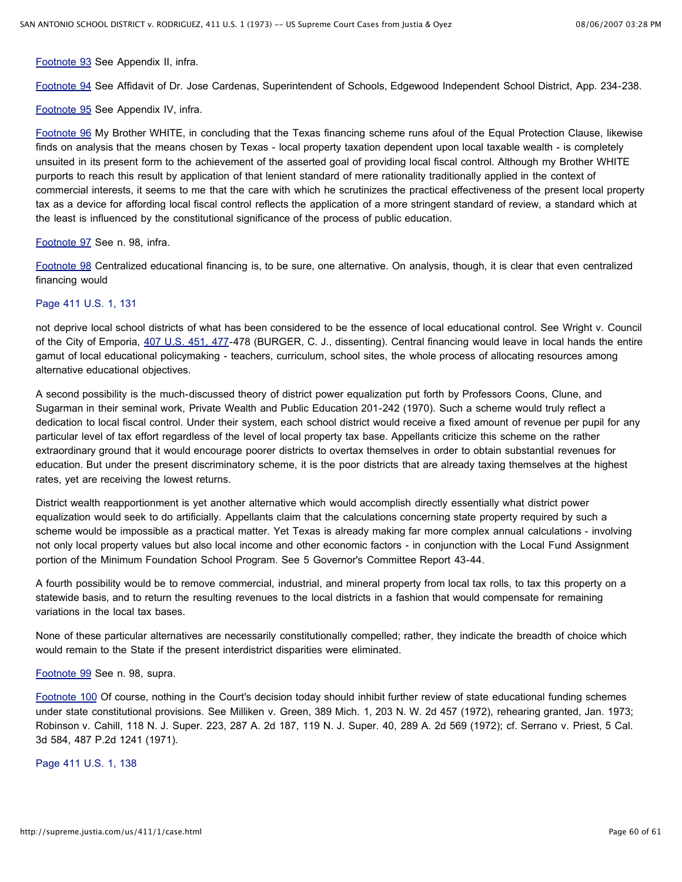Footnote 93 See Appendix II, infra.

Footnote 94 See Affidavit of Dr. Jose Cardenas, Superintendent of Schools, Edgewood Independent School District, App. 234-238.

Footnote 95 See Appendix IV, infra.

Footnote 96 My Brother WHITE, in concluding that the Texas financing scheme runs afoul of the Equal Protection Clause, likewise finds on analysis that the means chosen by Texas - local property taxation dependent upon local taxable wealth - is completely unsuited in its present form to the achievement of the asserted goal of providing local fiscal control. Although my Brother WHITE purports to reach this result by application of that lenient standard of mere rationality traditionally applied in the context of commercial interests, it seems to me that the care with which he scrutinizes the practical effectiveness of the present local property tax as a device for affording local fiscal control reflects the application of a more stringent standard of review, a standard which at the least is influenced by the constitutional significance of the process of public education.

Footnote 97 See n. 98, infra.

Footnote 98 Centralized educational financing is, to be sure, one alternative. On analysis, though, it is clear that even centralized financing would

Page 411 U.S. 1, 131

not deprive local school districts of what has been considered to be the essence of local educational control. See Wright v. Council of the City of Emporia, 407 U.S. 451, 477-478 (BURGER, C. J., dissenting). Central financing would leave in local hands the entire gamut of local educational policymaking - teachers, curriculum, school sites, the whole process of allocating resources among alternative educational objectives.

A second possibility is the much-discussed theory of district power equalization put forth by Professors Coons, Clune, and Sugarman in their seminal work, Private Wealth and Public Education 201-242 (1970). Such a scheme would truly reflect a dedication to local fiscal control. Under their system, each school district would receive a fixed amount of revenue per pupil for any particular level of tax effort regardless of the level of local property tax base. Appellants criticize this scheme on the rather extraordinary ground that it would encourage poorer districts to overtax themselves in order to obtain substantial revenues for education. But under the present discriminatory scheme, it is the poor districts that are already taxing themselves at the highest rates, yet are receiving the lowest returns.

District wealth reapportionment is yet another alternative which would accomplish directly essentially what district power equalization would seek to do artificially. Appellants claim that the calculations concerning state property required by such a scheme would be impossible as a practical matter. Yet Texas is already making far more complex annual calculations - involving not only local property values but also local income and other economic factors - in conjunction with the Local Fund Assignment portion of the Minimum Foundation School Program. See 5 Governor's Committee Report 43-44.

A fourth possibility would be to remove commercial, industrial, and mineral property from local tax rolls, to tax this property on a statewide basis, and to return the resulting revenues to the local districts in a fashion that would compensate for remaining variations in the local tax bases.

None of these particular alternatives are necessarily constitutionally compelled; rather, they indicate the breadth of choice which would remain to the State if the present interdistrict disparities were eliminated.

Footnote 99 See n. 98, supra.

Footnote 100 Of course, nothing in the Court's decision today should inhibit further review of state educational funding schemes under state constitutional provisions. See Milliken v. Green, 389 Mich. 1, 203 N. W. 2d 457 (1972), rehearing granted, Jan. 1973; Robinson v. Cahill, 118 N. J. Super. 223, 287 A. 2d 187, 119 N. J. Super. 40, 289 A. 2d 569 (1972); cf. Serrano v. Priest, 5 Cal. 3d 584, 487 P.2d 1241 (1971).

Page 411 U.S. 1, 138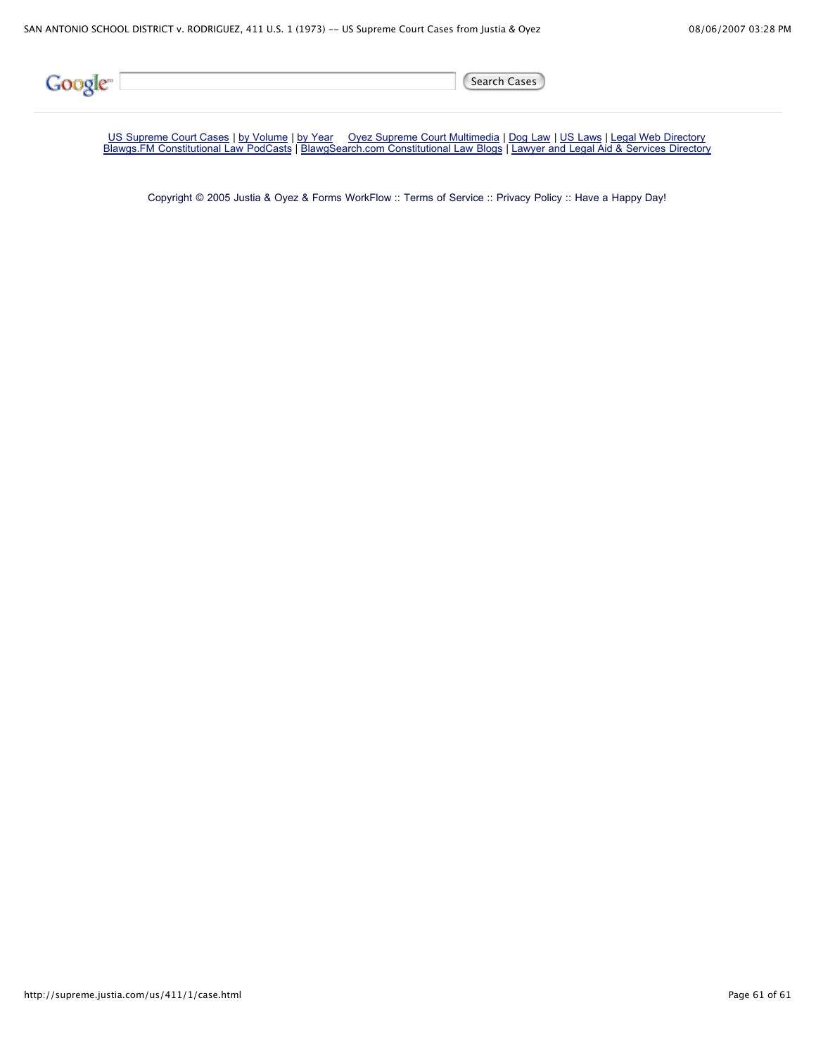Google [ ] Search Cases

US Supreme Court Cases | by Volume | by Year  Oyez Supreme Court Multimedia | Dog Law | US Laws | Legal Web Directory
Blawgs.FM Constitutional Law PodCasts | BlawgSearch.com Constitutional Law Blogs | Lawyer and Legal Aid & Services Directory

Copyright © 2005 Justia & Oyez & Forms WorkFlow :: Terms of Service :: Privacy Policy :: Have a Happy Day!